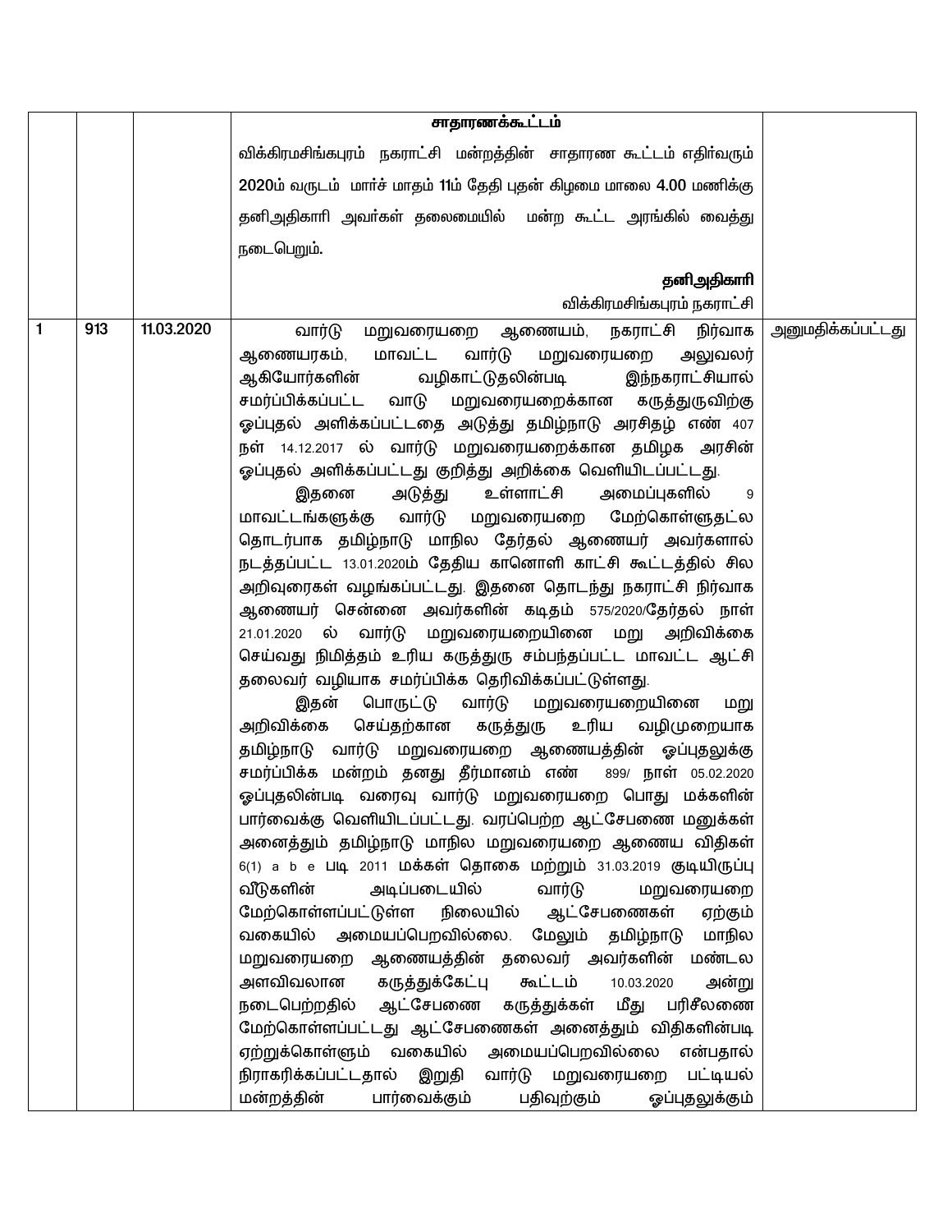| | | | சாதாரணக்கூட்டம்<br>விக்கிரமசிங்கபுரம் நகராட்சி மன்றத்தின் சாதாரண கூட்டம் எதிர்வரும் 2020ம் வருடம் மார்ச் மாதம் 11ம் தேதி புதன் கிழமை மாலை 4.00 மணிக்கு தனிஅதிகாரி அவர்கள் தலைமையில் மன்ற கூட்ட அரங்கில் வைத்து நடைபெறும்.<br>**தனிஅதிகாரி**<br>விக்கிரமசிங்கபுரம் நகராட்சி | |
|---|---|---|---|---|
| 1 | 913 | 11.03.2020 | வார்டு மறுவரையறை ஆணையம், நகராட்சி நிர்வாக ஆணையரகம், மாவட்ட வார்டு மறுவரையறை அலுவலர் ஆகியோர்களின் வழிகாட்டுதலின்படி இந்நகராட்சியால் சமர்ப்பிக்கப்பட்ட வாடு மறுவரையறைக்கான கருத்துருவிற்கு ஒப்புதல் அளிக்கப்பட்டதை அடுத்து தமிழ்நாடு அரசிதழ் எண் 407 நள் 14.12.2017 ல் வார்டு மறுவரையறைக்கான தமிழக அரசின் ஒப்புதல் அளிக்கப்பட்டது குறித்து அறிக்கை வெளியிடப்பட்டது.<br>இதனை அடுத்து உள்ளாட்சி அமைப்புகளில் 9 மாவட்டங்களுக்கு வார்டு மறுவரையறை மேற்கொள்ளுதட்ல தொடர்பாக தமிழ்நாடு மாநில தேர்தல் ஆணையர் அவர்களால் நடத்தப்பட்ட 13.01.2020ம் தேதிய காணொளி காட்சி கூட்டத்தில் சில அறிவுரைகள் வழங்கப்பட்டது. இதனை தொடந்து நகராட்சி நிர்வாக ஆணையர் சென்னை அவர்களின் கடிதம் 575/2020/தேர்தல் நாள் 21.01.2020 ல் வார்டு மறுவரையறையினை மறு அறிவிக்கை செய்வது நிமித்தம் உரிய கருத்துரு சம்பந்தப்பட்ட மாவட்ட ஆட்சி தலைவர் வழியாக சமர்ப்பிக்க தெரிவிக்கப்பட்டுள்ளது.<br>இதன் பொருட்டு வார்டு மறுவரையறையினை மறு அறிவிக்கை செய்தற்கான கருத்துரு உரிய வழிமுறையாக தமிழ்நாடு வார்டு மறுவரையறை ஆணையத்தின் ஒப்புதலுக்கு சமர்ப்பிக்க மன்றம் தனது தீர்மானம் எண் 899/ நாள் 05.02.2020 ஒப்புதலின்படி வரைவு வார்டு மறுவரையறை பொது மக்களின் பார்வைக்கு வெளியிடப்பட்டது. வரப்பெற்ற ஆட்சேபணை மனுக்கள் அனைத்தும் தமிழ்நாடு மாநில மறுவரையறை ஆணைய விதிகள் 6(1) a b e படி 2011 மக்கள் தொகை மற்றும் 31.03.2019 குடியிருப்பு வீடுகளின் அடிப்படையில் வார்டு மறுவரையறை மேற்கொள்ளப்பட்டுள்ள நிலையில் ஆட்சேபணைகள் ஏற்கும் வகையில் அமையப்பெறவில்லை. மேலும் தமிழ்நாடு மாநில மறுவரையறை ஆணையத்தின் தலைவர் அவர்களின் மண்டல அளவிவலான கருத்துக்கேட்பு கூட்டம் 10.03.2020 அன்று நடைபெற்றதில் ஆட்சேபணை கருத்துக்கள் மீது பரிசீலணை மேற்கொள்ளப்பட்டது ஆட்சேபணைகள் அனைத்தும் விதிகளின்படி ஏற்றுக்கொள்ளும் வகையில் அமையப்பெறவில்லை என்பதால் நிராகரிக்கப்பட்டதால் இறுதி வார்டு மறுவரையறை பட்டியல் மன்றத்தின் பார்வைக்கும் பதிவுற்கும் ஒப்புதலுக்கும் | அனுமதிக்கப்பட்டது |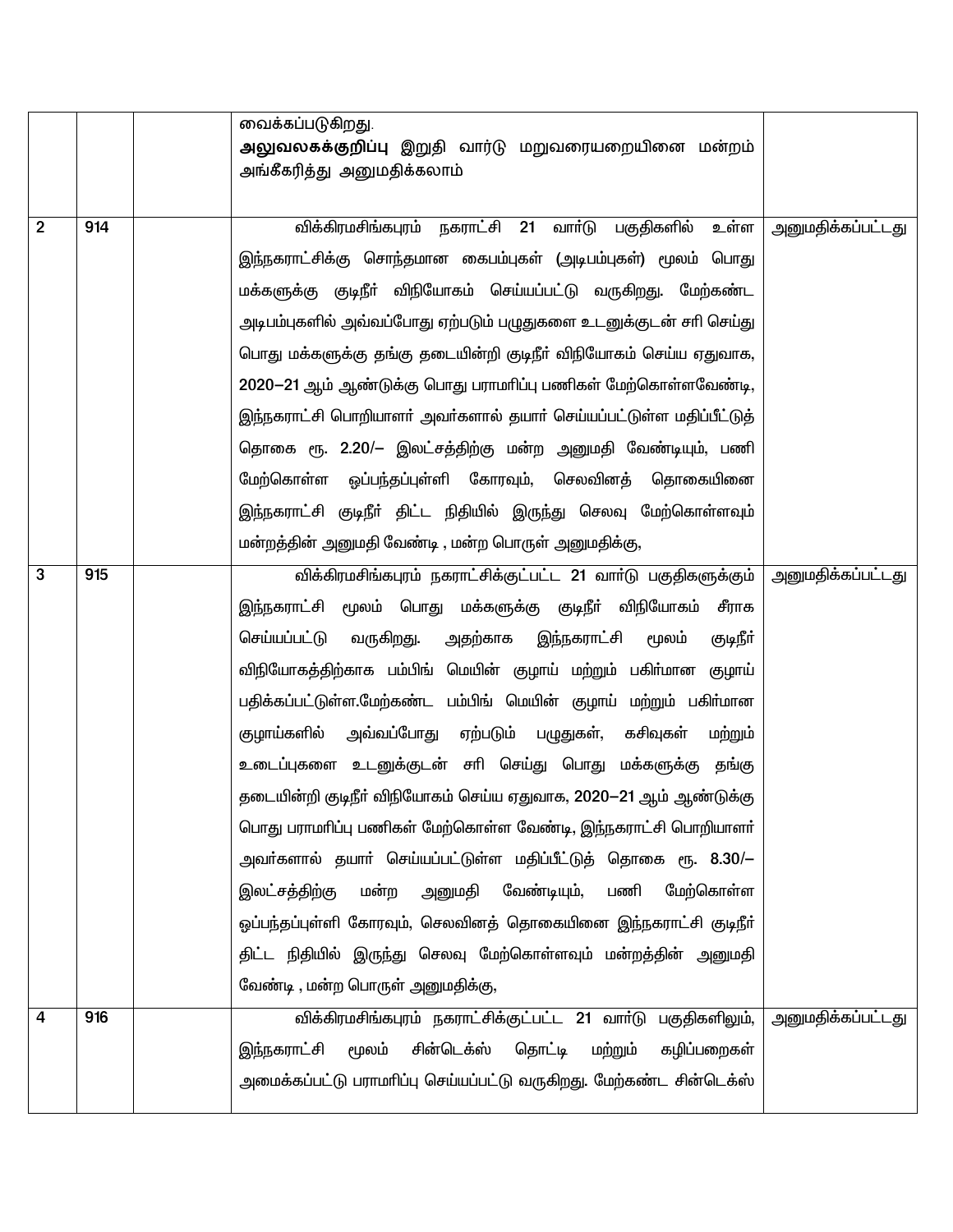|  |  |  |  |  |
|---|---|---|---|---|
|  |  |  | வைக்கப்படுகிறது. **அலுவலகக்குறிப்பு** இறுதி வார்டு மறுவரையறையினை மன்றம் அங்கீகரித்து அனுமதிக்கலாம் |  |
| 2 | 914 |  | விக்கிரமசிங்கபுரம் நகராட்சி 21 வார்டு பகுதிகளில் உள்ள இந்நகராட்சிக்கு சொந்தமான கைபம்புகள் (அடிபம்புகள்) மூலம் பொது மக்களுக்கு குடிநீர் விநியோகம் செய்யப்பட்டு வருகிறது. மேற்கண்ட அடிபம்புகளில் அவ்வப்போது ஏற்படும் பழுதுகளை உடனுக்குடன் சரி செய்து பொது மக்களுக்கு தங்கு தடையின்றி குடிநீர் விநியோகம் செய்ய ஏதுவாக, 2020–21 ஆம் ஆண்டுக்கு பொது பராமரிப்பு பணிகள் மேற்கொள்ளவேண்டி, இந்நகராட்சி பொறியாளர் அவர்களால் தயார் செய்யப்பட்டுள்ள மதிப்பீட்டுத் தொகை ரூ. 2.20/– இலட்சத்திற்கு மன்ற அனுமதி வேண்டியும், பணி மேற்கொள்ள ஒப்பந்தப்புள்ளி கோரவும், செலவினத் தொகையினை இந்நகராட்சி குடிநீர் திட்ட நிதியில் இருந்து செலவு மேற்கொள்ளவும் மன்றத்தின் அனுமதி வேண்டி , மன்ற பொருள் அனுமதிக்கு, | அனுமதிக்கப்பட்டது |
| 3 | 915 |  | விக்கிரமசிங்கபுரம் நகராட்சிக்குட்பட்ட 21 வார்டு பகுதிகளுக்கும் இந்நகராட்சி மூலம் பொது மக்களுக்கு குடிநீர் விநியோகம் சீராக செய்யப்பட்டு வருகிறது. அதற்காக இந்நகராட்சி மூலம் குடிநீர் விநியோகத்திற்காக பம்பிங் மெயின் குழாய் மற்றும் பகிர்மான குழாய் பதிக்கப்பட்டுள்ள.மேற்கண்ட பம்பிங் மெயின் குழாய் மற்றும் பகிர்மான குழாய்களில் அவ்வப்போது ஏற்படும் பழுதுகள், கசிவுகள் மற்றும் உடைப்புகளை உடனுக்குடன் சரி செய்து பொது மக்களுக்கு தங்கு தடையின்றி குடிநீர் விநியோகம் செய்ய ஏதுவாக, 2020–21 ஆம் ஆண்டுக்கு பொது பராமரிப்பு பணிகள் மேற்கொள்ள வேண்டி, இந்நகராட்சி பொறியாளர் அவர்களால் தயார் செய்யப்பட்டுள்ள மதிப்பீட்டுத் தொகை ரூ. 8.30/– இலட்சத்திற்கு மன்ற அனுமதி வேண்டியும், பணி மேற்கொள்ள ஒப்பந்தப்புள்ளி கோரவும், செலவினத் தொகையினை இந்நகராட்சி குடிநீர் திட்ட நிதியில் இருந்து செலவு மேற்கொள்ளவும் மன்றத்தின் அனுமதி வேண்டி , மன்ற பொருள் அனுமதிக்கு, | அனுமதிக்கப்பட்டது |
| 4 | 916 |  | விக்கிரமசிங்கபுரம் நகராட்சிக்குட்பட்ட 21 வார்டு பகுதிகளிலும், இந்நகராட்சி மூலம் சின்டெக்ஸ் தொட்டி மற்றும் கழிப்பறைகள் அமைக்கப்பட்டு பராமரிப்பு செய்யப்பட்டு வருகிறது. மேற்கண்ட சின்டெக்ஸ் | அனுமதிக்கப்பட்டது |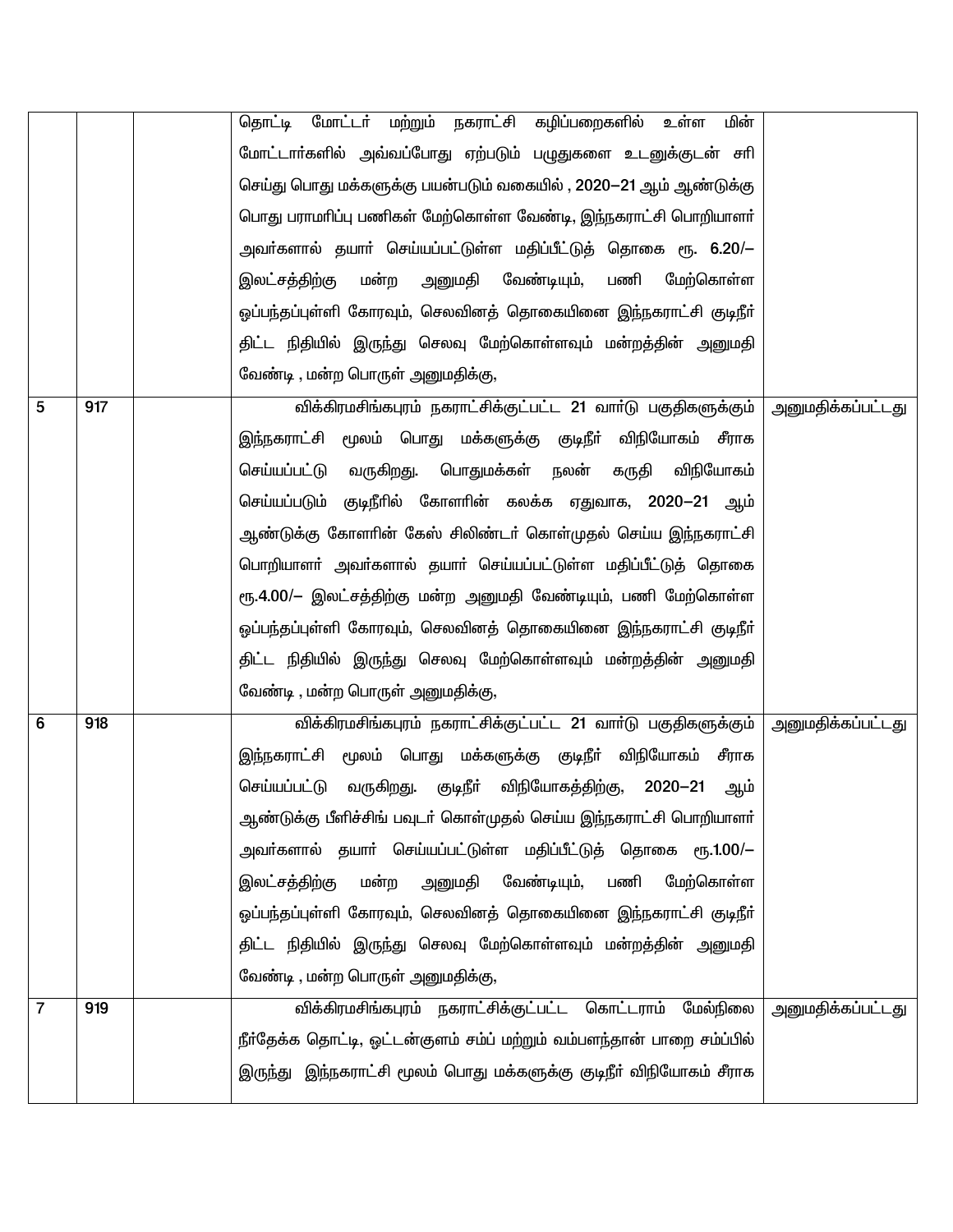| | | | | |
|---|---|---|---|---|
| | | | தொட்டி மோட்டர் மற்றும் நகராட்சி கழிப்பறைகளில் உள்ள மின் மோட்டார்களில் அவ்வப்போது ஏற்படும் பழுதுகளை உடனுக்குடன் சரி செய்து பொது மக்களுக்கு பயன்படும் வகையில் , 2020–21 ஆம் ஆண்டுக்கு பொது பராமரிப்பு பணிகள் மேற்கொள்ள வேண்டி, இந்நகராட்சி பொறியாளர் அவர்களால் தயார் செய்யப்பட்டுள்ள மதிப்பீட்டுத் தொகை ரூ. 6.20/– இலட்சத்திற்கு மன்ற அனுமதி வேண்டியும், பணி மேற்கொள்ள ஒப்பந்தப்புள்ளி கோரவும், செலவினத் தொகையினை இந்நகராட்சி குடிநீர் திட்ட நிதியில் இருந்து செலவு மேற்கொள்ளவும் மன்றத்தின் அனுமதி வேண்டி , மன்ற பொருள் அனுமதிக்கு, | |
| 5 | 917 | | விக்கிரமசிங்கபுரம் நகராட்சிக்குட்பட்ட 21 வார்டு பகுதிகளுக்கும் இந்நகராட்சி மூலம் பொது மக்களுக்கு குடிநீர் விநியோகம் சீராக செய்யப்பட்டு வருகிறது. பொதுமக்கள் நலன் கருதி விநியோகம் செய்யப்படும் குடிநீரில் கோளரின் கலக்க ஏதுவாக, 2020–21 ஆம் ஆண்டுக்கு கோளரின் கேஸ் சிலிண்டர் கொள்முதல் செய்ய இந்நகராட்சி பொறியாளர் அவர்களால் தயார் செய்யப்பட்டுள்ள மதிப்பீட்டுத் தொகை ரூ.4.00/– இலட்சத்திற்கு மன்ற அனுமதி வேண்டியும், பணி மேற்கொள்ள ஒப்பந்தப்புள்ளி கோரவும், செலவினத் தொகையினை இந்நகராட்சி குடிநீர் திட்ட நிதியில் இருந்து செலவு மேற்கொள்ளவும் மன்றத்தின் அனுமதி வேண்டி , மன்ற பொருள் அனுமதிக்கு, | அனுமதிக்கப்பட்டது |
| 6 | 918 | | விக்கிரமசிங்கபுரம் நகராட்சிக்குட்பட்ட 21 வார்டு பகுதிகளுக்கும் இந்நகராட்சி மூலம் பொது மக்களுக்கு குடிநீர் விநியோகம் சீராக செய்யப்பட்டு வருகிறது. குடிநீர் விநியோகத்திற்கு, 2020–21 ஆம் ஆண்டுக்கு பீளிச்சிங் பவுடர் கொள்முதல் செய்ய இந்நகராட்சி பொறியாளர் அவர்களால் தயார் செய்யப்பட்டுள்ள மதிப்பீட்டுத் தொகை ரூ.1.00/– இலட்சத்திற்கு மன்ற அனுமதி வேண்டியும், பணி மேற்கொள்ள ஒப்பந்தப்புள்ளி கோரவும், செலவினத் தொகையினை இந்நகராட்சி குடிநீர் திட்ட நிதியில் இருந்து செலவு மேற்கொள்ளவும் மன்றத்தின் அனுமதி வேண்டி , மன்ற பொருள் அனுமதிக்கு, | அனுமதிக்கப்பட்டது |
| 7 | 919 | | விக்கிரமசிங்கபுரம் நகராட்சிக்குட்பட்ட கொட்டாரம் மேல்நிலை நீர்தேக்க தொட்டி, ஒட்டன்குளம் சம்ப் மற்றும் வம்பளந்தான் பாறை சம்பில் இருந்து இந்நகராட்சி மூலம் பொது மக்களுக்கு குடிநீர் விநியோகம் சீராக | அனுமதிக்கப்பட்டது |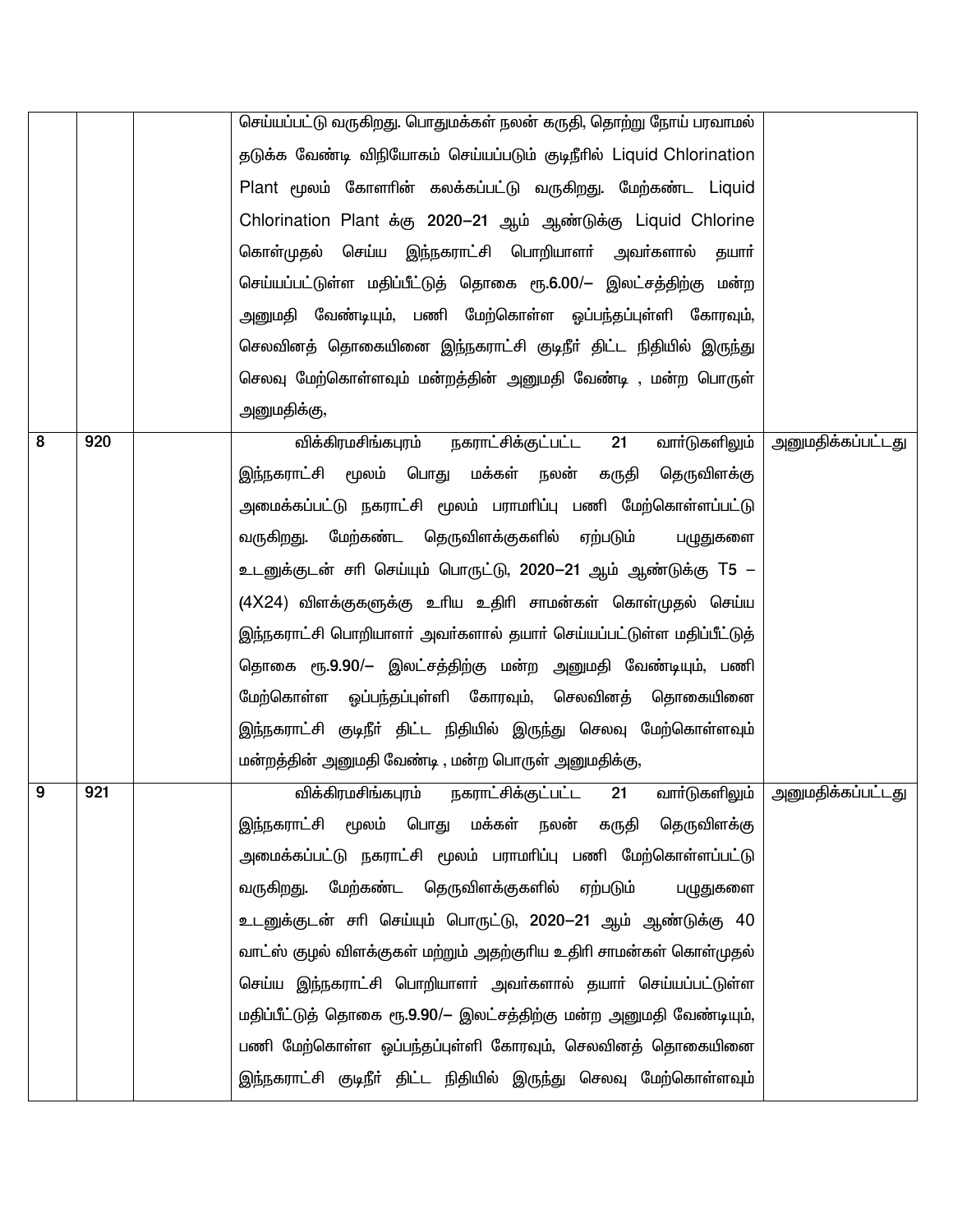| | | | | |
|---|---|---|---|---|
| | | | செய்யப்பட்டு வருகிறது. பொதுமக்கள் நலன் கருதி, தொற்று நோய் பரவாமல் தடுக்க வேண்டி விநியோகம் செய்யப்படும் குடிநீரில் Liquid Chlorination Plant மூலம் கோளரின் கலக்கப்பட்டு வருகிறது. மேற்கண்ட Liquid Chlorination Plant க்கு 2020–21 ஆம் ஆண்டுக்கு Liquid Chlorine கொள்முதல் செய்ய இந்நகராட்சி பொறியாளர் அவர்களால் தயார் செய்யப்பட்டுள்ள மதிப்பீட்டுத் தொகை ரூ.6.00/– இலட்சத்திற்கு மன்ற அனுமதி வேண்டியும், பணி மேற்கொள்ள ஒப்பந்தப்புள்ளி கோரவும், செலவினத் தொகையினை இந்நகராட்சி குடிநீர் திட்ட நிதியில் இருந்து செலவு மேற்கொள்ளவும் மன்றத்தின் அனுமதி வேண்டி , மன்ற பொருள் அனுமதிக்கு, | |
| 8 | 920 | | விக்கிரமசிங்கபுரம் நகராட்சிக்குட்பட்ட 21 வார்டுகளிலும் இந்நகராட்சி மூலம் பொது மக்கள் நலன் கருதி தெருவிளக்கு அமைக்கப்பட்டு நகராட்சி மூலம் பராமரிப்பு பணி மேற்கொள்ளப்பட்டு வருகிறது. மேற்கண்ட தெருவிளக்குகளில் ஏற்படும் பழுதுகளை உடனுக்குடன் சரி செய்யும் பொருட்டு, 2020–21 ஆம் ஆண்டுக்கு T5 – (4X24) விளக்குகளுக்கு உரிய உதிரி சாமன்கள் கொள்முதல் செய்ய இந்நகராட்சி பொறியாளர் அவர்களால் தயார் செய்யப்பட்டுள்ள மதிப்பீட்டுத் தொகை ரூ.9.90/– இலட்சத்திற்கு மன்ற அனுமதி வேண்டியும், பணி மேற்கொள்ள ஒப்பந்தப்புள்ளி கோரவும், செலவினத் தொகையினை இந்நகராட்சி குடிநீர் திட்ட நிதியில் இருந்து செலவு மேற்கொள்ளவும் மன்றத்தின் அனுமதி வேண்டி , மன்ற பொருள் அனுமதிக்கு, | அனுமதிக்கப்பட்டது |
| 9 | 921 | | விக்கிரமசிங்கபுரம் நகராட்சிக்குட்பட்ட 21 வார்டுகளிலும் இந்நகராட்சி மூலம் பொது மக்கள் நலன் கருதி தெருவிளக்கு அமைக்கப்பட்டு நகராட்சி மூலம் பராமரிப்பு பணி மேற்கொள்ளப்பட்டு வருகிறது. மேற்கண்ட தெருவிளக்குகளில் ஏற்படும் பழுதுகளை உடனுக்குடன் சரி செய்யும் பொருட்டு, 2020–21 ஆம் ஆண்டுக்கு 40 வாட்ஸ் குழல் விளக்குகள் மற்றும் அதற்குரிய உதிரி சாமன்கள் கொள்முதல் செய்ய இந்நகராட்சி பொறியாளர் அவர்களால் தயார் செய்யப்பட்டுள்ள மதிப்பீட்டுத் தொகை ரூ.9.90/– இலட்சத்திற்கு மன்ற அனுமதி வேண்டியும், பணி மேற்கொள்ள ஒப்பந்தப்புள்ளி கோரவும், செலவினத் தொகையினை இந்நகராட்சி குடிநீர் திட்ட நிதியில் இருந்து செலவு மேற்கொள்ளவும் | அனுமதிக்கப்பட்டது |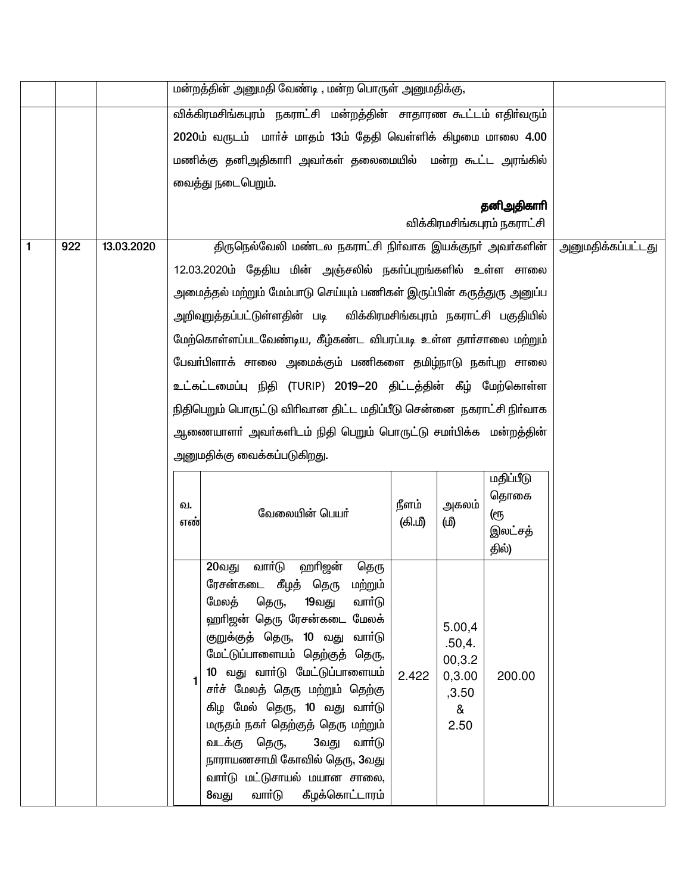| | | | | |
|---|---|---|---|---|
| | | | மன்றத்தின் அனுமதி வேண்டி , மன்ற பொருள் அனுமதிக்கு, | |
| | | | விக்கிரமசிங்கபுரம் நகராட்சி மன்றத்தின் சாதாரண கூட்டம் எதிர்வரும் 2020ம் வருடம் மார்ச் மாதம் 13ம் தேதி வெள்ளிக் கிழமை மாலை 4.00 மணிக்கு தனிஅதிகாரி அவர்கள் தலைமையில் மன்ற கூட்ட அரங்கில் வைத்து நடைபெறும்.<br><br>**தனிஅதிகாரி**<br>விக்கிரமசிங்கபுரம் நகராட்சி | |
| 1 | 922 | 13.03.2020 | திருநெல்வேலி மண்டல நகராட்சி நிர்வாக இயக்குநர் அவர்களின் 12.03.2020ம் தேதிய மின் அஞ்சலில் நகர்ப்புறங்களில் உள்ள சாலை அமைத்தல் மற்றும் மேம்பாடு செய்யும் பணிகள் இருப்பின் கருத்துரு அனுப்ப அறிவுறுத்தப்பட்டுள்ளதின் படி விக்கிரமசிங்கபுரம் நகராட்சி பகுதியில் மேற்கொள்ளப்படவேண்டிய, கீழ்கண்ட விபரப்படி உள்ள தார்சாலை மற்றும் பேவர்பிளாக் சாலை அமைக்கும் பணிகளை தமிழ்நாடு நகர்புற சாலை உட்கட்டமைப்பு நிதி (TURIP) 2019–20 திட்டத்தின் கீழ் மேற்கொள்ள நிதிபெறும் பொருட்டு விரிவான திட்ட மதிப்பீடு சென்னை நகராட்சி நிர்வாக ஆணையாளர் அவர்களிடம் நிதி பெறும் பொருட்டு சமர்பிக்க மன்றத்தின் அனுமதிக்கு வைக்கப்படுகிறது. | அனுமதிக்கப்பட்டது |

| வ. எண் | வேலையின் பெயர் | நீளம் (கி.மீ) | அகலம் (மீ) | மதிப்பீடு தொகை (ரூ இலட்சத்தில்) |
|---|---|---|---|---|
| 1 | 20வது வார்டு ஹரிஜன் தெரு ரேசன்கடை கீழத் தெரு மற்றும் மேலத் தெரு, 19வது வார்டு ஹரிஜன் தெரு ரேசன்கடை மேலக் குறுக்குத் தெரு, 10 வது வார்டு மேட்டுப்பாளையம் தெற்குத் தெரு, 10 வது வார்டு மேட்டுப்பாளையம் சர்ச் மேலத் தெரு மற்றும் தெற்கு கிழ மேல் தெரு, 10 வது வார்டு மருதம் நகர் தெற்குத் தெரு மற்றும் வடக்கு தெரு, 3வது வார்டு நாராயணசாமி கோவில் தெரு, 3வது வார்டு மட்டுசாயல் மயான சாலை, 8வது வார்டு கீழக்கொட்டாரம் | 2.422 | 5.00,4.50,4.00,3.20,3.00,3.50 & 2.50 | 200.00 |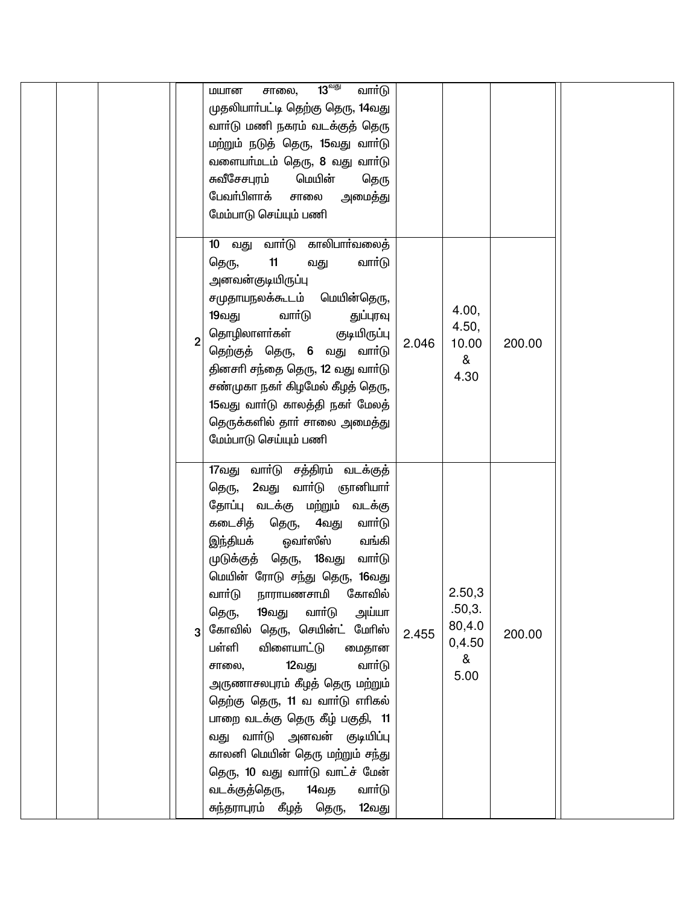| | | | | | | | | | |
|---|---|---|---|---|---|---|---|---|---|
| | | | | | மயான சாலை, 13[வது] வார்டு முதலியார்பட்டி தெற்கு தெரு, 14வது வார்டு மணி நகரம் வடக்குத் தெரு மற்றும் நடுத் தெரு, 15வது வார்டு வளையர்மடம் தெரு, 8 வது வார்டு சுவீசேசபுரம் மெயின் தெரு பேவர்பிளாக் சாலை அமைத்து மேம்பாடு செய்யும் பணி | | | | |
| | | | | 2 | 10 வது வார்டு காலிபார்வலைத் தெரு, 11 வது வார்டு அனவன்குடியிருப்பு சமுதாயநலக்கூடம் மெயின்தெரு, 19வது வார்டு துப்புரவு தொழிலாளர்கள் குடியிருப்பு தெற்குத் தெரு, 6 வது வார்டு தினசரி சந்தை தெரு, 12 வது வார்டு சண்முகா நகர் கிழமேல் கீழத் தெரு, 15வது வார்டு காலத்தி நகர் மேலத் தெருக்களில் தார் சாலை அமைத்து மேம்பாடு செய்யும் பணி | 2.046 | 4.00, 4.50, 10.00 & 4.30 | 200.00 | |
| | | | | 3 | 17வது வார்டு சத்திரம் வடக்குத் தெரு, 2வது வார்டு ஞானியார் தோப்பு வடக்கு மற்றும் வடக்கு கடைசித் தெரு, 4வது வார்டு இந்தியக் ஓவர்ஸீஸ் வங்கி முடுக்குத் தெரு, 18வது வார்டு மெயின் ரோடு சந்து தெரு, 16வது வார்டு நாராயணசாமி கோவில் தெரு, 19வது வார்டு அய்யா கோவில் தெரு, செயின்ட் மேரிஸ் பள்ளி விளையாட்டு மைதான சாலை, 12வது வார்டு அருணாசலபுரம் கீழத் தெரு மற்றும் தெற்கு தெரு, 11 வ வார்டு எரிகல் பாறை வடக்கு தெரு கீழ் பகுதி, 11 வது வார்டு அனவன் குடியிப்பு காலனி மெயின் தெரு மற்றும் சந்து தெரு, 10 வது வார்டு வாட்ச் மேன் வடக்குத்தெரு, 14வத வார்டு சுந்தராபுரம் கீழத் தெரு, 12வது | 2.455 | 2.50,3.50,3.80,4.00,4.50 & 5.00 | 200.00 | |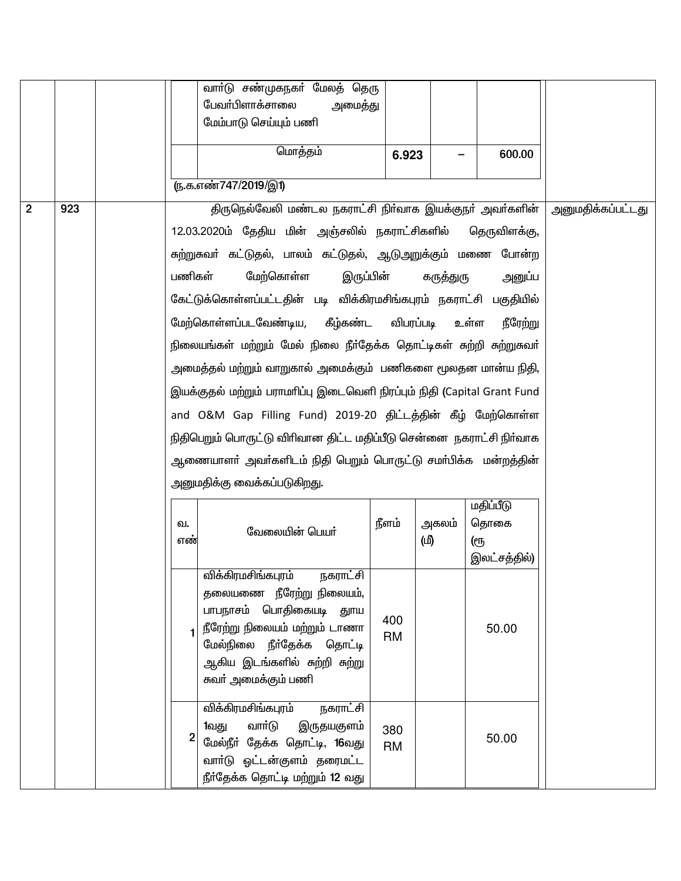| | | | | |
|---|---|---|---|---|
| | | | | |

| | வேலையின் பெயர் | | | |
|---|---|---|---|---|
| | வார்டு சண்முகநகர் மேலத் தெரு பேவர்பிளாக்சாலை அமைத்து மேம்பாடு செய்யும் பணி | | | |
| | மொத்தம் | 6.923 | – | 600.00 |

(ந.க.எண்747/2019/இ1)

| 2 | 923 | | | அனுமதிக்கப்பட்டது |
|---|---|---|---|---|

திருநெல்வேலி மண்டல நகராட்சி நிர்வாக இயக்குநர் அவர்களின் 12.03.2020ம் தேதிய மின் அஞ்சலில் நகராட்சிகளில் தெருவிளக்கு, சுற்றுசுவர் கட்டுதல், பாலம் கட்டுதல், ஆடுஅறுக்கும் மனை போன்ற பணிகள் மேற்கொள்ள இருப்பின் கருத்துரு அனுப்ப கேட்டுக்கொள்ளப்பட்டதின் படி விக்கிரமசிங்கபுரம் நகராட்சி பகுதியில் மேற்கொள்ளப்படவேண்டிய, கீழ்கண்ட விபரப்படி உள்ள நீரேற்று நிலையங்கள் மற்றும் மேல் நிலை நீர்தேக்க தொட்டிகள் சுற்றி சுற்றுசுவர் அமைத்தல் மற்றும் வாறுகால் அமைக்கும் பணிகளை மூலதன மான்ய நிதி, இயக்குதல் மற்றும் பராமரிப்பு இடைவெளி நிரப்பும் நிதி (Capital Grant Fund and O&M Gap Filling Fund) 2019-20 திட்டத்தின் கீழ் மேற்கொள்ள நிதிபெறும் பொருட்டு விரிவான திட்ட மதிப்பீடு சென்னை நகராட்சி நிர்வாக ஆணையாளர் அவர்களிடம் நிதி பெறும் பொருட்டு சமர்பிக்க மன்றத்தின் அனுமதிக்கு வைக்கப்படுகிறது.

| வ. எண் | வேலையின் பெயர் | நீளம் | அகலம் (மீ) | மதிப்பீடு தொகை (ரூ இலட்சத்தில்) |
|---|---|---|---|---|
| 1 | விக்கிரமசிங்கபுரம் நகராட்சி தலையணை நீரேற்று நிலையம், பாபநாசம் பொதிகையடி தூய நீரேற்று நிலையம் மற்றும் டாணா மேல்நிலை நீர்தேக்க தொட்டி ஆகிய இடங்களில் சுற்றி சுற்று சுவர் அமைக்கும் பணி | 400 RM | | 50.00 |
| 2 | விக்கிரமசிங்கபுரம் நகராட்சி 1வது வார்டு இருதயகுளம் மேல்நீர் தேக்க தொட்டி, 16வது வார்டு ஒட்டன்குளம் தரைமட்ட நீர்தேக்க தொட்டி மற்றும் 12 வது | 380 RM | | 50.00 |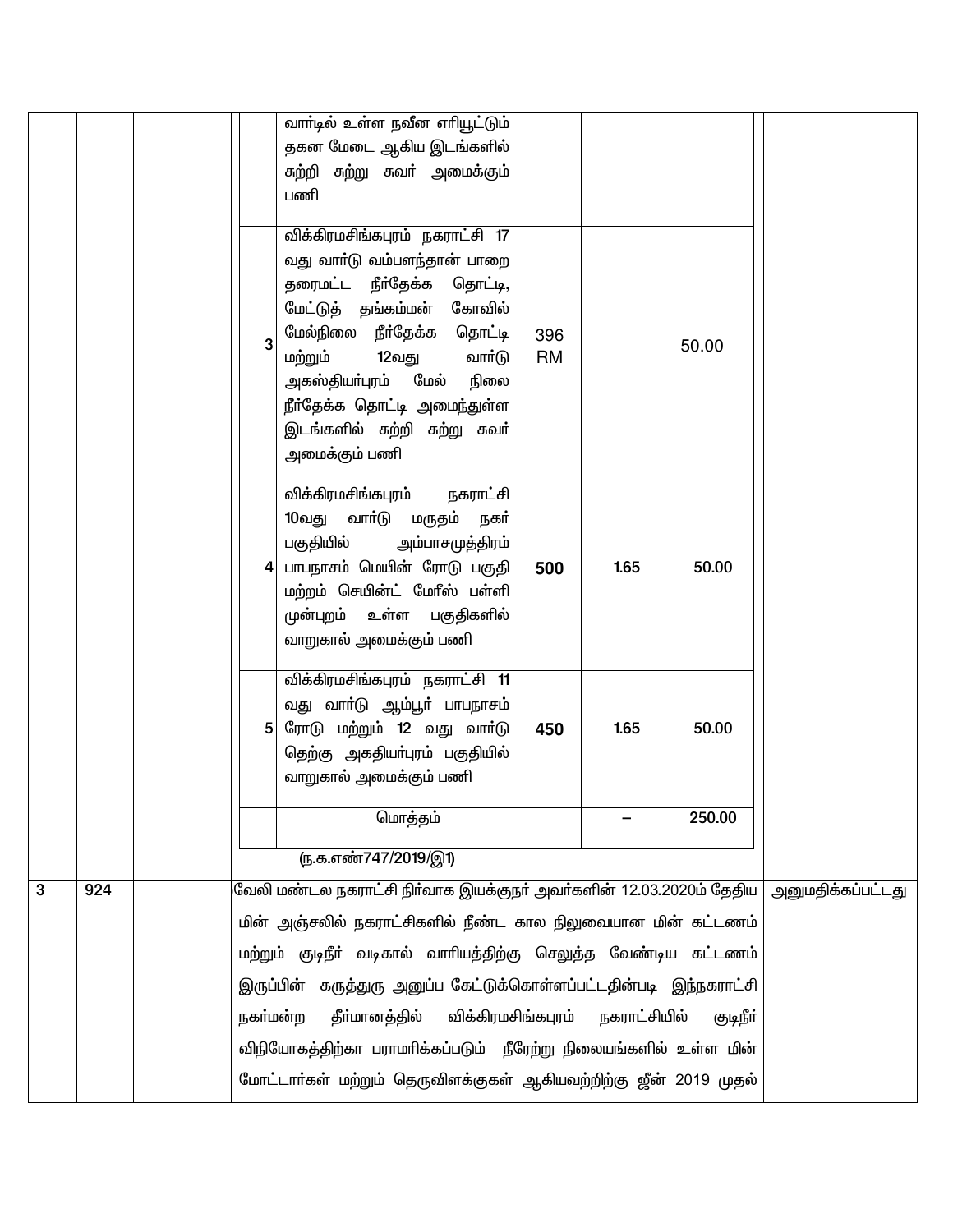| | | | | | | | |
|---|---|---|---|---|---|---|---|
| | | | | வார்டில் உள்ள நவீன எரியூட்டும் தகன மேடை ஆகிய இடங்களில் சுற்றி சுற்று சுவர் அமைக்கும் பணி | | | |
| | | | 3 | விக்கிரமசிங்கபுரம் நகராட்சி 17 வது வார்டு வம்பளந்தான் பாறை தரைமட்ட நீர்தேக்க தொட்டி, மேட்டுத் தங்கம்மன் கோவில் மேல்நிலை நீர்தேக்க தொட்டி மற்றும் 12வது வார்டு அகஸ்தியர்புரம் மேல் நிலை நீர்தேக்க தொட்டி அமைந்துள்ள இடங்களில் சுற்றி சுற்று சுவர் அமைக்கும் பணி | 396 RM | | 50.00 |
| | | | 4 | விக்கிரமசிங்கபுரம் நகராட்சி 10வது வார்டு மருதம் நகர் பகுதியில் அம்பாசமுத்திரம் பாபநாசம் மெயின் ரோடு பகுதி மற்றும் செயின்ட் மேரீஸ் பள்ளி முன்புறம் உள்ள பகுதிகளில் வாறுகால் அமைக்கும் பணி | **500** | 1.65 | 50.00 |
| | | | 5 | விக்கிரமசிங்கபுரம் நகராட்சி 11 வது வார்டு ஆம்பூர் பாபநாசம் ரோடு மற்றும் 12 வது வார்டு தெற்கு அகதியர்புரம் பகுதியில் வாறுகால் அமைக்கும் பணி | **450** | 1.65 | 50.00 |
| | | | | மொத்தம் | | – | 250.00 |

(ந.க.எண்747/2019/இ1)

| | | | | |
|---|---|---|---|---|
| 3 | 924 | | வேலி மண்டல நகராட்சி நிர்வாக இயக்குநர் அவர்களின் 12.03.2020ம் தேதிய மின் அஞ்சலில் நகராட்சிகளில் நீண்ட கால நிலுவையான மின் கட்டணம் மற்றும் குடிநீர் வடிகால் வாரியத்திற்கு செலுத்த வேண்டிய கட்டணம் இருப்பின் கருத்துரு அனுப்ப கேட்டுக்கொள்ளப்பட்டதின்படி இந்நகராட்சி நகர்மன்ற தீர்மானத்தில் விக்கிரமசிங்கபுரம் நகராட்சியில் குடிநீர் விநியோகத்திற்கா பராமரிக்கப்படும் நீரேற்று நிலையங்களில் உள்ள மின் மோட்டார்கள் மற்றும் தெருவிளக்குகள் ஆகியவற்றிற்கு ஜீன் 2019 முதல் | அனுமதிக்கப்பட்டது |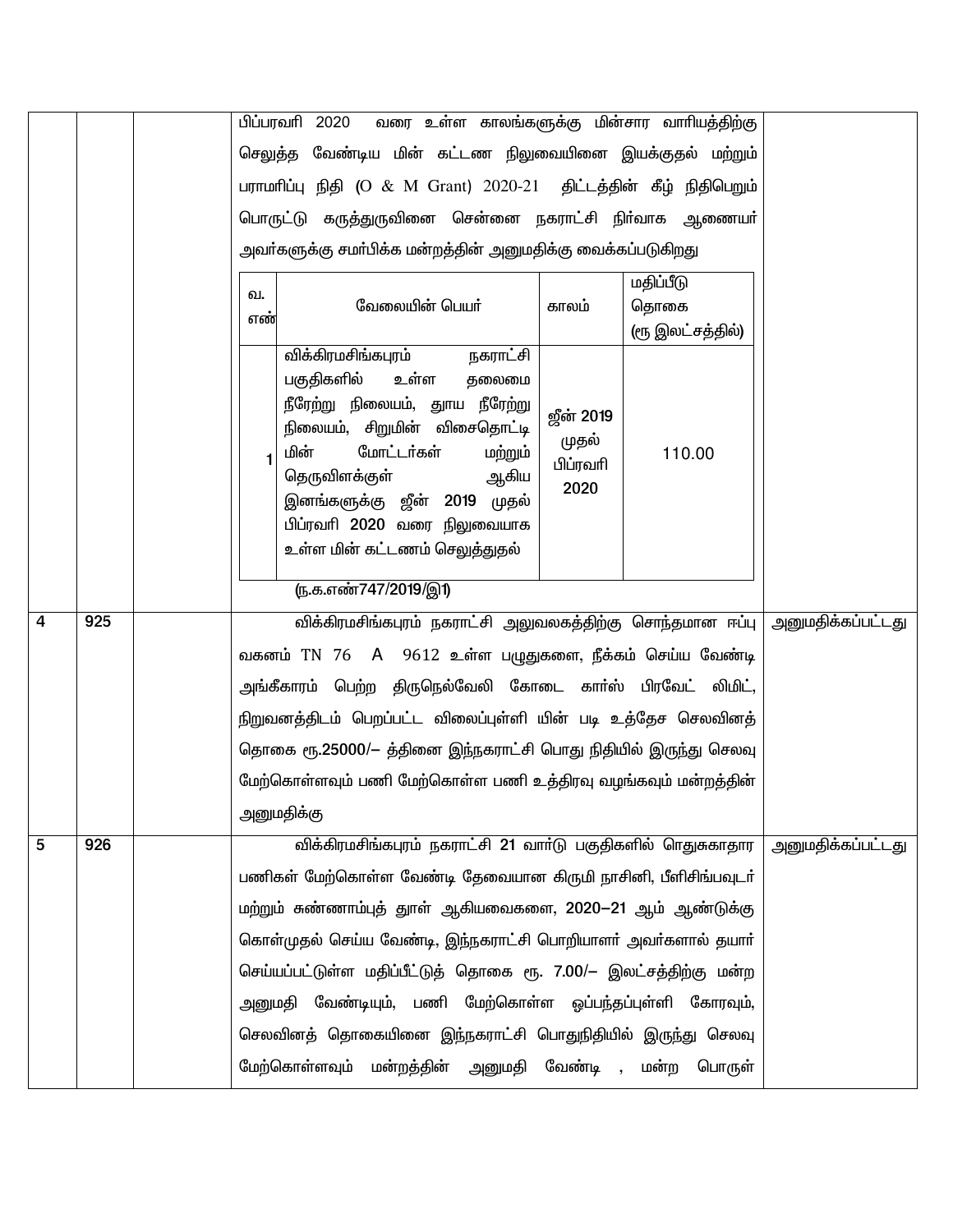| | | | | |
|---|---|---|---|---|
| | | | பிப்பரவரி 2020 வரை உள்ள காலங்களுக்கு மின்சார வாரியத்திற்கு செலுத்த வேண்டிய மின் கட்டண நிலுவையினை இயக்குதல் மற்றும் பராமரிப்பு நிதி (O & M Grant) 2020-21 திட்டத்தின் கீழ் நிதிபெறும் பொருட்டு கருத்துருவினை சென்னை நகராட்சி நிர்வாக ஆணையர் அவர்களுக்கு சமா்பிக்க மன்றத்தின் அனுமதிக்கு வைக்கப்படுகிறது | |
| 4 | 925 | | விக்கிரமசிங்கபுரம் நகராட்சி அலுவலகத்திற்கு சொந்தமான ஈப்பு வகனம் TN 76 A 9612 உள்ள பழுதுகளை, நீக்கம் செய்ய வேண்டி அங்கீகாரம் பெற்ற திருநெல்வேலி கோடை கார்ஸ் பிரவேட் லிமிட், நிறுவனத்திடம் பெறப்பட்ட விலைப்புள்ளி யின் படி உத்தேச செலவினத் தொகை ரூ.25000/– த்தினை இந்நகராட்சி பொது நிதியில் இருந்து செலவு மேற்கொள்ளவும் பணி மேற்கொள்ள பணி உத்திரவு வழங்கவும் மன்றத்தின் அனுமதிக்கு | அனுமதிக்கப்பட்டது |
| 5 | 926 | | விக்கிரமசிங்கபுரம் நகராட்சி 21 வார்டு பகுதிகளில் ொதுசுகாதார பணிகள் மேற்கொள்ள வேண்டி தேவையான கிருமி நாசினி, பீளிசிங்பவுடர் மற்றும் சுண்ணாம்புத் துாள் ஆகியவைகளை, 2020–21 ஆம் ஆண்டுக்கு கொள்முதல் செய்ய வேண்டி, இந்நகராட்சி பொறியாளர் அவர்களால் தயார் செய்யப்பட்டுள்ள மதிப்பீட்டுத் தொகை ரூ. 7.00/– இலட்சத்திற்கு மன்ற அனுமதி வேண்டியும், பணி மேற்கொள்ள ஒப்பந்தப்புள்ளி கோரவும், செலவினத் தொகையினை இந்நகராட்சி பொதுநிதியில் இருந்து செலவு மேற்கொள்ளவும் மன்றத்தின் அனுமதி வேண்டி , மன்ற பொருள் | அனுமதிக்கப்பட்டது |

| வ. எண் | வேலையின் பெயர் | காலம் | மதிப்பீடு தொகை (ரூ இலட்சத்தில்) |
|---|---|---|---|
| 1 | விக்கிரமசிங்கபுரம் நகராட்சி பகுதிகளில் உள்ள தலைமை நீரேற்று நிலையம், துாய நீரேற்று நிலையம், சிறுமின் விசைதொட்டி மின் மோட்டார்கள் மற்றும் தெருவிளக்குள் ஆகிய இனங்களுக்கு ஜீன் 2019 முதல் பிப்ரவரி 2020 வரை நிலுவையாக உள்ள மின் கட்டணம் செலுத்துதல் | ஜீன் 2019 முதல் பிப்ரவரி 2020 | 110.00 |

(ந.க.எண்747/2019/இ1)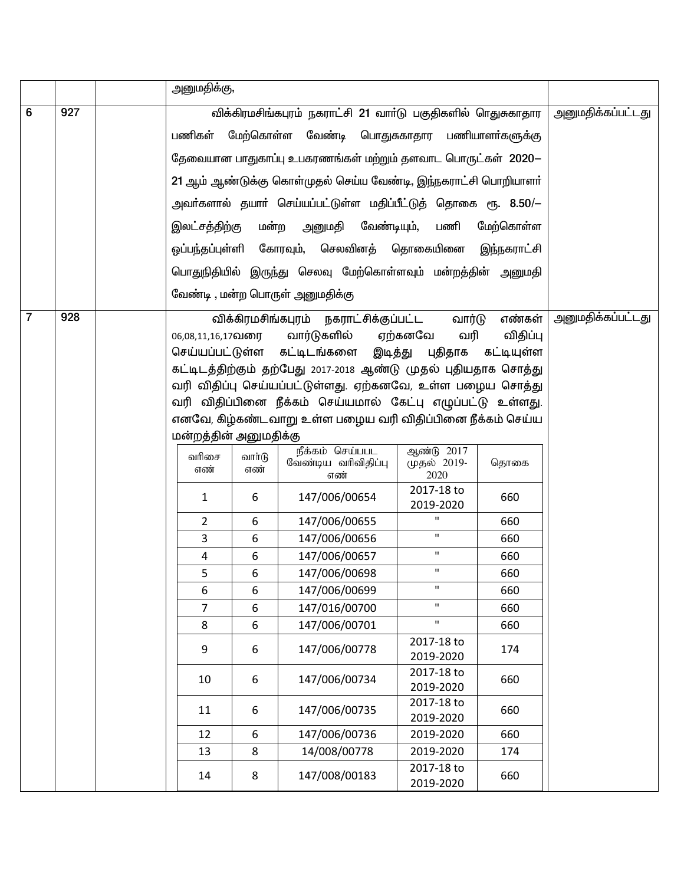| | | | | |
|---|---|---|---|---|
| | | | அனுமதிக்கு, | |
| 6 | 927 | | விக்கிரமசிங்கபுரம் நகராட்சி 21 வார்டு பகுதிகளில் ொதுசுகாதார பணிகள் மேற்கொள்ள வேண்டி பொதுசுகாதார பணியாளர்களுக்கு தேவையான பாதுகாப்பு உபகரணங்கள் மற்றும் தளவாட பொருட்கள் 2020–21 ஆம் ஆண்டுக்கு கொள்முதல் செய்ய வேண்டி, இந்நகராட்சி பொறியாளர் அவர்களால் தயார் செய்யப்பட்டுள்ள மதிப்பீட்டுத் தொகை ரூ. 8.50/– இலட்சத்திற்கு மன்ற அனுமதி வேண்டியும், பணி மேற்கொள்ள ஒப்பந்தப்புள்ளி கோரவும், செலவினத் தொகையினை இந்நகராட்சி பொதுநிதியில் இருந்து செலவு மேற்கொள்ளவும் மன்றத்தின் அனுமதி வேண்டி , மன்ற பொருள் அனுமதிக்கு | அனுமதிக்கப்பட்டது |
| 7 | 928 | | விக்கிரமசிங்கபுரம் நகராட்சிக்குப்பட்ட வார்டு எண்கள் 06,08,11,16,17வரை வார்டுகளில் ஏற்கனவே வரி விதிப்பு செய்யப்பட்டுள்ள கட்டிடங்களை இடித்து புதிதாக கட்டியுள்ள கட்டிடத்திற்கும் தற்பேது 2017-2018 ஆண்டு முதல் புதியதாக சொத்து வரி விதிப்பு செய்யப்பட்டுள்ளது. ஏற்கனவே, உள்ள பழைய சொத்து வரி விதிப்பினை நீக்கம் செய்யமால் கேட்பு எழுப்பட்டு உள்ளது. எனவே, கிழ்கண்டவாறு உள்ள பழைய வரி விதிப்பினை நீக்கம் செய்ய மன்றத்தின் அனுமதிக்கு | அனுமதிக்கப்பட்டது |

| வரிசை எண் | வார்டு எண் | நீக்கம் செய்பபட வேண்டிய வரிவிதிப்பு எண் | ஆண்டு 2017 முதல் 2019-2020 | தொகை |
|---|---|---|---|---|
| 1 | 6 | 147/006/00654 | 2017-18 to 2019-2020 | 660 |
| 2 | 6 | 147/006/00655 | " | 660 |
| 3 | 6 | 147/006/00656 | " | 660 |
| 4 | 6 | 147/006/00657 | " | 660 |
| 5 | 6 | 147/006/00698 | " | 660 |
| 6 | 6 | 147/006/00699 | " | 660 |
| 7 | 6 | 147/016/00700 | " | 660 |
| 8 | 6 | 147/006/00701 | " | 660 |
| 9 | 6 | 147/006/00778 | 2017-18 to 2019-2020 | 174 |
| 10 | 6 | 147/006/00734 | 2017-18 to 2019-2020 | 660 |
| 11 | 6 | 147/006/00735 | 2017-18 to 2019-2020 | 660 |
| 12 | 6 | 147/006/00736 | 2019-2020 | 660 |
| 13 | 8 | 14/008/00778 | 2019-2020 | 174 |
| 14 | 8 | 147/008/00183 | 2017-18 to 2019-2020 | 660 |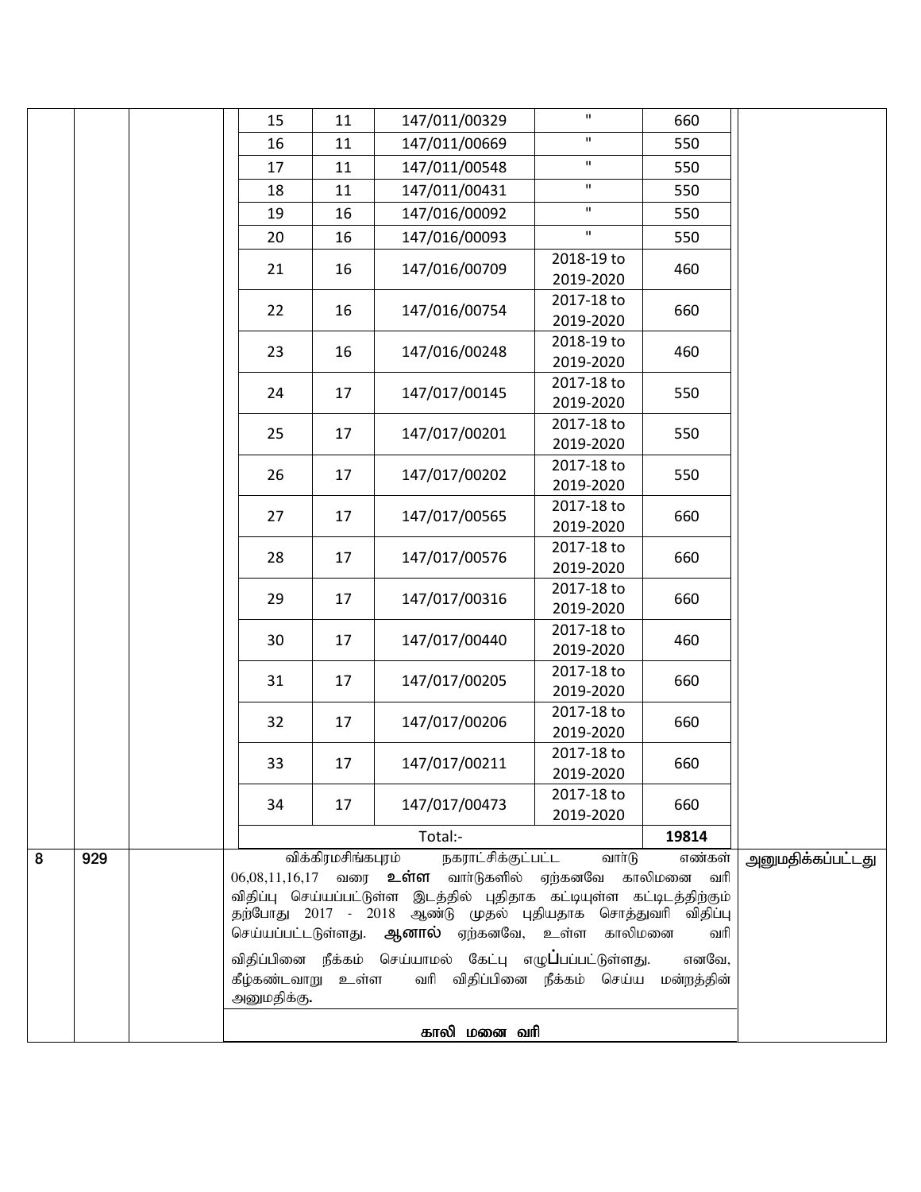| | | | | | | | |
|---|---|---|---|---|---|---|---|
| | | | 15 | 11 | 147/011/00329 | " | 660 |
| | | | 16 | 11 | 147/011/00669 | " | 550 |
| | | | 17 | 11 | 147/011/00548 | " | 550 |
| | | | 18 | 11 | 147/011/00431 | " | 550 |
| | | | 19 | 16 | 147/016/00092 | " | 550 |
| | | | 20 | 16 | 147/016/00093 | " | 550 |
| | | | 21 | 16 | 147/016/00709 | 2018-19 to 2019-2020 | 460 |
| | | | 22 | 16 | 147/016/00754 | 2017-18 to 2019-2020 | 660 |
| | | | 23 | 16 | 147/016/00248 | 2018-19 to 2019-2020 | 460 |
| | | | 24 | 17 | 147/017/00145 | 2017-18 to 2019-2020 | 550 |
| | | | 25 | 17 | 147/017/00201 | 2017-18 to 2019-2020 | 550 |
| | | | 26 | 17 | 147/017/00202 | 2017-18 to 2019-2020 | 550 |
| | | | 27 | 17 | 147/017/00565 | 2017-18 to 2019-2020 | 660 |
| | | | 28 | 17 | 147/017/00576 | 2017-18 to 2019-2020 | 660 |
| | | | 29 | 17 | 147/017/00316 | 2017-18 to 2019-2020 | 660 |
| | | | 30 | 17 | 147/017/00440 | 2017-18 to 2019-2020 | 460 |
| | | | 31 | 17 | 147/017/00205 | 2017-18 to 2019-2020 | 660 |
| | | | 32 | 17 | 147/017/00206 | 2017-18 to 2019-2020 | 660 |
| | | | 33 | 17 | 147/017/00211 | 2017-18 to 2019-2020 | 660 |
| | | | 34 | 17 | 147/017/00473 | 2017-18 to 2019-2020 | 660 |
| | | | | | Total:- | | **19814** |

| | | | | |
|---|---|---|---|---|
| 8 | 929 | | விக்கிரமசிங்கபுரம் நகராட்சிக்குட்பட்ட வார்டு எண்கள் 06,08,11,16,17 வரை **உள்ள** வார்டுகளில் ஏற்கனவே காலிமனை வரி விதிப்பு செய்யப்பட்டுள்ள இடத்தில் புதிதாக கட்டியுள்ள கட்டிடத்திற்கும் தற்போது 2017 - 2018 ஆண்டு முதல் புதியதாக சொத்துவரி விதிப்பு செய்யப்பட்டடுள்ளது. **ஆனால்** ஏற்கனவே, உள்ள காலிமனை வரி விதிப்பினை நீக்கம் செய்யாமல் கேட்பு எழு**ப்**பப்பட்டுள்ளது. எனவே, கீழ்கண்டவாறு உள்ள வரி விதிப்பினை நீக்கம் செய்ய மன்றத்தின் அனுமதிக்கு. | அனுமதிக்கப்பட்டது |
| | | | **காலி மனை வரி** | |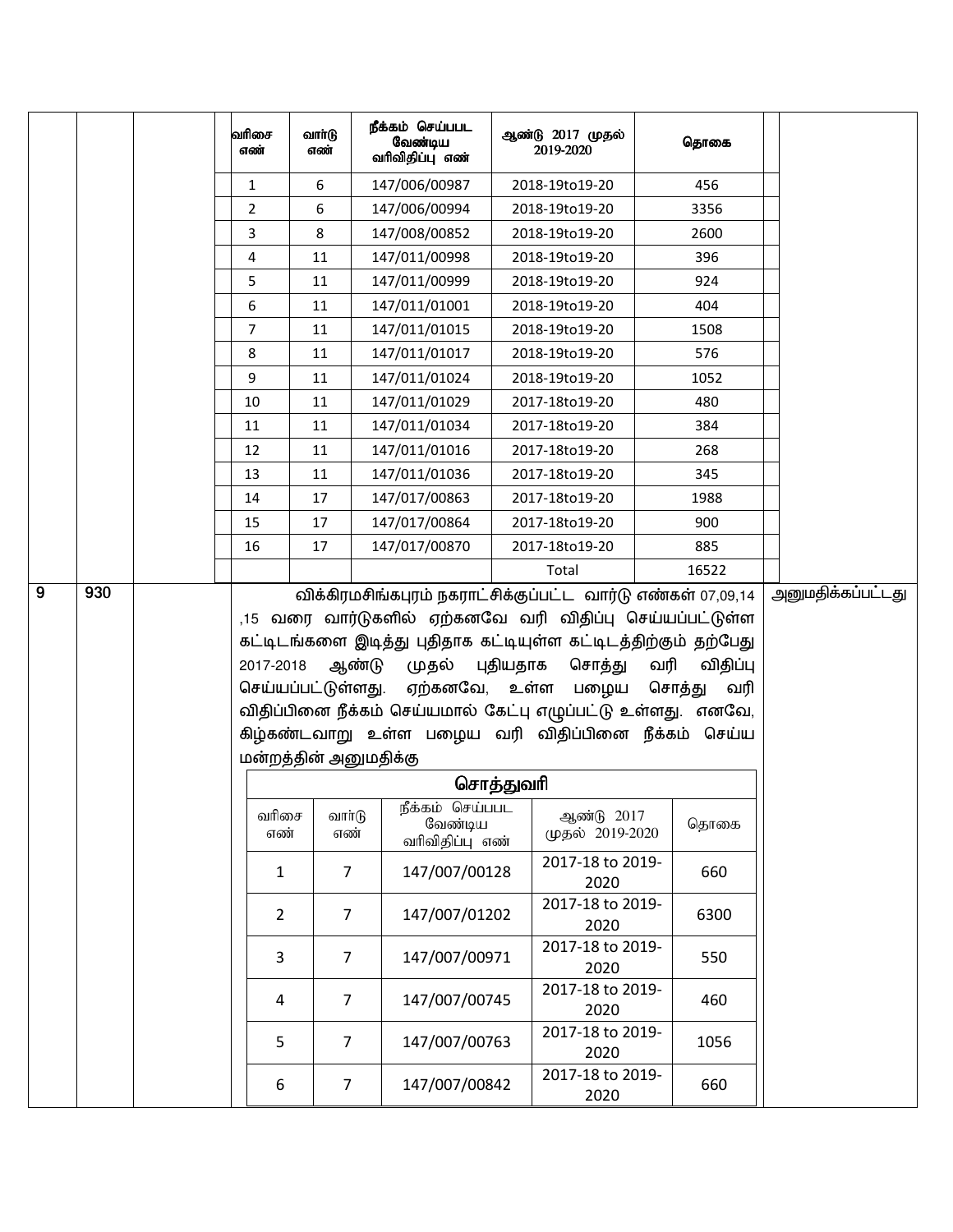| வரிசை எண் | வார்டு எண் | நீக்கம் செய்யபட வேண்டிய வரிவிதிப்பு எண் | ஆண்டு 2017 முதல் 2019-2020 | தொகை |
|---|---|---|---|---|
| 1 | 6 | 147/006/00987 | 2018-19to19-20 | 456 |
| 2 | 6 | 147/006/00994 | 2018-19to19-20 | 3356 |
| 3 | 8 | 147/008/00852 | 2018-19to19-20 | 2600 |
| 4 | 11 | 147/011/00998 | 2018-19to19-20 | 396 |
| 5 | 11 | 147/011/00999 | 2018-19to19-20 | 924 |
| 6 | 11 | 147/011/01001 | 2018-19to19-20 | 404 |
| 7 | 11 | 147/011/01015 | 2018-19to19-20 | 1508 |
| 8 | 11 | 147/011/01017 | 2018-19to19-20 | 576 |
| 9 | 11 | 147/011/01024 | 2018-19to19-20 | 1052 |
| 10 | 11 | 147/011/01029 | 2017-18to19-20 | 480 |
| 11 | 11 | 147/011/01034 | 2017-18to19-20 | 384 |
| 12 | 11 | 147/011/01016 | 2017-18to19-20 | 268 |
| 13 | 11 | 147/011/01036 | 2017-18to19-20 | 345 |
| 14 | 17 | 147/017/00863 | 2017-18to19-20 | 1988 |
| 15 | 17 | 147/017/00864 | 2017-18to19-20 | 900 |
| 16 | 17 | 147/017/00870 | 2017-18to19-20 | 885 |
| | | | Total | 16522 |

| 9 | 930 | | | அனுமதிக்கப்பட்டது |
|---|---|---|---|---|

விக்கிரமசிங்கபுரம் நகராட்சிக்குப்பட்ட வார்டு எண்கள் 07,09,14 ,15 வரை வார்டுகளில் ஏற்கனவே வரி விதிப்பு செய்யப்பட்டுள்ள கட்டிடங்களை இடித்து புதிதாக கட்டியுள்ள கட்டிடத்திற்கும் தற்பேது 2017-2018 ஆண்டு முதல் புதியதாக சொத்து வரி விதிப்பு செய்யப்பட்டுள்ளது. ஏற்கனவே, உள்ள பழைய சொத்து வரி விதிப்பினை நீக்கம் செய்யமால் கேட்பு எழுப்பட்டு உள்ளது. எனவே, கிழ்கண்டவாறு உள்ள பழைய வரி விதிப்பினை நீக்கம் செய்ய மன்றத்தின் அனுமதிக்கு

**சொத்துவரி**

| வரிசை எண் | வார்டு எண் | நீக்கம் செய்யபட வேண்டிய வரிவிதிப்பு எண் | ஆண்டு 2017 முதல் 2019-2020 | தொகை |
|---|---|---|---|---|
| 1 | 7 | 147/007/00128 | 2017-18 to 2019-2020 | 660 |
| 2 | 7 | 147/007/01202 | 2017-18 to 2019-2020 | 6300 |
| 3 | 7 | 147/007/00971 | 2017-18 to 2019-2020 | 550 |
| 4 | 7 | 147/007/00745 | 2017-18 to 2019-2020 | 460 |
| 5 | 7 | 147/007/00763 | 2017-18 to 2019-2020 | 1056 |
| 6 | 7 | 147/007/00842 | 2017-18 to 2019-2020 | 660 |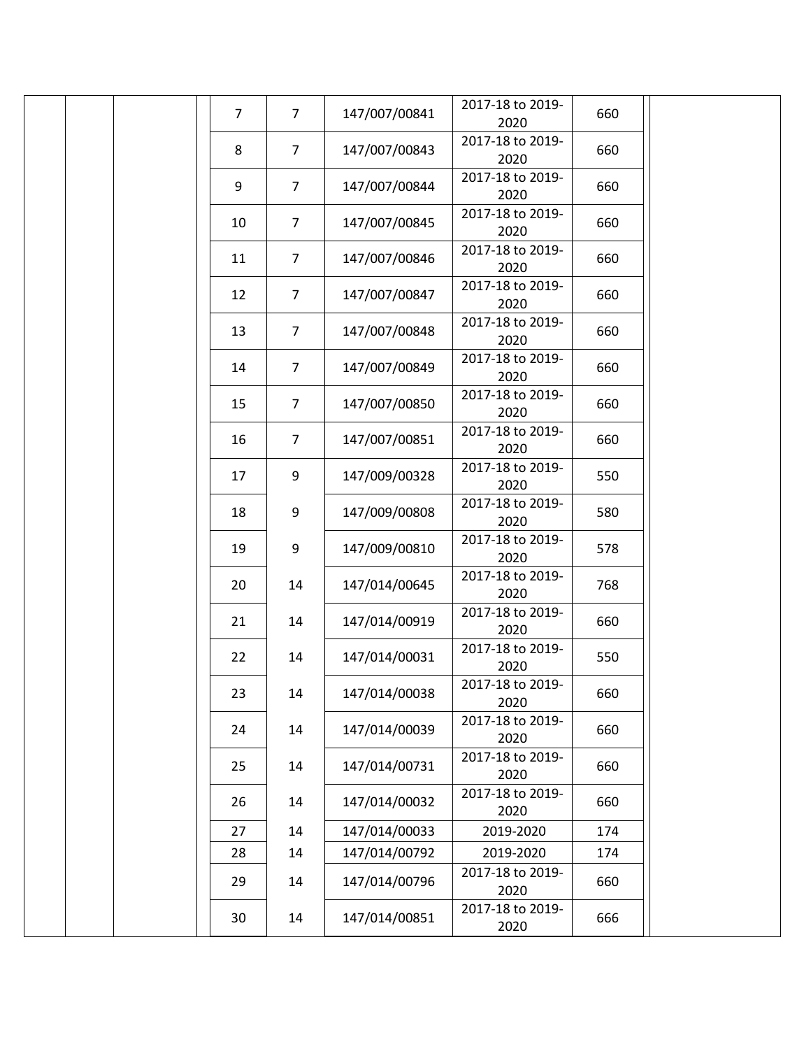| | | | | | | | | | |
|---|---|---|---|---|---|---|---|---|---|
| | | | 7 | 7 | 147/007/00841 | 2017-18 to 2019-2020 | 660 | | |
| | | | 8 | 7 | 147/007/00843 | 2017-18 to 2019-2020 | 660 | | |
| | | | 9 | 7 | 147/007/00844 | 2017-18 to 2019-2020 | 660 | | |
| | | | 10 | 7 | 147/007/00845 | 2017-18 to 2019-2020 | 660 | | |
| | | | 11 | 7 | 147/007/00846 | 2017-18 to 2019-2020 | 660 | | |
| | | | 12 | 7 | 147/007/00847 | 2017-18 to 2019-2020 | 660 | | |
| | | | 13 | 7 | 147/007/00848 | 2017-18 to 2019-2020 | 660 | | |
| | | | 14 | 7 | 147/007/00849 | 2017-18 to 2019-2020 | 660 | | |
| | | | 15 | 7 | 147/007/00850 | 2017-18 to 2019-2020 | 660 | | |
| | | | 16 | 7 | 147/007/00851 | 2017-18 to 2019-2020 | 660 | | |
| | | | 17 | 9 | 147/009/00328 | 2017-18 to 2019-2020 | 550 | | |
| | | | 18 | 9 | 147/009/00808 | 2017-18 to 2019-2020 | 580 | | |
| | | | 19 | 9 | 147/009/00810 | 2017-18 to 2019-2020 | 578 | | |
| | | | 20 | 14 | 147/014/00645 | 2017-18 to 2019-2020 | 768 | | |
| | | | 21 | 14 | 147/014/00919 | 2017-18 to 2019-2020 | 660 | | |
| | | | 22 | 14 | 147/014/00031 | 2017-18 to 2019-2020 | 550 | | |
| | | | 23 | 14 | 147/014/00038 | 2017-18 to 2019-2020 | 660 | | |
| | | | 24 | 14 | 147/014/00039 | 2017-18 to 2019-2020 | 660 | | |
| | | | 25 | 14 | 147/014/00731 | 2017-18 to 2019-2020 | 660 | | |
| | | | 26 | 14 | 147/014/00032 | 2017-18 to 2019-2020 | 660 | | |
| | | | 27 | 14 | 147/014/00033 | 2019-2020 | 174 | | |
| | | | 28 | 14 | 147/014/00792 | 2019-2020 | 174 | | |
| | | | 29 | 14 | 147/014/00796 | 2017-18 to 2019-2020 | 660 | | |
| | | | 30 | 14 | 147/014/00851 | 2017-18 to 2019-2020 | 666 | | |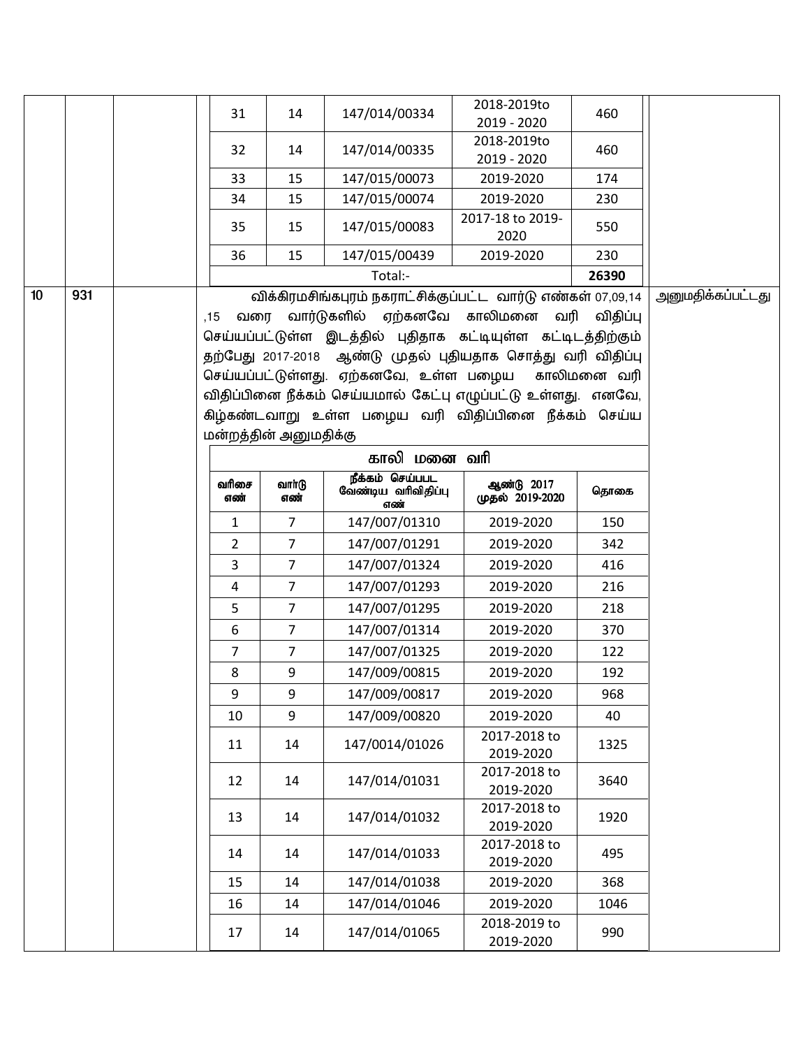| | | | | | | | | | |
|---|---|---|---|---|---|---|---|---|---|
| | | | 31 | 14 | 147/014/00334 | 2018-2019to 2019 - 2020 | 460 | | |
| | | | 32 | 14 | 147/014/00335 | 2018-2019to 2019 - 2020 | 460 | | |
| | | | 33 | 15 | 147/015/00073 | 2019-2020 | 174 | | |
| | | | 34 | 15 | 147/015/00074 | 2019-2020 | 230 | | |
| | | | 35 | 15 | 147/015/00083 | 2017-18 to 2019-2020 | 550 | | |
| | | | 36 | 15 | 147/015/00439 | 2019-2020 | 230 | | |
| | | | | | Total:- | | **26390** | | |

| | | | | |
|---|---|---|---|---|
| 10 | 931 | | விக்கிரமசிங்கபுரம் நகராட்சிக்குப்பட்ட வார்டு எண்கள் 07,09,14 ,15 வரை வார்டுகளில் ஏற்கனவே காலிமனை வரி விதிப்பு செய்யப்பட்டுள்ள இடத்தில் புதிதாக கட்டியுள்ள கட்டிடத்திற்கும் தற்பேது 2017-2018 ஆண்டு முதல் புதியதாக சொத்து வரி விதிப்பு செய்யப்பட்டுள்ளது. ஏற்கனவே, உள்ள பழைய காலிமனை வரி விதிப்பினை நீக்கம் செய்யமால் கேட்பு எழுப்பட்டு உள்ளது. எனவே, கிழ்கண்டவாறு உள்ள பழைய வரி விதிப்பினை நீக்கம் செய்ய மன்றத்தின் அனுமதிக்கு | அனுமதிக்கப்பட்டது |

**காலி மனை வரி**

| வரிசை எண் | வார்டு எண் | நீக்கம் செய்பபட வேண்டிய வரிவிதிப்பு எண் | ஆண்டு 2017 முதல் 2019-2020 | தொகை |
|---|---|---|---|---|
| 1 | 7 | 147/007/01310 | 2019-2020 | 150 |
| 2 | 7 | 147/007/01291 | 2019-2020 | 342 |
| 3 | 7 | 147/007/01324 | 2019-2020 | 416 |
| 4 | 7 | 147/007/01293 | 2019-2020 | 216 |
| 5 | 7 | 147/007/01295 | 2019-2020 | 218 |
| 6 | 7 | 147/007/01314 | 2019-2020 | 370 |
| 7 | 7 | 147/007/01325 | 2019-2020 | 122 |
| 8 | 9 | 147/009/00815 | 2019-2020 | 192 |
| 9 | 9 | 147/009/00817 | 2019-2020 | 968 |
| 10 | 9 | 147/009/00820 | 2019-2020 | 40 |
| 11 | 14 | 147/0014/01026 | 2017-2018 to 2019-2020 | 1325 |
| 12 | 14 | 147/014/01031 | 2017-2018 to 2019-2020 | 3640 |
| 13 | 14 | 147/014/01032 | 2017-2018 to 2019-2020 | 1920 |
| 14 | 14 | 147/014/01033 | 2017-2018 to 2019-2020 | 495 |
| 15 | 14 | 147/014/01038 | 2019-2020 | 368 |
| 16 | 14 | 147/014/01046 | 2019-2020 | 1046 |
| 17 | 14 | 147/014/01065 | 2018-2019 to 2019-2020 | 990 |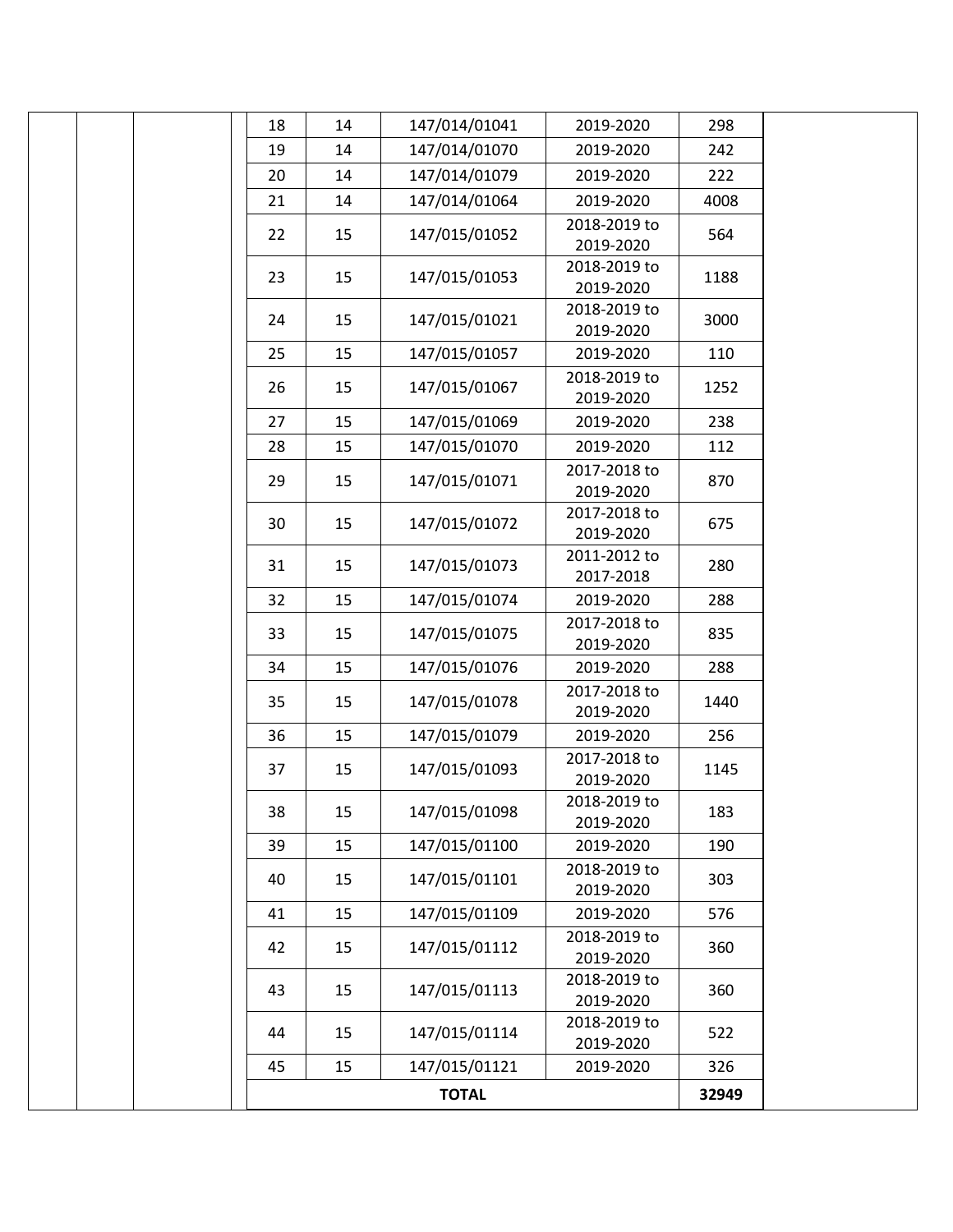| | | | | | | | | |
|---|---|---|---|---|---|---|---|---|
| | | | 18 | 14 | 147/014/01041 | 2019-2020 | 298 | |
| | | | 19 | 14 | 147/014/01070 | 2019-2020 | 242 | |
| | | | 20 | 14 | 147/014/01079 | 2019-2020 | 222 | |
| | | | 21 | 14 | 147/014/01064 | 2019-2020 | 4008 | |
| | | | 22 | 15 | 147/015/01052 | 2018-2019 to 2019-2020 | 564 | |
| | | | 23 | 15 | 147/015/01053 | 2018-2019 to 2019-2020 | 1188 | |
| | | | 24 | 15 | 147/015/01021 | 2018-2019 to 2019-2020 | 3000 | |
| | | | 25 | 15 | 147/015/01057 | 2019-2020 | 110 | |
| | | | 26 | 15 | 147/015/01067 | 2018-2019 to 2019-2020 | 1252 | |
| | | | 27 | 15 | 147/015/01069 | 2019-2020 | 238 | |
| | | | 28 | 15 | 147/015/01070 | 2019-2020 | 112 | |
| | | | 29 | 15 | 147/015/01071 | 2017-2018 to 2019-2020 | 870 | |
| | | | 30 | 15 | 147/015/01072 | 2017-2018 to 2019-2020 | 675 | |
| | | | 31 | 15 | 147/015/01073 | 2011-2012 to 2017-2018 | 280 | |
| | | | 32 | 15 | 147/015/01074 | 2019-2020 | 288 | |
| | | | 33 | 15 | 147/015/01075 | 2017-2018 to 2019-2020 | 835 | |
| | | | 34 | 15 | 147/015/01076 | 2019-2020 | 288 | |
| | | | 35 | 15 | 147/015/01078 | 2017-2018 to 2019-2020 | 1440 | |
| | | | 36 | 15 | 147/015/01079 | 2019-2020 | 256 | |
| | | | 37 | 15 | 147/015/01093 | 2017-2018 to 2019-2020 | 1145 | |
| | | | 38 | 15 | 147/015/01098 | 2018-2019 to 2019-2020 | 183 | |
| | | | 39 | 15 | 147/015/01100 | 2019-2020 | 190 | |
| | | | 40 | 15 | 147/015/01101 | 2018-2019 to 2019-2020 | 303 | |
| | | | 41 | 15 | 147/015/01109 | 2019-2020 | 576 | |
| | | | 42 | 15 | 147/015/01112 | 2018-2019 to 2019-2020 | 360 | |
| | | | 43 | 15 | 147/015/01113 | 2018-2019 to 2019-2020 | 360 | |
| | | | 44 | 15 | 147/015/01114 | 2018-2019 to 2019-2020 | 522 | |
| | | | 45 | 15 | 147/015/01121 | 2019-2020 | 326 | |
| | | | **TOTAL** | | | | **32949** | |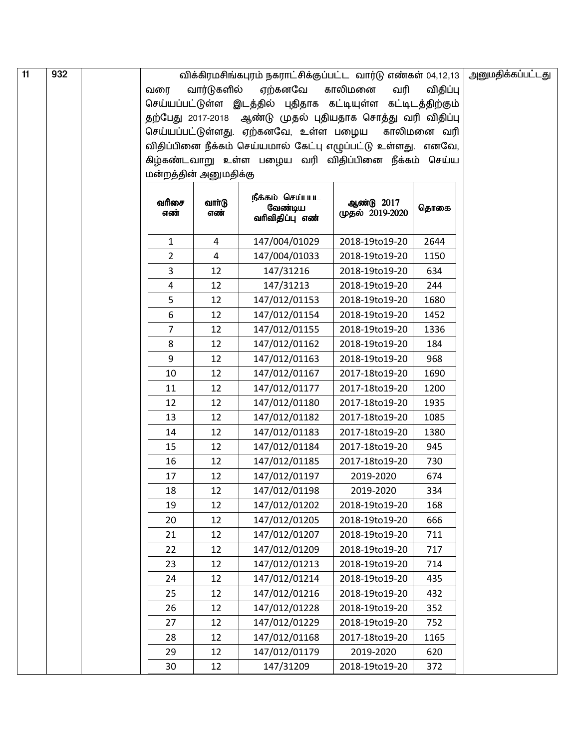| 11 | 932 | | விக்கிரமசிங்கபுரம் நகராட்சிக்குப்பட்ட வார்டு எண்கள் 04,12,13 வரை வார்டுகளில் ஏற்கனவே காலிமனை வரி விதிப்பு செய்யப்பட்டுள்ள இடத்தில் புதிதாக கட்டியுள்ள கட்டிடத்திற்கும் தற்பேது 2017-2018 ஆண்டு முதல் புதியதாக சொத்து வரி விதிப்பு செய்யப்பட்டுள்ளது. ஏற்கனவே, உள்ள பழைய காலிமனை வரி விதிப்பினை நீக்கம் செய்யமால் கேட்பு எழுப்பட்டு உள்ளது. எனவே, கிழ்கண்டவாறு உள்ள பழைய வரி விதிப்பினை நீக்கம் செய்ய மன்றத்தின் அனுமதிக்கு | அனுமதிக்கப்பட்டது |
|---|---|---|---|---|

| வரிசை எண் | வார்டு எண் | நீக்கம் செய்யபட வேண்டிய வரிவிதிப்பு எண் | ஆண்டு 2017 முதல் 2019-2020 | தொகை |
|---|---|---|---|---|
| 1 | 4 | 147/004/01029 | 2018-19to19-20 | 2644 |
| 2 | 4 | 147/004/01033 | 2018-19to19-20 | 1150 |
| 3 | 12 | 147/31216 | 2018-19to19-20 | 634 |
| 4 | 12 | 147/31213 | 2018-19to19-20 | 244 |
| 5 | 12 | 147/012/01153 | 2018-19to19-20 | 1680 |
| 6 | 12 | 147/012/01154 | 2018-19to19-20 | 1452 |
| 7 | 12 | 147/012/01155 | 2018-19to19-20 | 1336 |
| 8 | 12 | 147/012/01162 | 2018-19to19-20 | 184 |
| 9 | 12 | 147/012/01163 | 2018-19to19-20 | 968 |
| 10 | 12 | 147/012/01167 | 2017-18to19-20 | 1690 |
| 11 | 12 | 147/012/01177 | 2017-18to19-20 | 1200 |
| 12 | 12 | 147/012/01180 | 2017-18to19-20 | 1935 |
| 13 | 12 | 147/012/01182 | 2017-18to19-20 | 1085 |
| 14 | 12 | 147/012/01183 | 2017-18to19-20 | 1380 |
| 15 | 12 | 147/012/01184 | 2017-18to19-20 | 945 |
| 16 | 12 | 147/012/01185 | 2017-18to19-20 | 730 |
| 17 | 12 | 147/012/01197 | 2019-2020 | 674 |
| 18 | 12 | 147/012/01198 | 2019-2020 | 334 |
| 19 | 12 | 147/012/01202 | 2018-19to19-20 | 168 |
| 20 | 12 | 147/012/01205 | 2018-19to19-20 | 666 |
| 21 | 12 | 147/012/01207 | 2018-19to19-20 | 711 |
| 22 | 12 | 147/012/01209 | 2018-19to19-20 | 717 |
| 23 | 12 | 147/012/01213 | 2018-19to19-20 | 714 |
| 24 | 12 | 147/012/01214 | 2018-19to19-20 | 435 |
| 25 | 12 | 147/012/01216 | 2018-19to19-20 | 432 |
| 26 | 12 | 147/012/01228 | 2018-19to19-20 | 352 |
| 27 | 12 | 147/012/01229 | 2018-19to19-20 | 752 |
| 28 | 12 | 147/012/01168 | 2017-18to19-20 | 1165 |
| 29 | 12 | 147/012/01179 | 2019-2020 | 620 |
| 30 | 12 | 147/31209 | 2018-19to19-20 | 372 |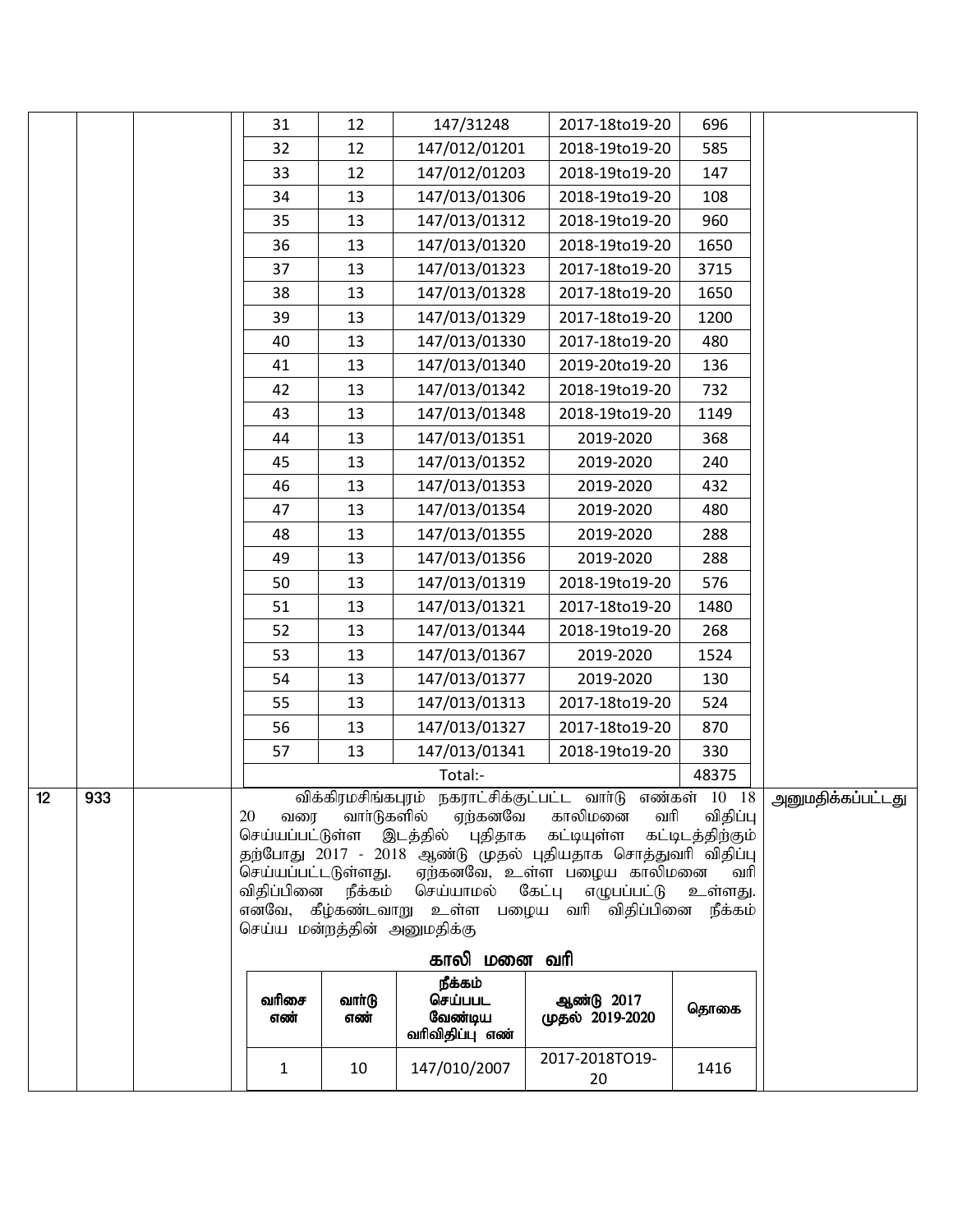| | | | வரிசை எண் | வார்டு எண் | நீக்கம் செய்யபட வேண்டிய வரிவிதிப்பு எண் | ஆண்டு 2017 முதல் 2019-2020 | தொகை | |
|---|---|---|---|---|---|---|---|---|
| | | | 31 | 12 | 147/31248 | 2017-18to19-20 | 696 | |
| | | | 32 | 12 | 147/012/01201 | 2018-19to19-20 | 585 | |
| | | | 33 | 12 | 147/012/01203 | 2018-19to19-20 | 147 | |
| | | | 34 | 13 | 147/013/01306 | 2018-19to19-20 | 108 | |
| | | | 35 | 13 | 147/013/01312 | 2018-19to19-20 | 960 | |
| | | | 36 | 13 | 147/013/01320 | 2018-19to19-20 | 1650 | |
| | | | 37 | 13 | 147/013/01323 | 2017-18to19-20 | 3715 | |
| | | | 38 | 13 | 147/013/01328 | 2017-18to19-20 | 1650 | |
| | | | 39 | 13 | 147/013/01329 | 2017-18to19-20 | 1200 | |
| | | | 40 | 13 | 147/013/01330 | 2017-18to19-20 | 480 | |
| | | | 41 | 13 | 147/013/01340 | 2019-20to19-20 | 136 | |
| | | | 42 | 13 | 147/013/01342 | 2018-19to19-20 | 732 | |
| | | | 43 | 13 | 147/013/01348 | 2018-19to19-20 | 1149 | |
| | | | 44 | 13 | 147/013/01351 | 2019-2020 | 368 | |
| | | | 45 | 13 | 147/013/01352 | 2019-2020 | 240 | |
| | | | 46 | 13 | 147/013/01353 | 2019-2020 | 432 | |
| | | | 47 | 13 | 147/013/01354 | 2019-2020 | 480 | |
| | | | 48 | 13 | 147/013/01355 | 2019-2020 | 288 | |
| | | | 49 | 13 | 147/013/01356 | 2019-2020 | 288 | |
| | | | 50 | 13 | 147/013/01319 | 2018-19to19-20 | 576 | |
| | | | 51 | 13 | 147/013/01321 | 2017-18to19-20 | 1480 | |
| | | | 52 | 13 | 147/013/01344 | 2018-19to19-20 | 268 | |
| | | | 53 | 13 | 147/013/01367 | 2019-2020 | 1524 | |
| | | | 54 | 13 | 147/013/01377 | 2019-2020 | 130 | |
| | | | 55 | 13 | 147/013/01313 | 2017-18to19-20 | 524 | |
| | | | 56 | 13 | 147/013/01327 | 2017-18to19-20 | 870 | |
| | | | 57 | 13 | 147/013/01341 | 2018-19to19-20 | 330 | |
| | | | Total:- | | | | 48375 | |
| 12 | 933 | | விக்கிரமசிங்கபுரம் நகராட்சிக்குட்பட்ட வார்டு எண்கள் 10 18 20 வரை வார்டுகளில் ஏற்கனவே காலிமனை வரி விதிப்பு செய்யப்பட்டுள்ள இடத்தில் புதிதாக கட்டியுள்ள கட்டிடத்திற்கும் தற்போது 2017 - 2018 ஆண்டு முதல் புதியதாக சொத்துவரி விதிப்பு செய்யப்பட்டடுள்ளது. ஏற்கனவே, உள்ள பழைய காலிமனை வரி விதிப்பினை நீக்கம் செய்யாமல் கேட்பு எழுபப்பட்டு உள்ளது. எனவே, கீழ்கண்டவாறு உள்ள பழைய வரி விதிப்பினை நீக்கம் செய்ய மன்றத்தின் அனுமதிக்கு | | | | | அனுமதிக்கப்பட்டது |
| | | | **காலி மனை வரி** | | | | | |
| | | | **வரிசை எண்** | **வார்டு எண்** | **நீக்கம் செய்யபட வேண்டிய வரிவிதிப்பு எண்** | **ஆண்டு 2017 முதல் 2019-2020** | **தொகை** | |
| | | | 1 | 10 | 147/010/2007 | 2017-2018TO19-20 | 1416 | |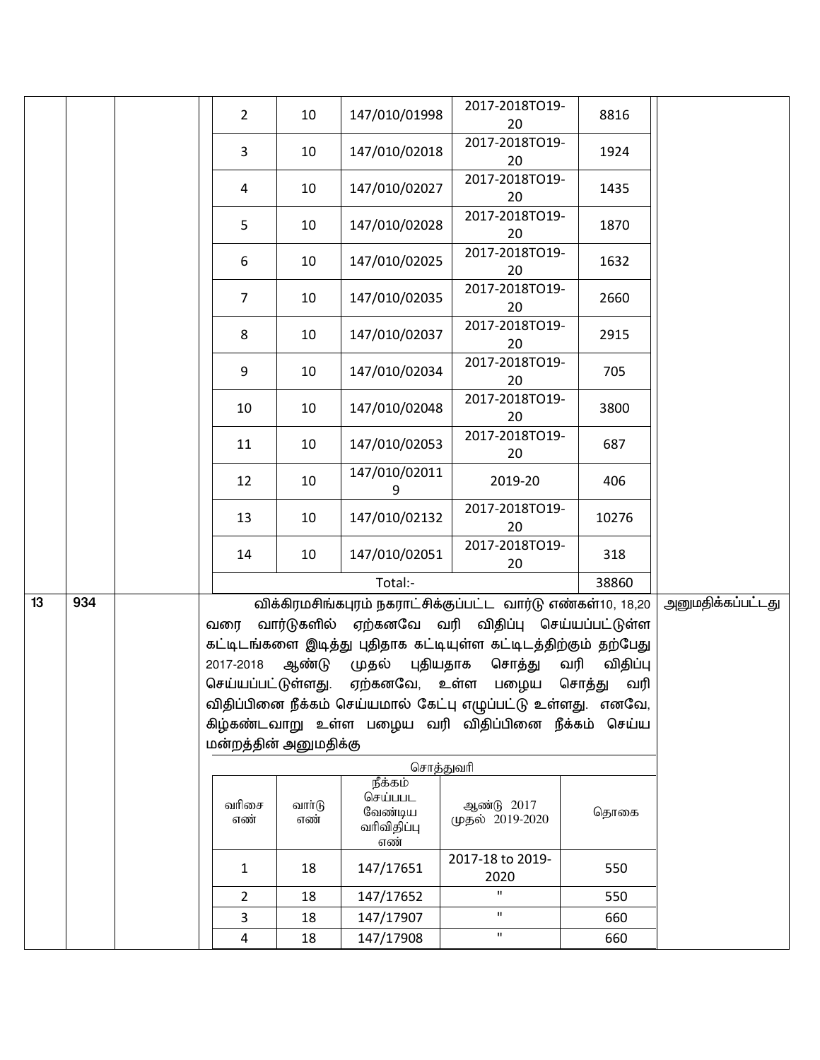| | | | 2 | 10 | 147/010/01998 | 2017-2018TO19-20 | 8816 | |
|---|---|---|---|---|---|---|---|---|
| | | | 3 | 10 | 147/010/02018 | 2017-2018TO19-20 | 1924 | |
| | | | 4 | 10 | 147/010/02027 | 2017-2018TO19-20 | 1435 | |
| | | | 5 | 10 | 147/010/02028 | 2017-2018TO19-20 | 1870 | |
| | | | 6 | 10 | 147/010/02025 | 2017-2018TO19-20 | 1632 | |
| | | | 7 | 10 | 147/010/02035 | 2017-2018TO19-20 | 2660 | |
| | | | 8 | 10 | 147/010/02037 | 2017-2018TO19-20 | 2915 | |
| | | | 9 | 10 | 147/010/02034 | 2017-2018TO19-20 | 705 | |
| | | | 10 | 10 | 147/010/02048 | 2017-2018TO19-20 | 3800 | |
| | | | 11 | 10 | 147/010/02053 | 2017-2018TO19-20 | 687 | |
| | | | 12 | 10 | 147/010/020119 | 2019-20 | 406 | |
| | | | 13 | 10 | 147/010/02132 | 2017-2018TO19-20 | 10276 | |
| | | | 14 | 10 | 147/010/02051 | 2017-2018TO19-20 | 318 | |
| | | | Total:- | | | | 38860 | |

| 13 | 934 | | விக்கிரமசிங்கபுரம் நகராட்சிக்குப்பட்ட வார்டு எண்கள்10, 18,20 வரை வார்டுகளில் ஏற்கனவே வரி விதிப்பு செய்யப்பட்டுள்ள கட்டிடங்களை இடித்து புதிதாக கட்டியுள்ள கட்டிடத்திற்கும் தற்பேது 2017-2018 ஆண்டு முதல் புதியதாக சொத்து வரி விதிப்பு செய்யப்பட்டுள்ளது. ஏற்கனவே, உள்ள பழைய சொத்து வரி விதிப்பினை நீக்கம் செய்யமால் கேட்பு எழுப்பட்டு உள்ளது. எனவே, கிழ்கண்டவாறு உள்ள பழைய வரி விதிப்பினை நீக்கம் செய்ய மன்றத்தின் அனுமதிக்கு | அனுமதிக்கப்பட்டது |
|---|---|---|---|---|

சொத்துவரி

| வரிசை எண் | வார்டு எண் | நீக்கம் செய்பபட வேண்டிய வரிவிதிப்பு எண் | ஆண்டு 2017 முதல் 2019-2020 | தொகை |
|---|---|---|---|---|
| 1 | 18 | 147/17651 | 2017-18 to 2019-2020 | 550 |
| 2 | 18 | 147/17652 | " | 550 |
| 3 | 18 | 147/17907 | " | 660 |
| 4 | 18 | 147/17908 | " | 660 |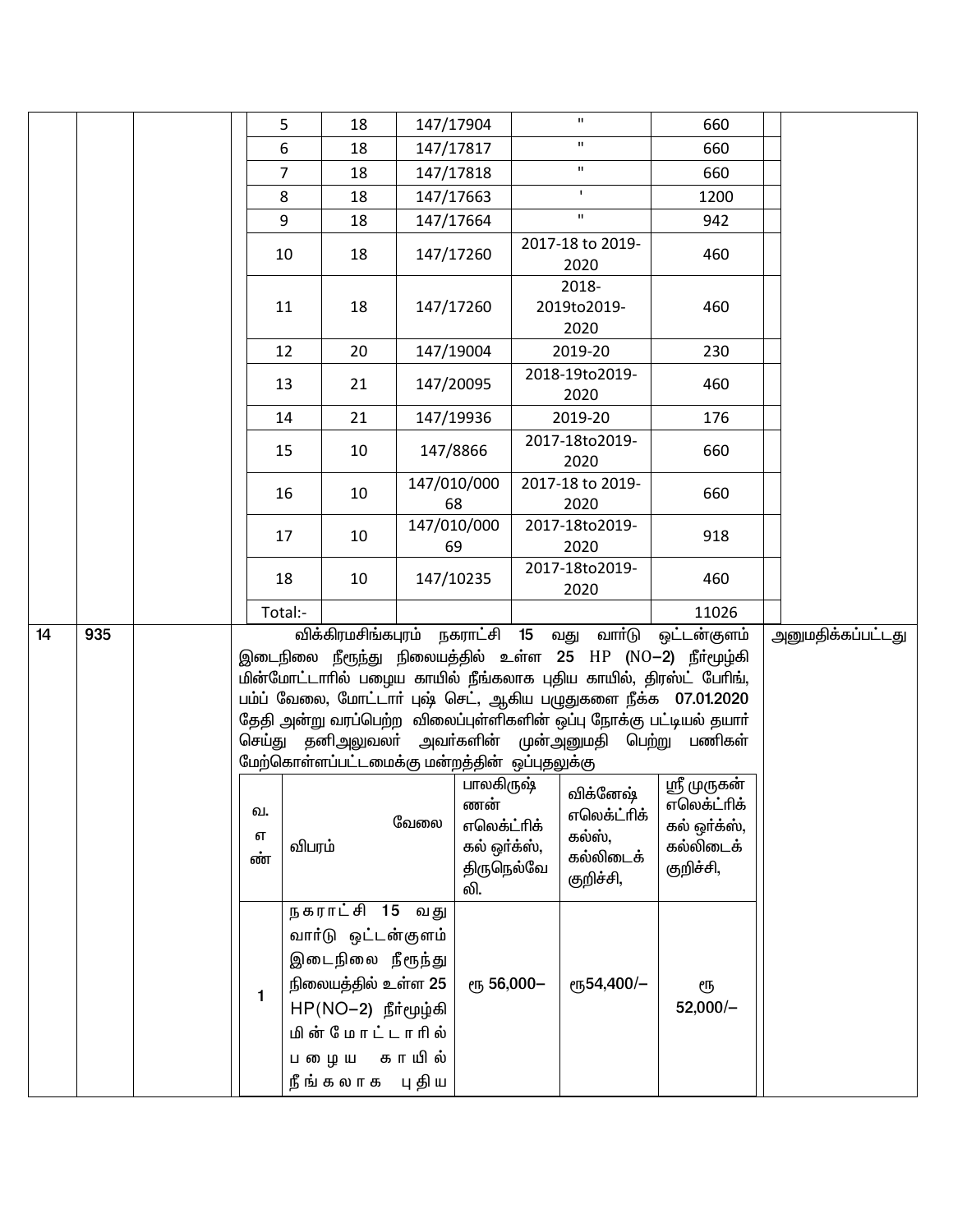| | | | | | | | | | |
|---|---|---|---|---|---|---|---|---|---|
| | | | 5 | 18 | 147/17904 | " | 660 | | |
| | | | 6 | 18 | 147/17817 | " | 660 | | |
| | | | 7 | 18 | 147/17818 | " | 660 | | |
| | | | 8 | 18 | 147/17663 | ' | 1200 | | |
| | | | 9 | 18 | 147/17664 | " | 942 | | |
| | | | 10 | 18 | 147/17260 | 2017-18 to 2019-2020 | 460 | | |
| | | | 11 | 18 | 147/17260 | 2018-2019to2019-2020 | 460 | | |
| | | | 12 | 20 | 147/19004 | 2019-20 | 230 | | |
| | | | 13 | 21 | 147/20095 | 2018-19to2019-2020 | 460 | | |
| | | | 14 | 21 | 147/19936 | 2019-20 | 176 | | |
| | | | 15 | 10 | 147/8866 | 2017-18to2019-2020 | 660 | | |
| | | | 16 | 10 | 147/010/00068 | 2017-18 to 2019-2020 | 660 | | |
| | | | 17 | 10 | 147/010/00069 | 2017-18to2019-2020 | 918 | | |
| | | | 18 | 10 | 147/10235 | 2017-18to2019-2020 | 460 | | |
| | | | Total:- | | | | 11026 | | |

| | | | | |
|---|---|---|---|---|
| 14 | 935 | | விக்கிரமசிங்கபுரம் நகராட்சி 15 வது வார்டு ஒட்டன்குளம் இடைநிலை நீரூந்து நிலையத்தில் உள்ள 25 HP (NO–2) நீர்மூழ்கி மின்மோட்டாரில் பழைய காயில் நீங்கலாக புதிய காயில், திரஸ்ட் பேரிங், பம்ப் வேலை, மோட்டார் புஷ் செட், ஆகிய பழுதுகளை நீக்க 07.01.2020 தேதி அன்று வரப்பெற்ற விலைப்புள்ளிகளின் ஒப்பு நோக்கு பட்டியல் தயார் செய்து தனிஅலுவலர் அவர்களின் முன்அனுமதி பெற்று பணிகள் மேற்கொள்ளப்பட்டமைக்கு மன்றத்தின் ஒப்புதலுக்கு | அனுமதிக்கப்பட்டது |

| வ. எ ண் | வேலை விபரம் | பாலகிருஷ்ணன் எலெக்ட்ரிக்கல் ஒர்க்ஸ், திருநெல்வேலி. | விக்னேஷ் எலெக்ட்ரிக்கல்ஸ், கல்லிடைக் குறிச்சி, | ஸ்ரீ முருகன் எலெக்ட்ரிக்கல் ஒர்க்ஸ், கல்லிடைக் குறிச்சி, |
|---|---|---|---|---|
| 1 | நகராட்சி 15 வது வார்டு ஒட்டன்குளம் இடைநிலை நீரூந்து நிலையத்தில் உள்ள 25 HP(NO–2) நீர்மூழ்கி மின் மோட்டாரில் பழைய காயில் நீங்கலாக புதிய | ரூ 56,000– | ரூ54,400/– | ரூ 52,000/– |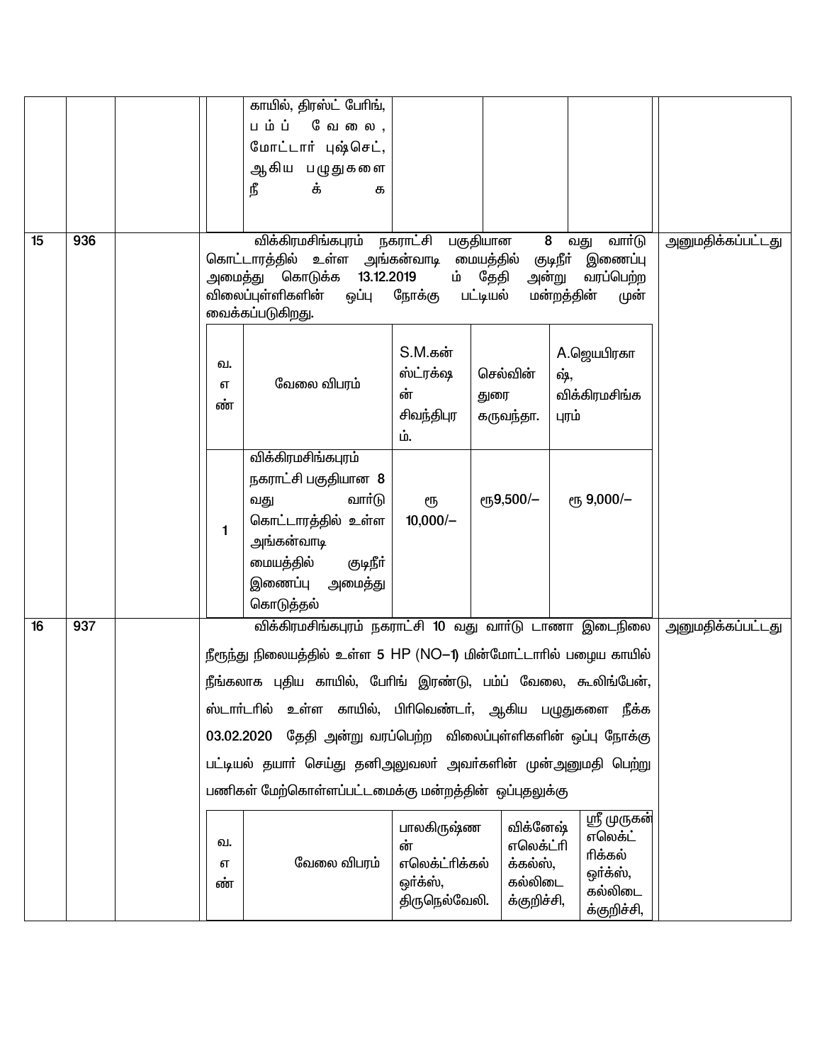| | | | | |
|---|---|---|---|---|
| | | | காயில், திரஸ்ட் பேரிங், பம்ப் வேலை, மோட்டார் புஷ்செட், ஆகிய பழுதுகளை நீக்க | |
| 15 | 936 | | விக்கிரமசிங்கபுரம் நகராட்சி பகுதியான 8 வது வார்டு கொட்டாரத்தில் உள்ள அங்கன்வாடி மையத்தில் குடிநீர் இணைப்பு அமைத்து கொடுக்க 13.12.2019 ம் தேதி அன்று வரப்பெற்ற விலைப்புள்ளிகளின் ஒப்பு நோக்கு பட்டியல் மன்றத்தின் முன் வைக்கப்படுகிறது. | அனுமதிக்கப்பட்டது |
| 16 | 937 | | விக்கிரமசிங்கபுரம் நகராட்சி 10 வது வார்டு டாணா இடைநிலை நீரேந்து நிலையத்தில் உள்ள 5 HP (NO–1) மின்மோட்டாரில் பழைய காயில் நீங்கலாக புதிய காயில், பேரிங் இரண்டு, பம்ப் வேலை, கூலிங்பேன், ஸ்டார்ட்டரில் உள்ள காயில், பிரிவெண்டர், ஆகிய பழுதுகளை நீக்க 03.02.2020 தேதி அன்று வரப்பெற்ற விலைப்புள்ளிகளின் ஒப்பு நோக்கு பட்டியல் தயார் செய்து தனிஅலுவலர் அவர்களின் முன்அனுமதி பெற்று பணிகள் மேற்கொள்ளப்பட்டமைக்கு மன்றத்தின் ஒப்புதலுக்கு | அனுமதிக்கப்பட்டது |

Item 15:

| வ. எண் | வேலை விபரம் | S.M.கன்ஸ்ட்ரக்ஷன் சிவந்திபுரம். | செல்வின் துரை கருவந்தா. | A.ஜெயபிரகாஷ், விக்கிரமசிங்கபுரம் |
|---|---|---|---|---|
| 1 | விக்கிரமசிங்கபுரம் நகராட்சி பகுதியான 8 வது வார்டு கொட்டாரத்தில் உள்ள அங்கன்வாடி மையத்தில் குடிநீர் இணைப்பு அமைத்து கொடுத்தல் | ரூ 10,000/– | ரூ9,500/– | ரூ 9,000/– |

Item 16:

| வ. எண் | வேலை விபரம் | பாலகிருஷ்ணன் எலெக்ட்ரிக்கல் ஒர்க்ஸ், திருநெல்வேலி. | விக்னேஷ் எலெக்ட்ரிக்கல்ஸ், கல்லிடைக்குறிச்சி, | ஸ்ரீ முருகன் எலெக்ட்ரிக்கல் ஒர்க்ஸ், கல்லிடைக்குறிச்சி, |
|---|---|---|---|---|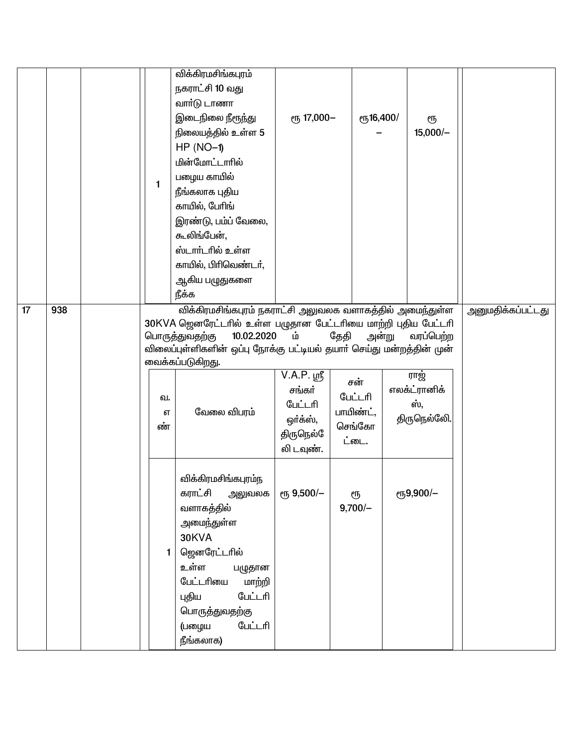| | | | | |
|---|---|---|---|---|
| | | | | |

| வ. எண் | வேலை விபரம் | | | |
|---|---|---|---|---|
| 1 | விக்கிரமசிங்கபுரம் நகராட்சி 10 வது வார்டு டாணா இடைநிலை நீரேந்து நிலையத்தில் உள்ள 5 HP (NO–1) மின்மோட்டாரில் பழைய காயில் நீங்கலாக புதிய காயில், பேரிங் இரண்டு, பம்ப் வேலை, கூலிங்பேன், ஸ்டார்டரில் உள்ள காயில், பிரிவெண்டர், ஆகிய பழுதுகளை நீக்க | ரூ 17,000– | ரூ16,400/– | ரூ 15,000/– |

**17 | 938** | | அனுமதிக்கப்பட்டது

விக்கிரமசிங்கபுரம் நகராட்சி அலுவலக வளாகத்தில் அமைந்துள்ள 30KVA ஜெனரேட்டரில் உள்ள பழுதான பேட்டரியை மாற்றி புதிய பேட்டரி பொருத்துவதற்கு 10.02.2020 ம் தேதி அன்று வரப்பெற்ற விலைப்புள்ளிகளின் ஒப்பு நோக்கு பட்டியல் தயார் செய்து மன்றத்தின் முன் வைக்கப்படுகிறது.

| வ. எண் | வேலை விபரம் | V.A.P. ஸ்ரீ சங்கர் பேட்டரி ஒர்க்ஸ், திருநெல்வேலி டவுண். | சன் பேட்டரி பாயிண்ட், செங்கோட்டை. | ராஜ் எலக்ட்ரானிக்ஸ், திருநெல்லேி. |
|---|---|---|---|---|
| 1 | விக்கிரமசிங்கபுரம்நகராட்சி அலுவலக வளாகத்தில் அமைந்துள்ள 30KVA ஜெனரேட்டரில் உள்ள பழுதான பேட்டரியை மாற்றி புதிய பேட்டரி பொருத்துவதற்கு (பழைய பேட்டரி நீங்கலாக) | ரூ 9,500/– | ரூ 9,700/– | ரூ9,900/– |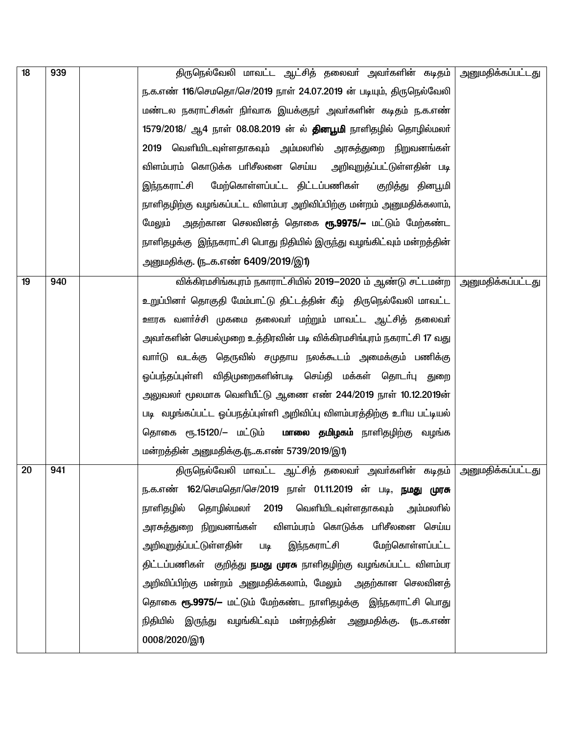| | | | | |
|---|---|---|---|---|
| 18 | 939 | | திருநெல்வேலி மாவட்ட ஆட்சித் தலைவர் அவர்களின் கடிதம் ந.க.எண் 116/செமதொ/செ/2019 நாள் 24.07.2019 ன் படியும், திருநெல்வேலி மண்டல நகராட்சிகள் நிர்வாக இயக்குநர் அவர்களின் கடிதம் ந.க.எண் 1579/2018/ ஆ4 நாள் 08.08.2019 ன் ல் **தினபூமி** நாளிதழில் தொழில்மலர் 2019 வெளியிடவுள்ளதாகவும் அம்மலரில் அரசுத்துறை நிறுவனங்கள் விளம்பரம் கொடுக்க பரிசீலனை செய்ய அறிவுறுத்தப்பட்டுள்ளதின் படி இந்நகராட்சி மேற்கொள்ளப்பட்ட திட்டப்பணிகள் குறித்து தினபூமி நாளிதழிற்கு வழங்கப்பட்ட விளம்பர அறிவிப்பிற்கு மன்றம் அனுமதிக்கலாம், மேலும் அதற்கான செலவினத் தொகை **ரூ.9975/–** மட்டும் மேற்கண்ட நாளிதழக்கு இந்நகராட்சி பொது நிதியில் இருந்து வழங்கிட்வும் மன்றத்தின் அனுமதிக்கு. (ந..க.எண் 6409/2019/இ1) | அனுமதிக்கப்பட்டது |
| 19 | 940 | | விக்கிரமசிங்கபுரம் நகராட்சியில் 2019–2020 ம் ஆண்டு சட்டமன்ற உறுப்பினர் தொகுதி மேம்பாட்டு திட்டத்தின் கீழ் திருநெல்வேலி மாவட்ட ஊரக வளர்ச்சி முகமை தலைவர் மற்றும் மாவட்ட ஆட்சித் தலைவர் அவர்களின் செயல்முறை உத்திரவின் படி விக்கிரமசிங்புரம் நகராட்சி 17 வது வார்டு வடக்கு தெருவில் சமுதாய நலக்கூடம் அமைக்கும் பணிக்கு ஓப்பந்தப்புள்ளி விதிமுறைகளின்படி செய்தி மக்கள் தொடர்பு துறை அலுவலர் மூலமாக வெளியீட்டு ஆணை எண் 244/2019 நாள் 10.12.2019ன் படி வழங்கப்பட்ட ஓப்பநத்ப்புள்ளி அறிவிப்பு விளம்பரத்திற்கு உரிய பட்டியல் தொகை ரூ.15120/– மட்டும் **மாலை தமிழகம்** நாளிதழிற்கு வழங்க மன்றத்தின் அனுமதிக்கு.(ந..க.எண் 5739/2019/இ1) | அனுமதிக்கப்பட்டது |
| 20 | 941 | | திருநெல்வேலி மாவட்ட ஆட்சித் தலைவர் அவர்களின் கடிதம் ந.க.எண் 162/செமதொ/செ/2019 நாள் 01.11.2019 ன் படி, **நமது முரசு** நாளிதழில் தொழில்மலர் 2019 வெளியிடவுள்ளதாகவும் அம்மலரில் அரசுத்துறை நிறுவனங்கள் விளம்பரம் கொடுக்க பரிசீலனை செய்ய அறிவுறுத்தப்பட்டுள்ளதின் படி இந்நகராட்சி மேற்கொள்ளப்பட்ட திட்டப்பணிகள் குறித்து **நமது முரசு** நாளிதழிற்கு வழங்கப்பட்ட விளம்பர அறிவிப்பிற்கு மன்றம் அனுமதிக்கலாம், மேலும் அதற்கான செலவினத் தொகை **ரூ.9975/–** மட்டும் மேற்கண்ட நாளிதழக்கு இந்நகராட்சி பொது நிதியில் இருந்து வழங்கிட்வும் மன்றத்தின் அனுமதிக்கு. (ந..க.எண் 0008/2020/இ1) | அனுமதிக்கப்பட்டது |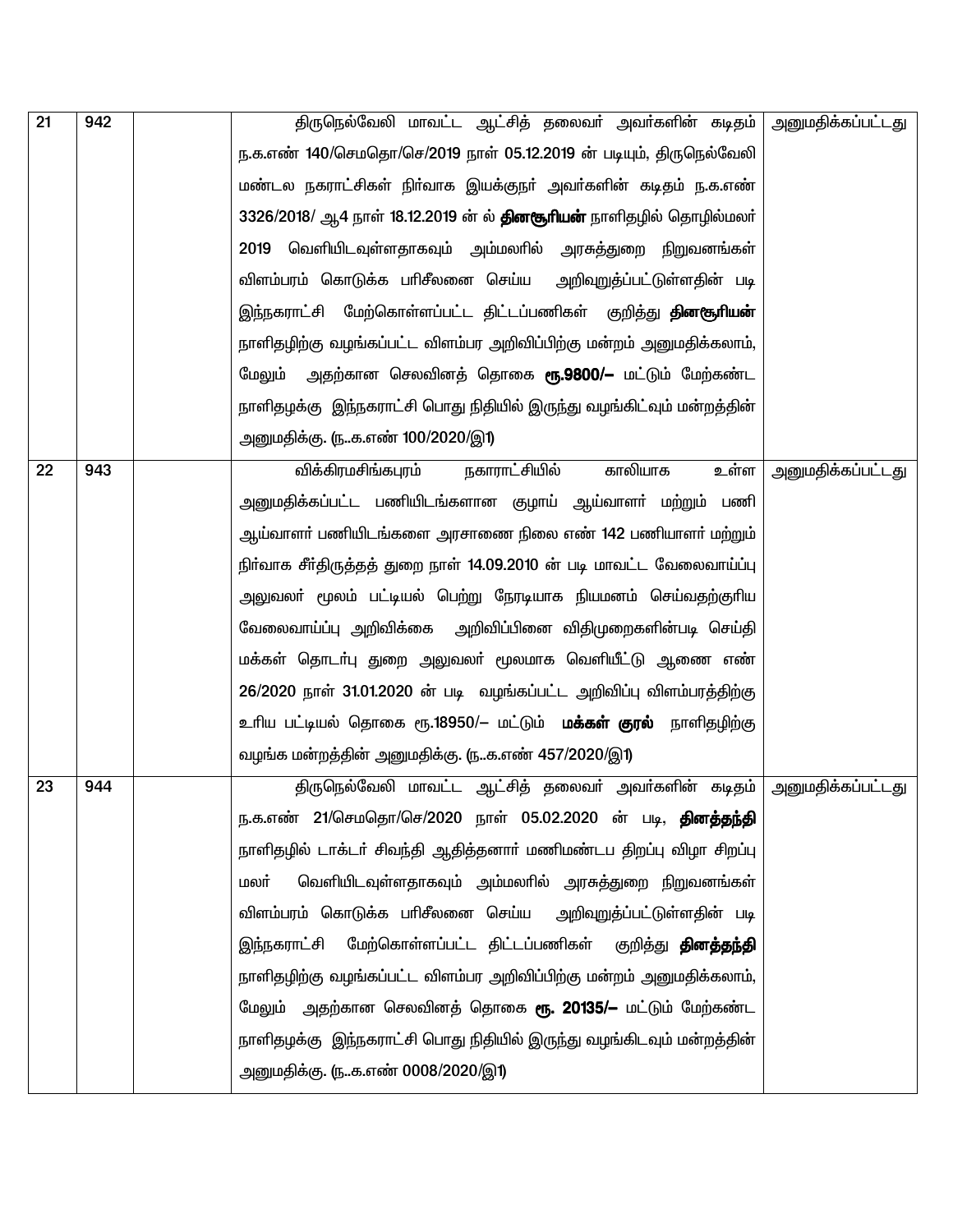| 21 | 942 | | திருநெல்வேலி மாவட்ட ஆட்சித் தலைவர் அவர்களின் கடிதம் ந.க.எண் 140/செமதொ/செ/2019 நாள் 05.12.2019 ன் படியும், திருநெல்வேலி மண்டல நகராட்சிகள் நிர்வாக இயக்குநர் அவர்களின் கடிதம் ந.க.எண் 3326/2018/ ஆ4 நாள் 18.12.2019 ன் ல் **தினசூரியன்** நாளிதழில் தொழில்மலர் 2019 வெளியிடவுள்ளதாகவும் அம்மலரில் அரசுத்துறை நிறுவனங்கள் விளம்பரம் கொடுக்க பரிசீலனை செய்ய அறிவுறுத்தப்பட்டுள்ளதின் படி இந்நகராட்சி மேற்கொள்ளப்பட்ட திட்டப்பணிகள் குறித்து **தினசூரியன்** நாளிதழிற்கு வழங்கப்பட்ட விளம்பர அறிவிப்பிற்கு மன்றம் அனுமதிக்கலாம், மேலும் அதற்கான செலவினத் தொகை **ரூ.9800/--** மட்டும் மேற்கண்ட நாளிதழக்கு இந்நகராட்சி பொது நிதியில் இருந்து வழங்கிட்வும் மன்றத்தின் அனுமதிக்கு. (ந..க.எண் 100/2020/இ1) | அனுமதிக்கப்பட்டது |
|---|---|---|---|---|
| 22 | 943 | | விக்கிரமசிங்கபுரம் நகாராட்சியில் காலியாக உள்ள அனுமதிக்கப்பட்ட பணியிடங்களான குழாய் ஆய்வாளர் மற்றும் பணி ஆய்வாளர் பணியிடங்களை அரசாணை நிலை எண் 142 பணியாளர் மற்றும் நிர்வாக சீர்திருத்தத் துறை நாள் 14.09.2010 ன் படி மாவட்ட வேலைவாய்ப்பு அலுவலர் மூலம் பட்டியல் பெற்று நேரடியாக நியமனம் செய்வதற்குரிய வேலைவாய்ப்பு அறிவிக்கை அறிவிப்பினை விதிமுறைகளின்படி செய்தி மக்கள் தொடர்பு துறை அலுவலர் மூலமாக வெளியீட்டு ஆணை எண் 26/2020 நாள் 31.01.2020 ன் படி வழங்கப்பட்ட அறிவிப்பு விளம்பரத்திற்கு உரிய பட்டியல் தொகை ரூ.18950/-- மட்டும் **மக்கள் குரல்** நாளிதழிற்கு வழங்க மன்றத்தின் அனுமதிக்கு. (ந..க.எண் 457/2020/இ1) | அனுமதிக்கப்பட்டது |
| 23 | 944 | | திருநெல்வேலி மாவட்ட ஆட்சித் தலைவர் அவர்களின் கடிதம் ந.க.எண் 21/செமதொ/செ/2020 நாள் 05.02.2020 ன் படி, **தினத்தந்தி** நாளிதழில் டாக்டர் சிவந்தி ஆதித்தனார் மணிமண்டப திறப்பு விழா சிறப்பு மலர் வெளியிடவுள்ளதாகவும் அம்மலரில் அரசுத்துறை நிறுவனங்கள் விளம்பரம் கொடுக்க பரிசீலனை செய்ய அறிவுறுத்தப்பட்டுள்ளதின் படி இந்நகராட்சி மேற்கொள்ளப்பட்ட திட்டப்பணிகள் குறித்து **தினத்தந்தி** நாளிதழிற்கு வழங்கப்பட்ட விளம்பர அறிவிப்பிற்கு மன்றம் அனுமதிக்கலாம், மேலும் அதற்கான செலவினத் தொகை **ரூ. 20135/--** மட்டும் மேற்கண்ட நாளிதழக்கு இந்நகராட்சி பொது நிதியில் இருந்து வழங்கிடவும் மன்றத்தின் அனுமதிக்கு. (ந..க.எண் 0008/2020/இ1) | அனுமதிக்கப்பட்டது |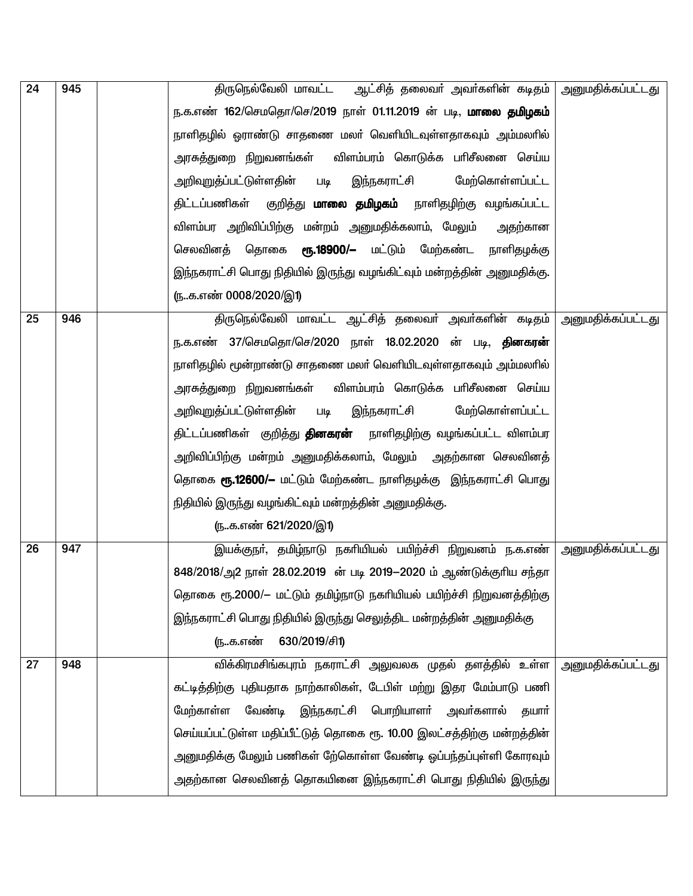| 24 | 945 | | திருநெல்வேலி மாவட்ட ஆட்சித் தலைவர் அவர்களின் கடிதம் ந.க.எண் 162/செமதொ/செ/2019 நாள் 01.11.2019 ன் படி, **மாலை தமிழகம்** நாளிதழில் ஓராண்டு சாதணை மலர் வெளியிடவுள்ளதாகவும் அம்மலரில் அரசுத்துறை நிறுவனங்கள் விளம்பரம் கொடுக்க பரிசீலனை செய்ய அறிவுறுத்தப்பட்டுள்ளதின் படி இந்நகராட்சி மேற்கொள்ளப்பட்ட திட்டப்பணிகள் குறித்து **மாலை தமிழகம்** நாளிதழிற்கு வழங்கப்பட்ட விளம்பர அறிவிப்பிற்கு மன்றம் அனுமதிக்கலாம், மேலும் அதற்கான செலவினத் தொகை **ரூ.18900/–** மட்டும் மேற்கண்ட நாளிதழக்கு இந்நகராட்சி பொது நிதியில் இருந்து வழங்கிட்வும் மன்றத்தின் அனுமதிக்கு. (ந..க.எண் 0008/2020/இ1) | அனுமதிக்கப்பட்டது |
|---|---|---|---|---|
| 25 | 946 | | திருநெல்வேலி மாவட்ட ஆட்சித் தலைவர் அவர்களின் கடிதம் ந.க.எண் 37/செமதொ/செ/2020 நாள் 18.02.2020 ன் படி, **தினகரன்** நாளிதழில் மூன்றாண்டு சாதணை மலர் வெளியிடவுள்ளதாகவும் அம்மலரில் அரசுத்துறை நிறுவனங்கள் விளம்பரம் கொடுக்க பரிசீலனை செய்ய அறிவுறுத்தப்பட்டுள்ளதின் படி இந்நகராட்சி மேற்கொள்ளப்பட்ட திட்டப்பணிகள் குறித்து **தினகரன்** நாளிதழிற்கு வழங்கப்பட்ட விளம்பர அறிவிப்பிற்கு மன்றம் அனுமதிக்கலாம், மேலும் அதற்கான செலவினத் தொகை **ரூ.12600/–** மட்டும் மேற்கண்ட நாளிதழக்கு இந்நகராட்சி பொது நிதியில் இருந்து வழங்கிட்வும் மன்றத்தின் அனுமதிக்கு. (ந..க.எண் 621/2020/இ1) | அனுமதிக்கப்பட்டது |
| 26 | 947 | | இயக்குநர், தமிழ்நாடு நகரியியல் பயிற்ச்சி நிறுவனம் ந.க.எண் 848/2018/அ2 நாள் 28.02.2019 ன் படி 2019–2020 ம் ஆண்டுக்குரிய சந்தா தொகை ரூ.2000/– மட்டும் தமிழ்நாடு நகரியியல் பயிற்ச்சி நிறுவனத்திற்கு இந்நகராட்சி பொது நிதியில் இருந்து செலுத்திட மன்றத்தின் அனுமதிக்கு (ந..க.எண் 630/2019/சி1) | அனுமதிக்கப்பட்டது |
| 27 | 948 | | விக்கிரமசிங்கபுரம் நகராட்சி அலுவலக முதல் தளத்தில் உள்ள கட்டித்திற்கு புதியதாக நாற்காலிகள், டேபிள் மற்று இதர மேம்பாடு பணி மேற்காள்ள வேண்டி இந்நகரட்சி பொறியாளர் அவர்களால் தயார் செய்யப்பட்டுள்ள மதிப்பீட்டுத் தொகை ரூ. 10.00 இலட்சத்திற்கு மன்றத்தின் அனுமதிக்கு மேலும் பணிகள் நேர்கொள்ள வேண்டி ஒப்பந்தப்புள்ளி கோரவும் அதற்கான செலவினத் தொகயினை இந்நகராட்சி பொது நிதியில் இருந்து | அனுமதிக்கப்பட்டது |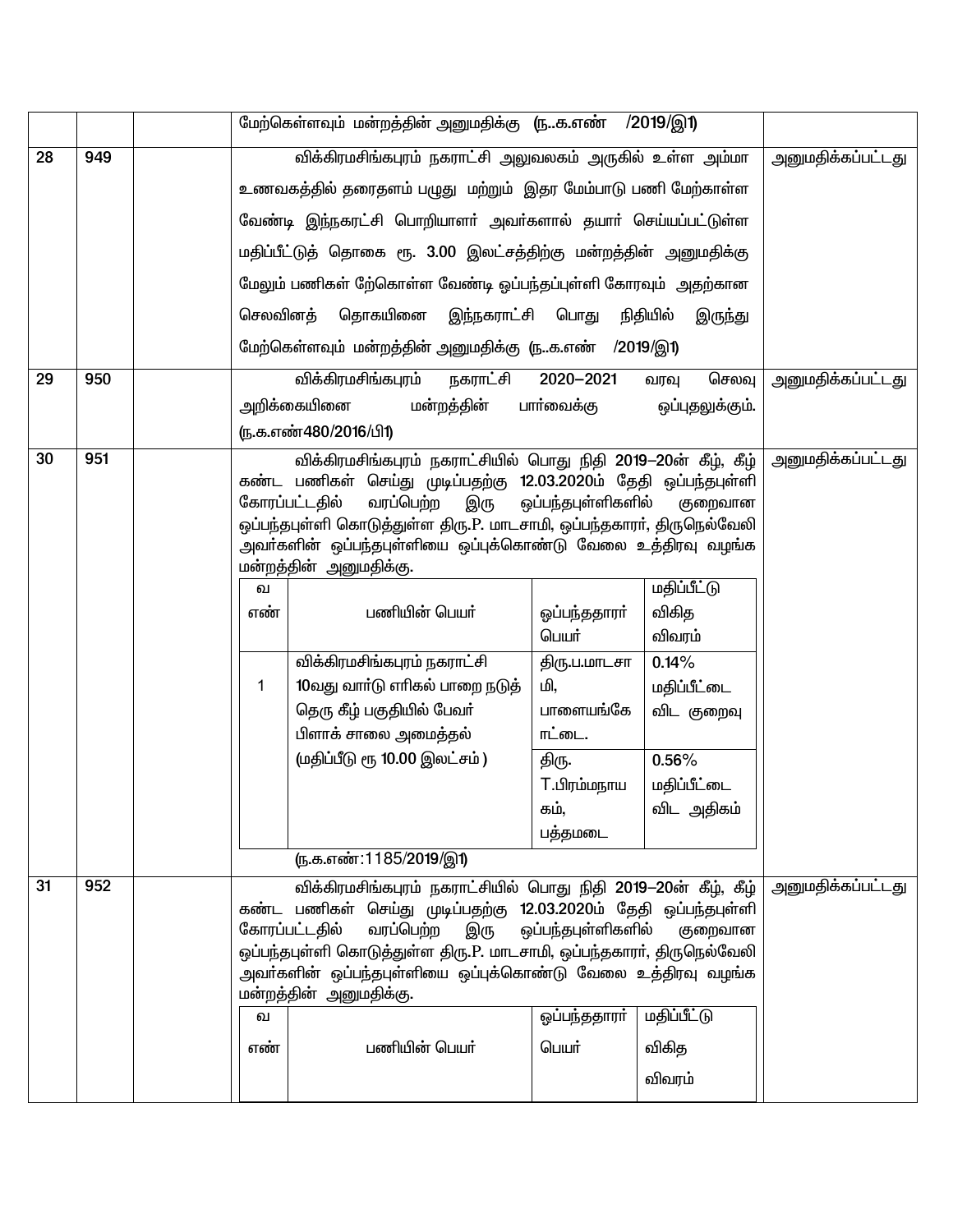| | | | | |
|---|---|---|---|---|
| | | | மேற்கொள்ளவும் மன்றத்தின் அனுமதிக்கு (ந..க.எண் /2019/இ1) | |
| 28 | 949 | | விக்கிரமசிங்கபுரம் நகராட்சி அலுவலகம் அருகில் உள்ள அம்மா உணவகத்தில் தரைதளம் பழுது மற்றும் இதர மேம்பாடு பணி மேற்காள்ள வேண்டி இந்நகரட்சி பொறியாளர் அவர்களால் தயார் செய்யப்பட்டுள்ள மதிப்பீட்டுத் தொகை ரூ. 3.00 இலட்சத்திற்கு மன்றத்தின் அனுமதிக்கு மேலும் பணிகள் ஏற்கொள்ள வேண்டி ஒப்பந்தப்புள்ளி கோரவும் அதற்கான செலவினத் தொகயினை இந்நகராட்சி பொது நிதியில் இருந்து மேற்கெள்ளவும் மன்றத்தின் அனுமதிக்கு (ந..க.எண் /2019/இ1) | அனுமதிக்கப்பட்டது |
| 29 | 950 | | விக்கிரமசிங்கபுரம் நகராட்சி 2020–2021 வரவு செலவு அறிக்கையினை மன்றத்தின் பார்வைக்கு ஒப்புதலுக்கும். (ந.க.எண்480/2016/பி1) | அனுமதிக்கப்பட்டது |
| 30 | 951 | | விக்கிரமசிங்கபுரம் நகராட்சியில் பொது நிதி 2019–20ன் கீழ், கீழ் கண்ட பணிகள் செய்து முடிப்பதற்கு 12.03.2020ம் தேதி ஒப்பந்தபுள்ளி கோரப்பட்டதில் வரப்பெற்ற இரு ஒப்பந்தபுள்ளிகளில் குறைவான ஒப்பந்தபுள்ளி கொடுத்துள்ள திரு.P. மாடசாமி, ஒப்பந்தகாரர், திருநெல்வேலி அவர்களின் ஒப்பந்தபுள்ளியை ஒப்புக்கொண்டு வேலை உத்திரவு வழங்க மன்றத்தின் அனுமதிக்கு. | அனுமதிக்கப்பட்டது |

| வ எண் | பணியின் பெயர் | ஒப்பந்ததாரர் பெயர் | மதிப்பீட்டு விகித விவரம் |
|---|---|---|---|
| 1 | விக்கிரமசிங்கபுரம் நகராட்சி 10வது வார்டு எரிகல் பாறை நடுத் தெரு கீழ் பகுதியில் பேவர் பிளாக் சாலை அமைத்தல் (மதிப்பீடு ரூ 10.00 இலட்சம் ) | திரு.ப.மாடசாமி, பாளையங்கோட்டை. | 0.14% மதிப்பீட்டை விட குறைவு |
| | | திரு. T.பிரம்மநாயகம், பத்தமடை | 0.56% மதிப்பீட்டை விட அதிகம் |

(ந.க.எண்:1185/2019/இ1)

| | | | | |
|---|---|---|---|---|
| 31 | 952 | | விக்கிரமசிங்கபுரம் நகராட்சியில் பொது நிதி 2019–20ன் கீழ், கீழ் கண்ட பணிகள் செய்து முடிப்பதற்கு 12.03.2020ம் தேதி ஒப்பந்தபுள்ளி கோரப்பட்டதில் வரப்பெற்ற இரு ஒப்பந்தபுள்ளிகளில் குறைவான ஒப்பந்தபுள்ளி கொடுத்துள்ள திரு.P. மாடசாமி, ஒப்பந்தகாரர், திருநெல்வேலி அவர்களின் ஒப்பந்தபுள்ளியை ஒப்புக்கொண்டு வேலை உத்திரவு வழங்க மன்றத்தின் அனுமதிக்கு. | அனுமதிக்கப்பட்டது |

| வ எண் | பணியின் பெயர் | ஒப்பந்ததாரர் பெயர் | மதிப்பீட்டு விகித விவரம் |
|---|---|---|---|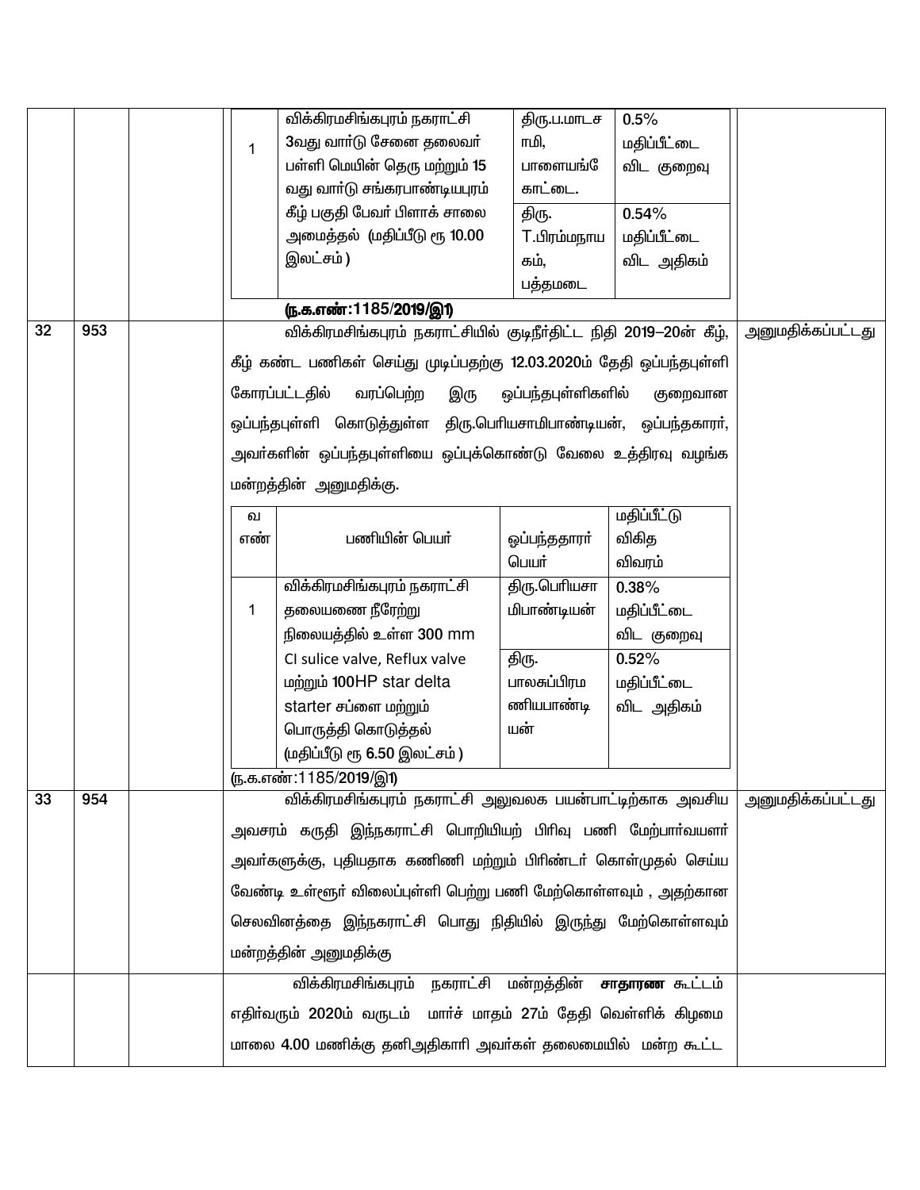| | | | | |
|---|---|---|---|---|
| | | | <table><tr><td>1</td><td>விக்கிரமசிங்கபுரம் நகராட்சி 3வது வார்டு சேனை தலைவர் பள்ளி மெயின் தெரு மற்றும் 15 வது வார்டு சங்கரபாண்டியபுரம் கீழ் பகுதி பேவர் பிளாக் சாலை அமைத்தல் (மதிப்பீடு ரூ 10.00 இலட்சம் )</td><td>திரு.ப.மாடசாமி, பாளையங்கோட்டை.</td><td>0.5% மதிப்பீட்டை விட குறைவு</td></tr><tr><td></td><td></td><td>திரு. T.பிரம்மநாயகம், பத்தமடை</td><td>0.54% மதிப்பீட்டை விட அதிகம்</td></tr></table> **(ந.க.எண்:1185/2019/இ1)** | |
| 32 | 953 | | விக்கிரமசிங்கபுரம் நகராட்சியில் குடிநீர்திட்ட நிதி 2019–20ன் கீழ், கீழ் கண்ட பணிகள் செய்து முடிப்பதற்கு 12.03.2020ம் தேதி ஒப்பந்தபுள்ளி கோரப்பட்டதில் வரப்பெற்ற இரு ஒப்பந்தபுள்ளிகளில் குறைவான ஒப்பந்தபுள்ளி கொடுத்துள்ள திரு.பெரியசாமிபாண்டியன், ஒப்பந்தகாரர், அவர்களின் ஒப்பந்தபுள்ளியை ஒப்புக்கொண்டு வேலை உத்திரவு வழங்க மன்றத்தின் அனுமதிக்கு. <table><tr><th>வ எண்</th><th>பணியின் பெயர்</th><th>ஒப்பந்ததாரர் பெயர்</th><th>மதிப்பீட்டு விகித விவரம்</th></tr><tr><td>1</td><td>விக்கிரமசிங்கபுரம் நகராட்சி தலையணை நீரேற்று நிலையத்தில் உள்ள 300 mm CI sulice valve, Reflux valve மற்றும் 100HP star delta starter சப்ளை மற்றும் பொருத்தி கொடுத்தல் (மதிப்பீடு ரூ 6.50 இலட்சம் )</td><td>திரு.பெரியசாமிபாண்டியன்</td><td>0.38% மதிப்பீட்டை விட குறைவு</td></tr><tr><td></td><td></td><td>திரு. பாலசுப்பிரமணியபாண்டியன்</td><td>0.52% மதிப்பீட்டை விட அதிகம்</td></tr></table> (ந.க.எண்:1185/2019/இ1) | அனுமதிக்கப்பட்டது |
| 33 | 954 | | விக்கிரமசிங்கபுரம் நகராட்சி அலுவலக பயன்பாட்டிற்காக அவசிய அவசரம் கருதி இந்நகராட்சி பொறியியற் பிரிவு பணி மேற்பார்வயளர் அவர்களுக்கு, புதியதாக கணிணி மற்றும் பிரிண்டர் கொள்முதல் செய்ய வேண்டி உள்ளூர் விலைப்புள்ளி பெற்று பணி மேற்கொள்ளவும் , அதற்கான செலவினத்தை இந்நகராட்சி பொது நிதியில் இருந்து மேற்கொள்ளவும் மன்றத்தின் அனுமதிக்கு | அனுமதிக்கப்பட்டது |
| | | | விக்கிரமசிங்கபுரம் நகராட்சி மன்றத்தின் **சாதாரண** கூட்டம் எதிர்வரும் 2020ம் வருடம் மார்ச் மாதம் 27ம் தேதி வெள்ளிக் கிழமை மாலை 4.00 மணிக்கு தனிஅதிகாரி அவர்கள் தலைமையில் மன்ற கூட்ட | |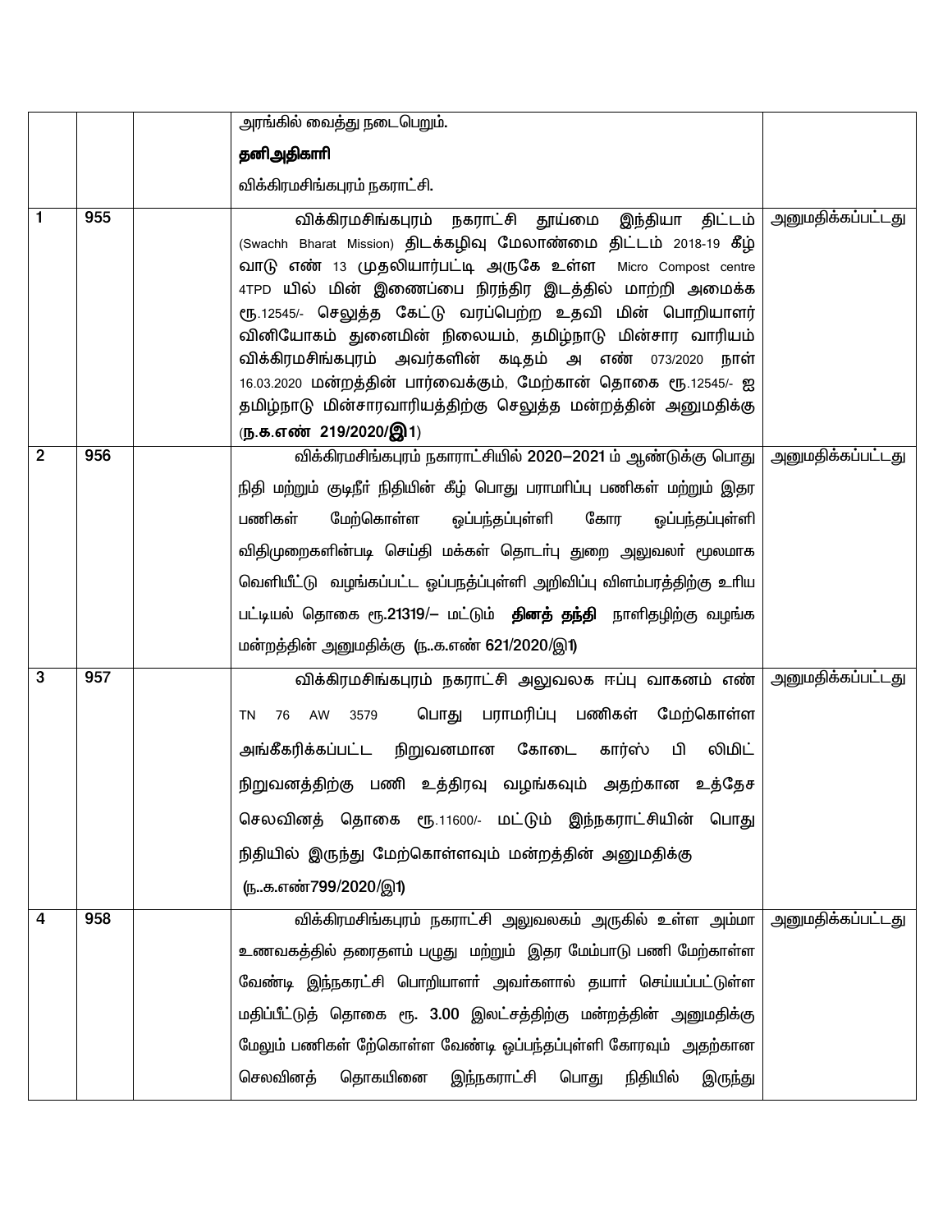| | | | | |
|---|---|---|---|---|
| | | | அரங்கில் வைத்து நடைபெறும்.<br><br>**தனிஅதிகாரி**<br><br>விக்கிரமசிங்கபுரம் நகராட்சி. | |
| 1 | 955 | | விக்கிரமசிங்கபுரம் நகராட்சி தூய்மை இந்தியா திட்டம் (Swachh Bharat Mission) திடக்கழிவு மேலாண்மை திட்டம் 2018-19 கீழ் வாடு எண் 13 முதலியார்பட்டி அருகே உள்ள Micro Compost centre 4TPD யில் மின் இணைப்பை நிரந்திர இடத்தில் மாற்றி அமைக்க ரூ.12545/- செலுத்த கேட்டு வரப்பெற்ற உதவி மின் பொறியாளர் வினியோகம் துனைமின் நிலையம், தமிழ்நாடு மின்சார வாரியம் விக்கிரமசிங்கபுரம் அவர்களின் கடிதம் அ எண் 073/2020 நாள் 16.03.2020 மன்றத்தின் பார்வைக்கும், மேற்கான் தொகை ரூ.12545/- ஐ தமிழ்நாடு மின்சாரவாரியத்திற்கு செலுத்த மன்றத்தின் அனுமதிக்கு **(ந.க.எண் 219/2020/இ1)** | அனுமதிக்கப்பட்டது |
| 2 | 956 | | விக்கிரமசிங்கபுரம் நகராட்சியில் 2020–2021 ம் ஆண்டுக்கு பொது நிதி மற்றும் குடிநீர் நிதியின் கீழ் பொது பராமரிப்பு பணிகள் மற்றும் இதர பணிகள் மேற்கொள்ள ஒப்பந்தப்புள்ளி கோர ஒப்பந்தப்புள்ளி விதிமுறைகளின்படி செய்தி மக்கள் தொடர்பு துறை அலுவலர் மூலமாக வெளியீட்டு வழங்கப்பட்ட ஒப்பநத்ப்புள்ளி அறிவிப்பு விளம்பரத்திற்கு உரிய பட்டியல் தொகை ரூ.21319/– மட்டும் **தினத் தந்தி** நாளிதழிற்கு வழங்க மன்றத்தின் அனுமதிக்கு **(ந..க.எண் 621/2020/இ1)** | அனுமதிக்கப்பட்டது |
| 3 | 957 | | விக்கிரமசிங்கபுரம் நகராட்சி அலுவலக ஈப்பு வாகனம் எண் TN 76 AW 3579 பொது பராமரிப்பு பணிகள் மேற்கொள்ள அங்கீகரிக்கப்பட்ட நிறுவனமான கோடை கார்ஸ் பி லிமிட் நிறுவனத்திற்கு பணி உத்திரவு வழங்கவும் அதற்கான உத்தேச செலவினத் தொகை ரூ.11600/- மட்டும் இந்நகராட்சியின் பொது நிதியில் இருந்து மேற்கொள்ளவும் மன்றத்தின் அனுமதிக்கு **(ந..க.எண்799/2020/இ1)** | அனுமதிக்கப்பட்டது |
| 4 | 958 | | விக்கிரமசிங்கபுரம் நகராட்சி அலுவலகம் அருகில் உள்ள அம்மா உணவகத்தில் தரைதளம் பழுது மற்றும் இதர மேம்பாடு பணி மேற்காள்ள வேண்டி இந்நகரட்சி பொறியாளர் அவர்களால் தயார் செய்யப்பட்டுள்ள மதிப்பீட்டுத் தொகை ரூ. 3.00 இலட்சத்திற்கு மன்றத்தின் அனுமதிக்கு மேலும் பணிகள் ேற்கொள்ள வேண்டி ஒப்பந்தப்புள்ளி கோரவும் அதற்கான செலவினத் தொகயினை இந்நகராட்சி பொது நிதியில் இருந்து | அனுமதிக்கப்பட்டது |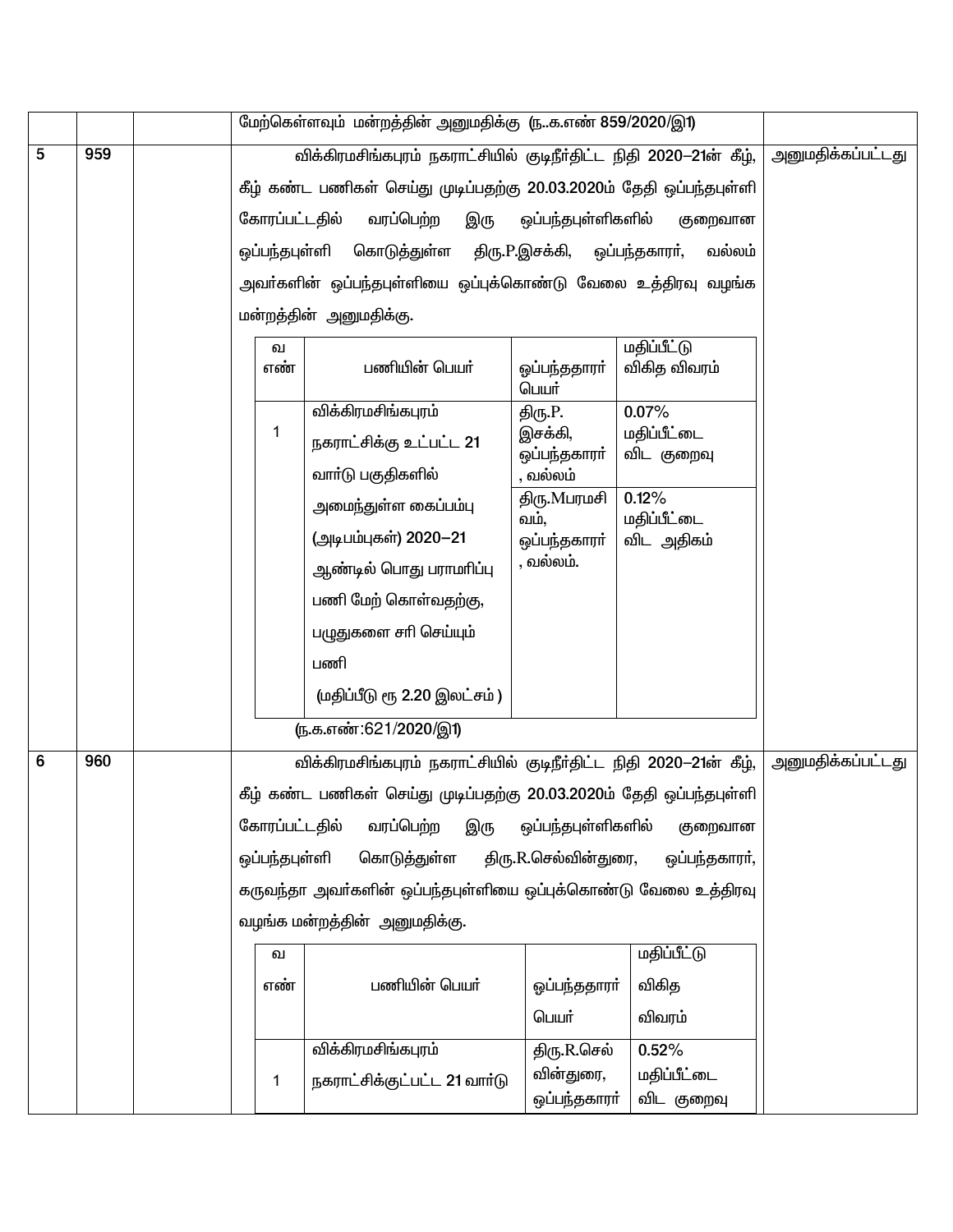| | | | | |
|---|---|---|---|---|
| | | | மேற்கொள்ளவும் மன்றத்தின் அனுமதிக்கு (ந..க.எண் 859/2020/இ1) | |
| 5 | 959 | | விக்கிரமசிங்கபுரம் நகராட்சியில் குடிநீர்திட்ட நிதி 2020–21ன் கீழ், கீழ் கண்ட பணிகள் செய்து முடிப்பதற்கு 20.03.2020ம் தேதி ஒப்பந்தபுள்ளி கோரப்பட்டதில் வரப்பெற்ற இரு ஒப்பந்தபுள்ளிகளில் குறைவான ஒப்பந்தபுள்ளி கொடுத்துள்ள திரு.P.இசக்கி, ஒப்பந்தகாரர், வல்லம் அவர்களின் ஒப்பந்தபுள்ளியை ஒப்புக்கொண்டு வேலை உத்திரவு வழங்க மன்றத்தின் அனுமதிக்கு. | அனுமதிக்கப்பட்டது |
| 6 | 960 | | விக்கிரமசிங்கபுரம் நகராட்சியில் குடிநீர்திட்ட நிதி 2020–21ன் கீழ், கீழ் கண்ட பணிகள் செய்து முடிப்பதற்கு 20.03.2020ம் தேதி ஒப்பந்தபுள்ளி கோரப்பட்டதில் வரப்பெற்ற இரு ஒப்பந்தபுள்ளிகளில் குறைவான ஒப்பந்தபுள்ளி கொடுத்துள்ள திரு.R.செல்வின்துரை, ஒப்பந்தகாரர், கருவந்தா அவர்களின் ஒப்பந்தபுள்ளியை ஒப்புக்கொண்டு வேலை உத்திரவு வழங்க மன்றத்தின் அனுமதிக்கு. | அனுமதிக்கப்பட்டது |

**தீர்மானம் 959 – விவரம்:**

| வ எண் | பணியின் பெயர் | ஒப்பந்ததாரர் பெயர் | மதிப்பீட்டு விகித விவரம் |
|---|---|---|---|
| 1 | விக்கிரமசிங்கபுரம் நகராட்சிக்கு உட்பட்ட 21 வார்டு பகுதிகளில் அமைந்துள்ள கைப்பம்பு (அடிபம்புகள்) 2020–21 ஆண்டில் பொது பராமரிப்பு பணி மேற் கொள்வதற்கு, பழுதுகளை சரி செய்யும் பணி (மதிப்பீடு ரூ 2.20 இலட்சம் ) | திரு.P. இசக்கி, ஒப்பந்தகாரர், வல்லம் | 0.07% மதிப்பீட்டை விட குறைவு |
| | | திரு.Mபரமசிவம், ஒப்பந்தகாரர், வல்லம். | 0.12% மதிப்பீட்டை விட அதிகம் |

(ந.க.எண்:621/2020/இ1)

**தீர்மானம் 960 – விவரம்:**

| வ எண் | பணியின் பெயர் | ஒப்பந்ததாரர் பெயர் | மதிப்பீட்டு விகித விவரம் |
|---|---|---|---|
| 1 | விக்கிரமசிங்கபுரம் நகராட்சிக்குட்பட்ட 21 வார்டு | திரு.R.செல்வின்துரை, ஒப்பந்தகாரர் | 0.52% மதிப்பீட்டை விட குறைவு |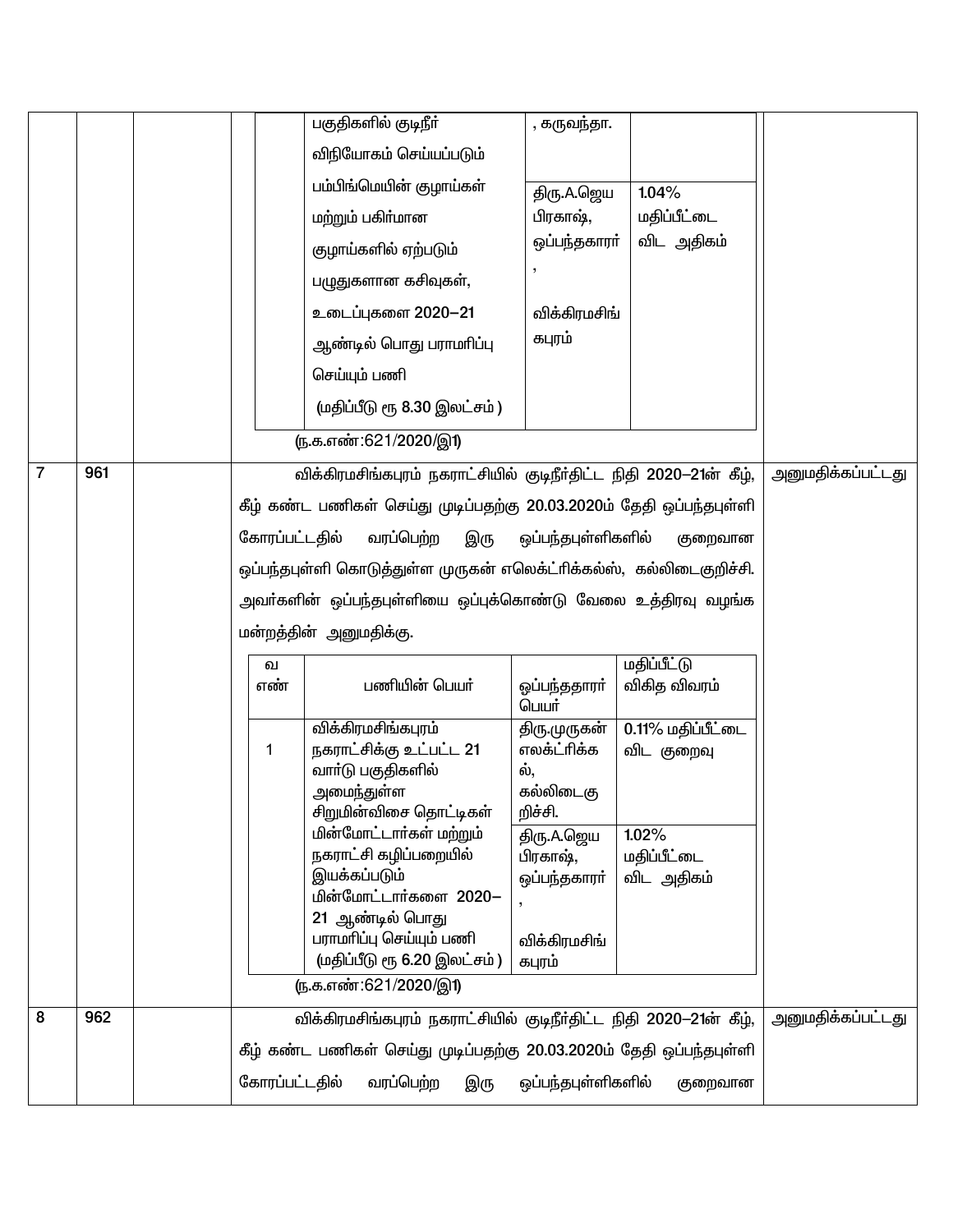| | | | | |
|---|---|---|---|---|
| | | | பகுதிகளில் குடிநீர் விநியோகம் செய்யப்படும் பம்பிங்மெயின் குழாய்கள் மற்றும் பகிர்மான குழாய்களில் ஏற்படும் பழுதுகளான கசிவுகள், உடைப்புகளை 2020–21 ஆண்டில் பொது பராமரிப்பு செய்யும் பணி (மதிப்பீடு ரூ 8.30 இலட்சம் ) \| , கருவந்தா. \| <br> திரு.A.ஜெய பிரகாஷ், ஒப்பந்தகாரர், விக்கிரமசிங்கபுரம் \| 1.04% மதிப்பீட்டை விட அதிகம் <br><br> (ந.க.எண்:621/2020/இ1) | |
| 7 | 961 | | விக்கிரமசிங்கபுரம் நகராட்சியில் குடிநீர்திட்ட நிதி 2020–21ன் கீழ், கீழ் கண்ட பணிகள் செய்து முடிப்பதற்கு 20.03.2020ம் தேதி ஒப்பந்தபுள்ளி கோரப்பட்டதில் வரப்பெற்ற இரு ஒப்பந்தபுள்ளிகளில் குறைவான ஒப்பந்தபுள்ளி கொடுத்துள்ள முருகன் எலெக்ட்ரிக்கல்ஸ், கல்லிடைகுறிச்சி. அவர்களின் ஒப்பந்தபுள்ளியை ஒப்புக்கொண்டு வேலை உத்திரவு வழங்க மன்றத்தின் அனுமதிக்கு. | அனுமதிக்கப்பட்டது |
| 8 | 962 | | விக்கிரமசிங்கபுரம் நகராட்சியில் குடிநீர்திட்ட நிதி 2020–21ன் கீழ், கீழ் கண்ட பணிகள் செய்து முடிப்பதற்கு 20.03.2020ம் தேதி ஒப்பந்தபுள்ளி கோரப்பட்டதில் வரப்பெற்ற இரு ஒப்பந்தபுள்ளிகளில் குறைவான | அனுமதிக்கப்பட்டது |

| வ எண் | பணியின் பெயர் | ஒப்பந்ததாரர் பெயர் | மதிப்பீட்டு விகித விவரம் |
|---|---|---|---|
| 1 | விக்கிரமசிங்கபுரம் நகராட்சிக்கு உட்பட்ட 21 வார்டு பகுதிகளில் அமைந்துள்ள சிறுமின்விசை தொட்டிகள் மின்மோட்டார்கள் மற்றும் நகராட்சி கழிப்பறையில் இயக்கப்படும் மின்மோட்டார்களை 2020–21 ஆண்டில் பொது பராமரிப்பு செய்யும் பணி (மதிப்பீடு ரூ 6.20 இலட்சம் ) | திரு.முருகன் எலக்ட்ரிக்கல், கல்லிடைகுறிச்சி. | 0.11% மதிப்பீட்டை விட குறைவு |
| | | திரு.A.ஜெய பிரகாஷ், ஒப்பந்தகாரர், விக்கிரமசிங்கபுரம் | 1.02% மதிப்பீட்டை விட அதிகம் |

(ந.க.எண்:621/2020/இ1)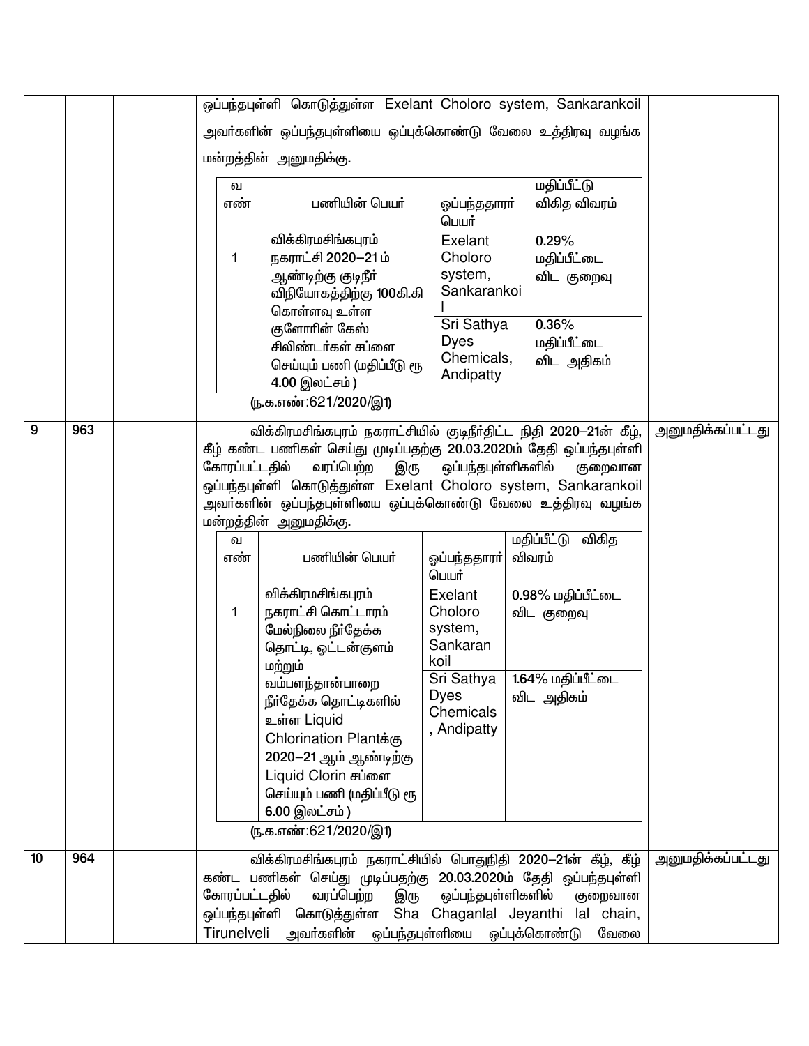| | | | ஒப்பந்தபுள்ளி கொடுத்துள்ள Exelant Choloro system, Sankarankoil அவர்களின் ஒப்பந்தபுள்ளியை ஒப்புக்கொண்டு வேலை உத்திரவு வழங்க மன்றத்தின் அனுமதிக்கு.<br><br>வ எண்: 1<br>பணியின் பெயர்: விக்கிரமசிங்கபுரம் நகராட்சி 2020–21ம் ஆண்டிற்கு குடிநீர் விநியோகத்திற்கு 100கி.கி கொள்ளவு உள்ள குளோரின் கேஸ் சிலிண்டர்கள் சப்ளை செய்யும் பணி (மதிப்பீடு ரூ 4.00 இலட்சம்)<br>ஒப்பந்ததாரர் பெயர் / மதிப்பீட்டு விகித விவரம்:<br>Exelant Choloro system, Sankarankoil — 0.29% மதிப்பீட்டை விட குறைவு<br>Sri Sathya Dyes Chemicals, Andipatty — 0.36% மதிப்பீட்டை விட அதிகம்<br><br>(ந.க.எண்:621/2020/இ1) | |
|---|---|---|---|---|
| 9 | 963 | | விக்கிரமசிங்கபுரம் நகராட்சியில் குடிநீர்திட்ட நிதி 2020–21ன் கீழ், கீழ் கண்ட பணிகள் செய்து முடிப்பதற்கு 20.03.2020ம் தேதி ஒப்பந்தபுள்ளி கோரப்பட்டதில் வரப்பெற்ற இரு ஒப்பந்தபுள்ளிகளில் குறைவான ஒப்பந்தபுள்ளி கொடுத்துள்ள Exelant Choloro system, Sankarankoil அவர்களின் ஒப்பந்தபுள்ளியை ஒப்புக்கொண்டு வேலை உத்திரவு வழங்க மன்றத்தின் அனுமதிக்கு.<br><br>வ எண்: 1<br>பணியின் பெயர்: விக்கிரமசிங்கபுரம் நகராட்சி கொட்டாரம் மேல்நிலை நீர்தேக்க தொட்டி, ஒட்டன்குளம் மற்றும் வம்பளந்தான்பாறை நீர்தேக்க தொட்டிகளில் உள்ள Liquid Chlorination Plantக்கு 2020–21 ஆம் ஆண்டிற்கு Liquid Clorin சப்ளை செய்யும் பணி (மதிப்பீடு ரூ 6.00 இலட்சம்)<br>ஒப்பந்ததாரர் பெயர் / மதிப்பீட்டு விகித விவரம்:<br>Exelant Choloro system, Sankarankoil — 0.98% மதிப்பீட்டை விட குறைவு<br>Sri Sathya Dyes Chemicals, Andipatty — 1.64% மதிப்பீட்டை விட அதிகம்<br><br>(ந.க.எண்:621/2020/இ1) | அனுமதிக்கப்பட்டது |
| 10 | 964 | | விக்கிரமசிங்கபுரம் நகராட்சியில் பொதுநிதி 2020–21ன் கீழ், கீழ் கண்ட பணிகள் செய்து முடிப்பதற்கு 20.03.2020ம் தேதி ஒப்பந்தபுள்ளி கோரப்பட்டதில் வரப்பெற்ற இரு ஒப்பந்தபுள்ளிகளில் குறைவான ஒப்பந்தபுள்ளி கொடுத்துள்ள Sha Chaganlal Jeyanthi lal chain, Tirunelveli அவர்களின் ஒப்பந்தபுள்ளியை ஒப்புக்கொண்டு வேலை | அனுமதிக்கப்பட்டது |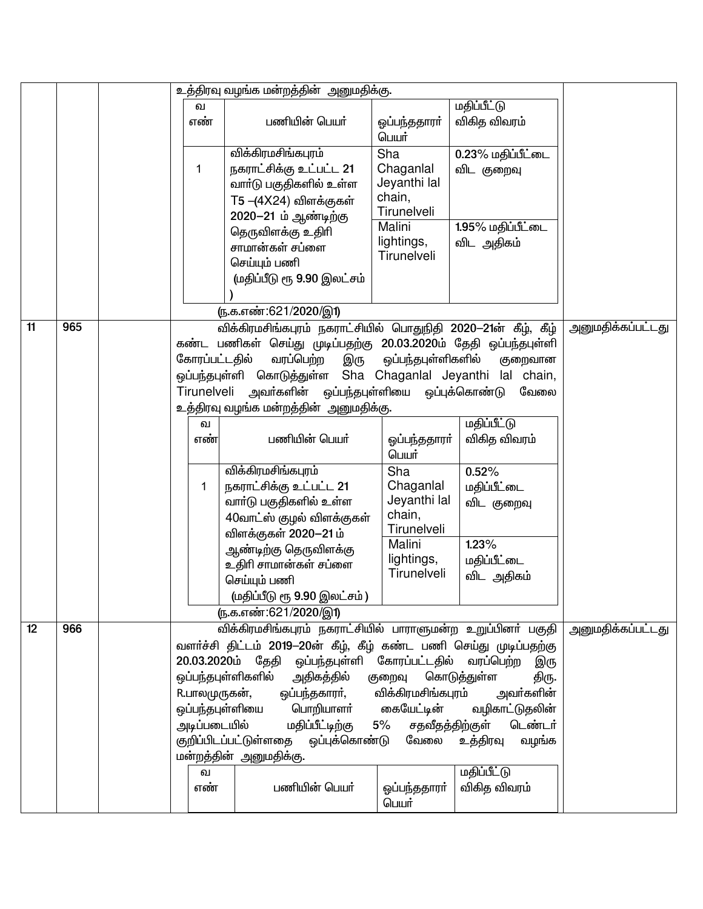| | | | | |
|---|---|---|---|---|
| | | | உத்திரவு வழங்க மன்றத்தின் அனுமதிக்கு.<br><br>\| வ எண் \| பணியின் பெயர் \| ஒப்பந்ததாரர் பெயர் \| மதிப்பீட்டு விகித விவரம் \|<br>\| 1 \| விக்கிரமசிங்கபுரம் நகராட்சிக்கு உட்பட்ட 21 வார்டு பகுதிகளில் உள்ள T5 –(4X24) விளக்குகள் 2020–21 ம் ஆண்டிற்கு தெருவிளக்கு உதிரி சாமான்கள் சப்ளை செய்யும் பணி (மதிப்பீடு ரூ 9.90 இலட்சம் ) \| Sha Chaganlal Jeyanthi lal chain, Tirunelveli \| 0.23% மதிப்பீட்டை விட குறைவு \|<br>\| \| \| Malini lightings, Tirunelveli \| 1.95% மதிப்பீட்டை விட அதிகம் \|<br><br>(ந.க.எண்:621/2020/இ1) | |
| 11 | 965 | | விக்கிரமசிங்கபுரம் நகராட்சியில் பொதுநிதி 2020–21ன் கீழ், கீழ் கண்ட பணிகள் செய்து முடிப்பதற்கு 20.03.2020ம் தேதி ஒப்பந்தபுள்ளி கோரப்பட்டதில் வரப்பெற்ற இரு ஒப்பந்தபுள்ளிகளில் குறைவான ஒப்பந்தபுள்ளி கொடுத்துள்ள Sha Chaganlal Jeyanthi lal chain, Tirunelveli அவர்களின் ஒப்பந்தபுள்ளியை ஒப்புக்கொண்டு வேலை உத்திரவு வழங்க மன்றத்தின் அனுமதிக்கு.<br><br>\| வ எண் \| பணியின் பெயர் \| ஒப்பந்ததாரர் பெயர் \| மதிப்பீட்டு விகித விவரம் \|<br>\| 1 \| விக்கிரமசிங்கபுரம் நகராட்சிக்கு உட்பட்ட 21 வார்டு பகுதிகளில் உள்ள 40வாட்ஸ் குழல் விளக்குகள் விளக்குகள் 2020–21 ம் ஆண்டிற்கு தெருவிளக்கு உதிரி சாமான்கள் சப்ளை செய்யும் பணி (மதிப்பீடு ரூ 9.90 இலட்சம் ) \| Sha Chaganlal Jeyanthi lal chain, Tirunelveli \| 0.52% மதிப்பீட்டை விட குறைவு \|<br>\| \| \| Malini lightings, Tirunelveli \| 1.23% மதிப்பீட்டை விட அதிகம் \|<br><br>(ந.க.எண்:621/2020/இ1) | அனுமதிக்கப்பட்டது |
| 12 | 966 | | விக்கிரமசிங்கபுரம் நகராட்சியில் பாராளுமன்ற உறுப்பினர் பகுதி வளர்ச்சி திட்டம் 2019–20ன் கீழ், கீழ் கண்ட பணி செய்து முடிப்பதற்கு 20.03.2020ம் தேதி ஒப்பந்தபுள்ளி கோரப்பட்டதில் வரப்பெற்ற இரு ஒப்பந்தபுள்ளிகளில் அதிகத்தில் குறைவு கொடுத்துள்ள திரு. R.பாலமுருகன், ஒப்பந்தகாரர், விக்கிரமசிங்கபுரம் அவர்களின் ஒப்பந்தபுள்ளியை பொறியாளர் கையேட்டின் வழிகாட்டுதலின் அடிப்படையில் மதிப்பீட்டிற்கு 5% சதவீதத்திற்குள் டெண்டர் குறிப்பிடப்பட்டுள்ளதை ஒப்புக்கொண்டு வேலை உத்திரவு வழங்க மன்றத்தின் அனுமதிக்கு.<br><br>\| வ எண் \| பணியின் பெயர் \| ஒப்பந்ததாரர் பெயர் \| மதிப்பீட்டு விகித விவரம் \| | அனுமதிக்கப்பட்டது |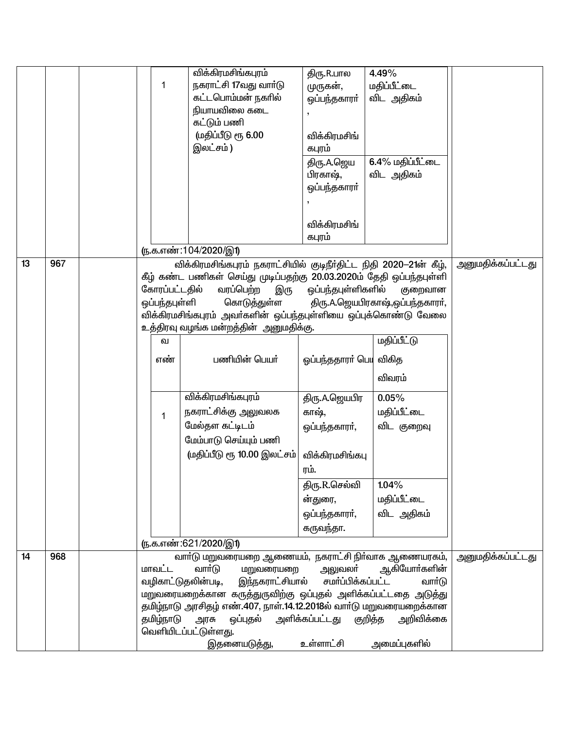| | | | | |
|---|---|---|---|---|
| | | | | |

| | | | |
|---|---|---|---|
| 1 | விக்கிரமசிங்கபுரம் நகராட்சி 17வது வார்டு கட்டபொம்மன் நகரில் நியாயவிலை கடை கட்டும் பணி (மதிப்பீடு ரூ 6.00 இலட்சம் ) | திரு.R.பால முருகன், ஒப்பந்தகாரர், விக்கிரமசிங் கபுரம் | 4.49% மதிப்பீட்டை விட அதிகம் |
| | | திரு.A.ஜெய பிரகாஷ், ஒப்பந்தகாரர், விக்கிரமசிங் கபுரம் | 6.4% மதிப்பீட்டை விட அதிகம் |

(ந.க.எண்:104/2020/இ1)

**13 — 967** — அனுமதிக்கப்பட்டது

விக்கிரமசிங்கபுரம் நகராட்சியில் குடிநீர்திட்ட நிதி 2020–21ன் கீழ், கீழ் கண்ட பணிகள் செய்து முடிப்பதற்கு 20.03.2020ம் தேதி ஒப்பந்தபுள்ளி கோரப்பட்டதில் வரப்பெற்ற இரு ஒப்பந்தபுள்ளிகளில் குறைவான ஒப்பந்தபுள்ளி கொடுத்துள்ள திரு.A.ஜெயபிரகாஷ்,ஒப்பந்தகாரர், விக்கிரமசிங்கபுரம் அவர்களின் ஒப்பந்தபுள்ளியை ஒப்புக்கொண்டு வேலை உத்திரவு வழங்க மன்றத்தின் அனுமதிக்கு.

| வ எண் | பணியின் பெயர் | ஒப்பந்ததாரர் பெய | மதிப்பீட்டு விகித விவரம் |
|---|---|---|---|
| 1 | விக்கிரமசிங்கபுரம் நகராட்சிக்கு அலுவலக மேல்தள கட்டிடம் மேம்பாடு செய்யும் பணி (மதிப்பீடு ரூ 10.00 இலட்சம் | திரு.A.ஜெயபிர காஷ், ஒப்பந்தகாரர், விக்கிரமசிங்கபு ரம். | 0.05% மதிப்பீட்டை விட குறைவு |
| | | திரு.R.செல்வி ன்துரை, ஒப்பந்தகாரர், கருவந்தா. | 1.04% மதிப்பீட்டை விட அதிகம் |

(ந.க.எண்:621/2020/இ1)

**14 — 968** — அனுமதிக்கப்பட்டது

வார்டு மறுவரையறை ஆணையம், நகராட்சி நிர்வாக ஆணையரகம், மாவட்ட வார்டு மறுவரையறை அலுவலர் ஆகியோர்களின் வழிகாட்டுதலின்படி, இந்நகராட்சியால் சமர்ப்பிக்கப்பட்ட வார்டு மறுவரையறைக்கான கருத்துருவிற்கு ஒப்புதல் அளிக்கப்பட்டதை அடுத்து தமிழ்நாடு அரசிதழ் எண்.407, நாள்.14.12.2018ல் வார்டு மறுவரையறைக்கான தமிழ்நாடு அரசு ஒப்புதல் அளிக்கப்பட்டது குறித்த அறிவிக்கை வெளியிடப்பட்டுள்ளது.

இதனையடுத்து, உள்ளாட்சி அமைப்புகளில்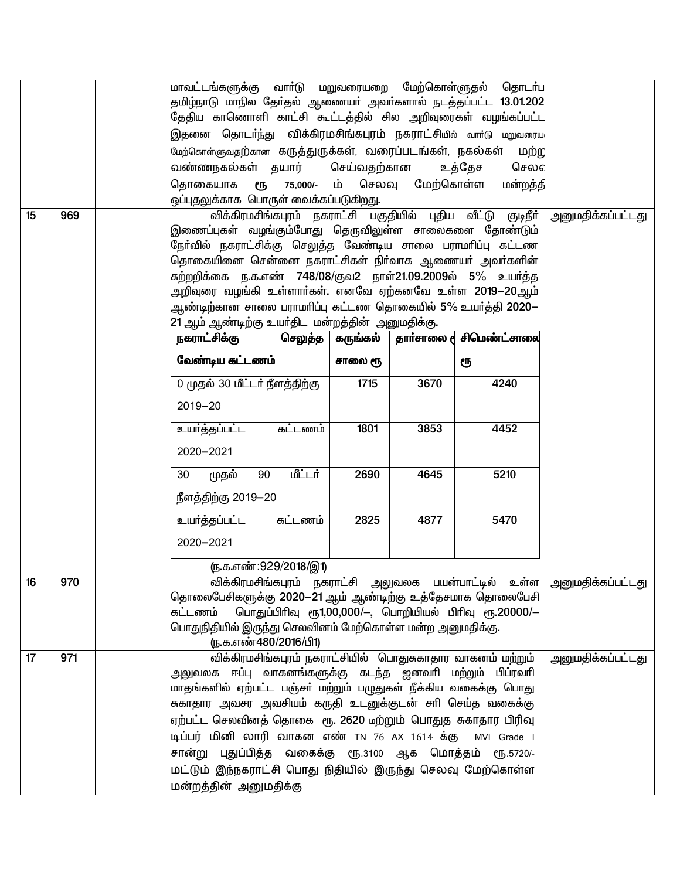| | | | | |
|---|---|---|---|---|
| | | | மாவட்டங்களுக்கு வார்டு மறுவரையறை மேற்கொள்ளுதல் தொடர்ப தமிழ்நாடு மாநில தேர்தல் ஆணையர் அவர்களால் நடத்தப்பட்ட 13.01.202 தேதிய காணொளி காட்சி கூட்டத்தில் சில அறிவுரைகள் வழங்கப்பட்ட இதனை தொடர்ந்து விக்கிரமசிங்கபுரம் நகராட்சியில் வார்டு மறுவரையற மேற்கொள்ளுவதற்கான கருத்துருக்கள், வரைப்படங்கள், நகல்கள் மற்ற வண்ணநகல்கள் தயார் செய்வதற்கான உத்தேச செலவ தொகையாக ரூ 75,000/- ம் செலவு மேற்கொள்ள மன்றத்தி ஒப்புதலுக்காக பொருள் வைக்கப்படுகிறது. | |
| 15 | 969 | | விக்கிரமசிங்கபுரம் நகராட்சி பகுதியில் புதிய வீட்டு குடிநீர் இணைப்புகள் வழங்கும்போது தெருவிலுள்ள சாலைகளை தோண்டும் நேர்வில் நகராட்சிக்கு செலுத்த வேண்டிய சாலை பராமரிப்பு கட்டண தொகையினை சென்னை நகராட்சிகள் நிர்வாக ஆணையர் அவர்களின் சுற்றறிக்கை ந.க.எண் 748/08/குவ2 நாள்21.09.2009ல் 5% உயர்த்த அறிவுரை வழங்கி உள்ளார்கள். எனவே ஏற்கனவே உள்ள 2019–20ஆம் ஆண்டிற்கான சாலை பராமரிப்பு கட்டண தொகையில் 5% உயர்த்தி 2020–21 ஆம் ஆண்டிற்கு உயர்த்திட மன்றத்தின் அனுமதிக்கு.<br><br>நகராட்சிக்கு செலுத்த வேண்டிய கட்டணம் / கருங்கல் சாலை ரூ / தார்சாலை ரூ / சிமெண்ட்சாலை ரூ<br>0 முதல் 30 மீட்டர் நீளத்திற்கு 2019–20: 1715 / 3670 / 4240<br>உயர்த்தப்பட்ட கட்டணம் 2020–2021: 1801 / 3853 / 4452<br>30 முதல் 90 மீட்டர் நீளத்திற்கு 2019–20: 2690 / 4645 / 5210<br>உயர்த்தப்பட்ட கட்டணம் 2020–2021: 2825 / 4877 / 5470<br><br>(ந.க.எண்:929/2018/இ1) | அனுமதிக்கப்பட்டது |
| 16 | 970 | | விக்கிரமசிங்கபுரம் நகராட்சி அலுவலக பயன்பாட்டில் உள்ள தொலைபேசிகளுக்கு 2020–21 ஆம் ஆண்டிற்கு உத்தேசமாக தொலைபேசி கட்டணம் பொதுப்பிரிவு ரூ1,00,000/–, பொறியியல் பிரிவு ரூ.20000/– பொதுநிதியில் இருந்து செலவினம் மேற்கொள்ள மன்ற அனுமதிக்கு.<br>(ந.க.எண்480/2016/பி1) | அனுமதிக்கப்பட்டது |
| 17 | 971 | | விக்கிரமசிங்கபுரம் நகராட்சியில் பொதுசுகாதார வாகனம் மற்றும் அலுவலக ஈப்பு வாகனங்களுக்கு கடந்த ஜனவரி மற்றும் பிப்ரவரி மாதங்களில் ஏற்பட்ட பஞ்சர் மற்றும் பழுதுகள் நீக்கிய வகைக்கு பொது சுகாதார அவசர அவசியம் கருதி உடனுக்குடன் சரி செய்த வகைக்கு ஏற்பட்ட செலவினத் தொகை ரூ. 2620 மற்றும் பொதுத சுகாதார பிரிவு டிப்பர் மினி லாரி வாகன எண் TN 76 AX 1614 க்கு MVI Grade I சான்று புதுப்பித்த வகைக்கு ரூ.3100 ஆக மொத்தம் ரூ.5720/- மட்டும் இந்நகராட்சி பொது நிதியில் இருந்து செலவு மேற்கொள்ள மன்றத்தின் அனுமதிக்கு | அனுமதிக்கப்பட்டது |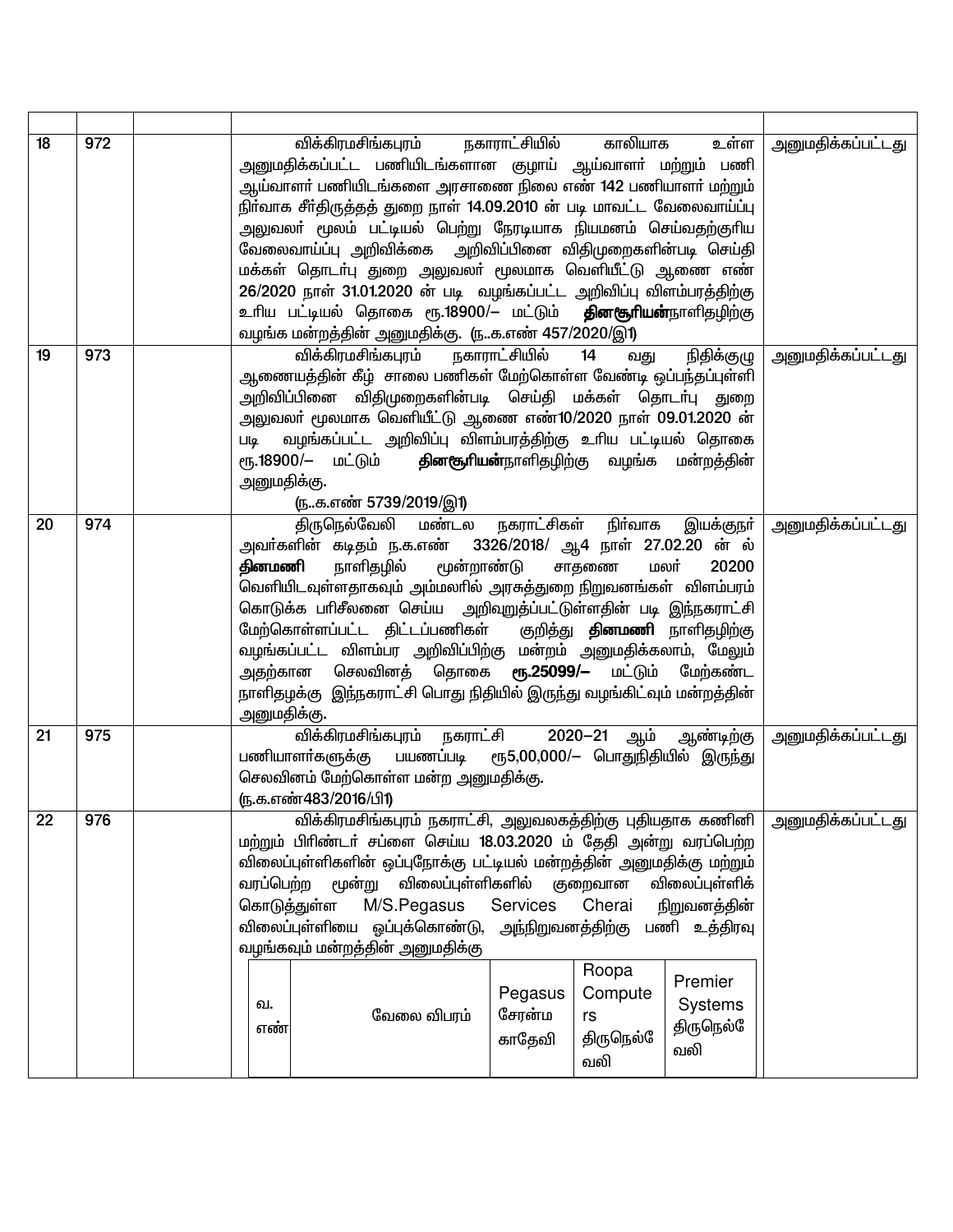| | | | | |
|---|---|---|---|---|
| 18 | 972 | | விக்கிரமசிங்கபுரம் நகராட்சியில் காலியாக உள்ள அனுமதிக்கப்பட்ட பணியிடங்களான குழாய் ஆய்வாளர் மற்றும் பணி ஆய்வாளர் பணியிடங்களை அரசாணை நிலை எண் 142 பணியாளர் மற்றும் நிர்வாக சீர்திருத்தத் துறை நாள் 14.09.2010 ன் படி மாவட்ட வேலைவாய்ப்பு அலுவலர் மூலம் பட்டியல் பெற்று நேரடியாக நியமனம் செய்வதற்குரிய வேலைவாய்ப்பு அறிவிக்கை அறிவிப்பினை விதிமுறைகளின்படி செய்தி மக்கள் தொடர்பு துறை அலுவலர் மூலமாக வெளியீட்டு ஆணை எண் 26/2020 நாள் 31.01.2020 ன் படி வழங்கப்பட்ட அறிவிப்பு விளம்பரத்திற்கு உரிய பட்டியல் தொகை ரூ.18900/– மட்டும் **தினசூரியன்**நாளிதழிற்கு வழங்க மன்றத்தின் அனுமதிக்கு. (ந..க.எண் 457/2020/இ1) | அனுமதிக்கப்பட்டது |
| 19 | 973 | | விக்கிரமசிங்கபுரம் நகராட்சியில் 14 வது நிதிக்குழு ஆணையத்தின் கீழ் சாலை பணிகள் மேற்கொள்ள வேண்டி ஒப்பந்தப்புள்ளி அறிவிப்பினை விதிமுறைகளின்படி செய்தி மக்கள் தொடர்பு துறை அலுவலர் மூலமாக வெளியீட்டு ஆணை எண்10/2020 நாள் 09.01.2020 ன் படி வழங்கப்பட்ட அறிவிப்பு விளம்பரத்திற்கு உரிய பட்டியல் தொகை ரூ.18900/– மட்டும் **தினசூரியன்**நாளிதழிற்கு வழங்க மன்றத்தின் அனுமதிக்கு. (ந..க.எண் 5739/2019/இ1) | அனுமதிக்கப்பட்டது |
| 20 | 974 | | திருநெல்வேலி மண்டல நகராட்சிகள் நிர்வாக இயக்குநர் அவர்களின் கடிதம் ந.க.எண் 3326/2018/ ஆ4 நாள் 27.02.20 ன் ல் **தினமணி** நாளிதழில் மூன்றாண்டு சாதனை மலர் 20200 வெளியிடவுள்ளதாகவும் அம்மலரில் அரசுத்துறை நிறுவனங்கள் விளம்பரம் கொடுக்க பரிசீலனை செய்ய அறிவுறுத்தப்பட்டுள்ளதின் படி இந்நகராட்சி மேற்கொள்ளப்பட்ட திட்டப்பணிகள் குறித்து **தினமணி** நாளிதழிற்கு வழங்கப்பட்ட விளம்பர அறிவிப்பிற்கு மன்றம் அனுமதிக்கலாம், மேலும் அதற்கான செலவினத் தொகை **ரூ.25099/–** மட்டும் மேற்கண்ட நாளிதழக்கு இந்நகராட்சி பொது நிதியில் இருந்து வழங்கிடவும் மன்றத்தின் அனுமதிக்கு. | அனுமதிக்கப்பட்டது |
| 21 | 975 | | விக்கிரமசிங்கபுரம் நகராட்சி 2020–21 ஆம் ஆண்டிற்கு பணியாளர்களுக்கு பயணப்படி ரூ5,00,000/– பொதுநிதியிலிருந்து செலவினம் மேற்கொள்ள மன்ற அனுமதிக்கு. (ந.க.எண்483/2016/பி1) | அனுமதிக்கப்பட்டது |
| 22 | 976 | | விக்கிரமசிங்கபுரம் நகராட்சி, அலுவலகத்திற்கு புதியதாக கணினி மற்றும் பிரிண்டர் சப்ளை செய்ய 18.03.2020 ம் தேதி அன்று வரப்பெற்ற விலைப்புள்ளிகளின் ஒப்புநோக்கு பட்டியல் மன்றத்தின் அனுமதிக்கு மற்றும் வரப்பெற்ற மூன்று விலைப்புள்ளிகளில் குறைவான விலைப்புள்ளிக் கொடுத்துள்ள M/S.Pegasus Services Cherai நிறுவனத்தின் விலைப்புள்ளியை ஒப்புக்கொண்டு, அந்நிறுவனத்திற்கு பணி உத்திரவு வழங்கவும் மன்றத்தின் அனுமதிக்கு | அனுமதிக்கப்பட்டது |

| வ. எண் | வேலை விபரம் | Pegasus சேரன்ம காதேவி | Roopa Computers திருநெல்வேலி | Premier Systems திருநெல்வேலி |
|---|---|---|---|---|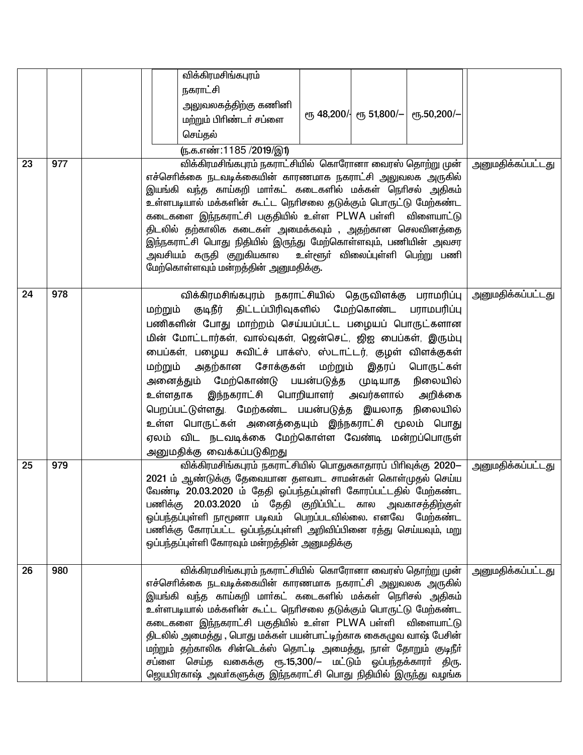| | | | | |
|---|---|---|---|---|
| | | | <table><tr><td></td><td>விக்கிரமசிங்கபுரம் நகராட்சி அலுவலகத்திற்கு கணினி மற்றும் பிரிண்டர் சப்ளை செய்தல்</td><td>ரூ 48,200/-</td><td>ரூ 51,800/–</td><td>ரூ.50,200/–</td></tr></table> (ந.க.எண்:1185 /2019/இ1) | |
| 23 | 977 | | விக்கிரமசிங்கபுரம் நகராட்சியில் கொரோனா வைரஸ் தொற்று முன் எச்சரிக்கை நடவடிக்கையின் காரணமாக நகராட்சி அலுவலக அருகில் இயங்கி வந்த காய்கறி மார்கட் கடைகளில் மக்கள் நெரிசல் அதிகம் உள்ளபடியால் மக்களின் கூட்ட நெரிசலை தடுக்கும் பொருட்டு மேற்கண்ட கடைகளை இந்நகராட்சி பகுதியில் உள்ள PLWA பள்ளி விளையாட்டு திடலில் தற்காலிக கடைகள் அமைக்கவும் , அதற்கான செலவினத்தை இந்நகராட்சி பொது நிதியில் இருந்து மேற்கொள்ளவும், பணியின் அவசர அவசியம் கருதி குறுகியகால உள்ளூர் விலைப்புள்ளி பெற்று பணி மேற்கொள்ளவும் மன்றத்தின் அனுமதிக்கு. | அனுமதிக்கப்பட்டது |
| 24 | 978 | | விக்கிரமசிங்கபுரம் நகராட்சியில் தெருவிளக்கு பராமரிப்பு மற்றும் குடிநீர் திட்டப்பிரிவுகளில் மேற்கொண்ட பராமபரிப்பு பணிகளின் போது மாற்றம் செய்யப்பட்ட பழையப் பொருட்களான மின் மோட்டார்கள், வால்வுகள், ஜென்செட், ஜிஐ பைப்கள், இரும்பு பைப்கள், பழைய சுவிட்ச் பாக்ஸ், ஸ்டார்ட்டர், குழல் விளக்குகள் மற்றும் அதற்கான சோக்குகள் மற்றும் இதரப் பொருட்கள் அனைத்தும் மேற்கொண்டு பயன்படுத்த முடியாத நிலையில் உள்ளதாக இந்நகராட்சி பொறியாளர் அவர்களால் அறிக்கை பெறப்பட்டுள்ளது. மேற்கண்ட பயன்படுத்த இயலாத நிலையில் உள்ள பொருட்கள் அனைத்தையும் இந்நகராட்சி மூலம் பொது ஏலம் விட நடவடிக்கை மேற்கொள்ள வேண்டி மன்றப்பொருள் அனுமதிக்கு வைக்கப்படுகிறது | அனுமதிக்கப்பட்டது |
| 25 | 979 | | விக்கிரமசிங்கபுரம் நகராட்சியில் பொதுசுகாதாரப் பிரிவுக்கு 2020–2021 ம் ஆண்டுக்கு தேவையான தளவாட சாமன்கள் கொள்முதல் செய்ய வேண்டி 20.03.2020 ம் தேதி ஒப்பந்தப்புள்ளி கோரப்பட்டதில் மேற்கண்ட பணிக்கு 20.03.2020 ம் தேதி குறிப்பிட்ட கால அவகாசத்திற்குள் ஒப்பந்தப்புள்ளி நாமூனா படிவம் பெறப்படவில்லை. எனவே மேற்கண்ட பணிக்கு கோரப்பட்ட ஒப்பந்தப்புள்ளி அறிவிப்பினை ரத்து செய்யவும், மறு ஒப்பந்தப்புள்ளி கோரவும் மன்றத்தின் அனுமதிக்கு | அனுமதிக்கப்பட்டது |
| 26 | 980 | | விக்கிரமசிங்கபுரம் நகராட்சியில் கொரோனா வைரஸ் தொற்று முன் எச்சரிக்கை நடவடிக்கையின் காரணமாக நகராட்சி அலுவலக அருகில் இயங்கி வந்த காய்கறி மார்கட் கடைகளில் மக்கள் நெரிசல் அதிகம் உள்ளபடியால் மக்களின் கூட்ட நெரிசலை தடுக்கும் பொருட்டு மேற்கண்ட கடைகளை இந்நகராட்சி பகுதியில் உள்ள PLWA பள்ளி விளையாட்டு திடலில் அமைத்து , பொது மக்கள் பயன்பாட்டிற்காக கைகழுவ வாஷ் பேசின் மற்றும் தற்காலிக சின்டெக்ஸ் தொட்டி அமைத்து, நாள் தோறும் குடிநீர் சப்ளை செய்த வகைக்கு ரூ.15,300/– மட்டும் ஒப்பந்தக்காரர் திரு. ஜெயபிரகாஷ் அவர்களுக்கு இந்நகராட்சி பொது நிதியில் இருந்து வழங்க | அனுமதிக்கப்பட்டது |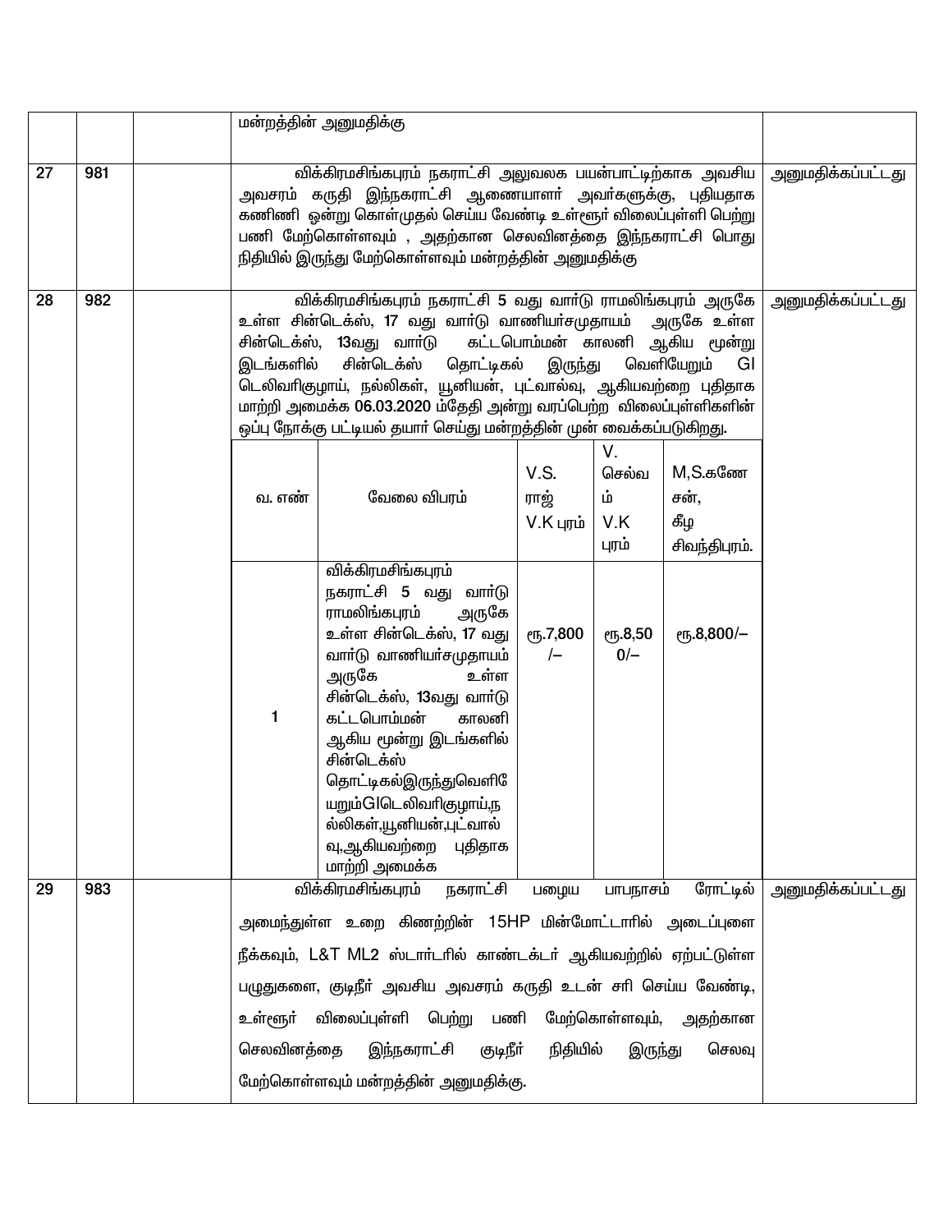| | | | | |
|---|---|---|---|---|
| | | | மன்றத்தின் அனுமதிக்கு | |
| 27 | 981 | | விக்கிரமசிங்கபுரம் நகராட்சி அலுவலக பயன்பாட்டிற்காக அவசிய அவசரம் கருதி இந்நகராட்சி ஆணையாளர் அவர்களுக்கு, புதியதாக கணிணி ஒன்று கொள்முதல் செய்ய வேண்டி உள்ளூர் விலைப்புள்ளி பெற்று பணி மேற்கொள்ளவும் , அதற்கான செலவினத்தை இந்நகராட்சி பொது நிதியில் இருந்து மேற்கொள்ளவும் மன்றத்தின் அனுமதிக்கு | அனுமதிக்கப்பட்டது |
| 28 | 982 | | விக்கிரமசிங்கபுரம் நகராட்சி 5 வது வார்டு ராமலிங்கபுரம் அருகே உள்ள சின்டெக்ஸ், 17 வது வார்டு வாணியர்சமுதாயம் அருகே உள்ள சின்டெக்ஸ், 13வது வார்டு கட்டபொம்மன் காலனி ஆகிய மூன்று இடங்களில் சின்டெக்ஸ் தொட்டிகல் இருந்து வெளியேறும் GI டெலிவரிகுழாய், நல்லிகள், யூனியன், புட்வால்வு, ஆகியவற்றை புதிதாக மாற்றி அமைக்க 06.03.2020 ம்தேதி அன்று வரப்பெற்ற விலைப்புள்ளிகளின் ஒப்பு நோக்கு பட்டியல் தயார் செய்து மன்றத்தின் முன் வைக்கப்படுகிறது. | அனுமதிக்கப்பட்டது |

| வ. எண் | வேலை விபரம் | V.S. ராஜ் V.K புரம் | V. செல்வம் V.K புரம் | M,S.கணேசன், கீழ சிவந்திபுரம். |
|---|---|---|---|---|
| 1 | விக்கிரமசிங்கபுரம் நகராட்சி 5 வது வார்டு ராமலிங்கபுரம் அருகே உள்ள சின்டெக்ஸ், 17 வது வார்டு வாணியர்சமுதாயம் அருகே உள்ள சின்டெக்ஸ், 13வது வார்டு கட்டபொம்மன் காலனி ஆகிய மூன்று இடங்களில் சின்டெக்ஸ் தொட்டிகல்இருந்துவெளியேறும்GIடெலிவரிகுழாய்,நல்லிகள்,யூனியன்,புட்வால்வு,ஆகியவற்றை புதிதாக மாற்றி அமைக்க | ரூ.7,800/– | ரூ.8,500/– | ரூ.8,800/– |

| | | | | |
|---|---|---|---|---|
| 29 | 983 | | விக்கிரமசிங்கபுரம் நகராட்சி பழைய பாபநாசம் ரோட்டில் அமைந்துள்ள உறை கிணற்றின் 15HP மின்மோட்டாரில் அடைப்புளை நீக்கவும், L&T ML2 ஸ்டார்டரில் காண்டக்டர் ஆகியவற்றில் ஏற்பட்டுள்ள பழுதுகளை, குடிநீர் அவசிய அவசரம் கருதி உடன் சரி செய்ய வேண்டி, உள்ளூர் விலைப்புள்ளி பெற்று பணி மேற்கொள்ளவும், அதற்கான செலவினத்தை இந்நகராட்சி குடிநீர் நிதியில் இருந்து செலவு மேற்கொள்ளவும் மன்றத்தின் அனுமதிக்கு. | அனுமதிக்கப்பட்டது |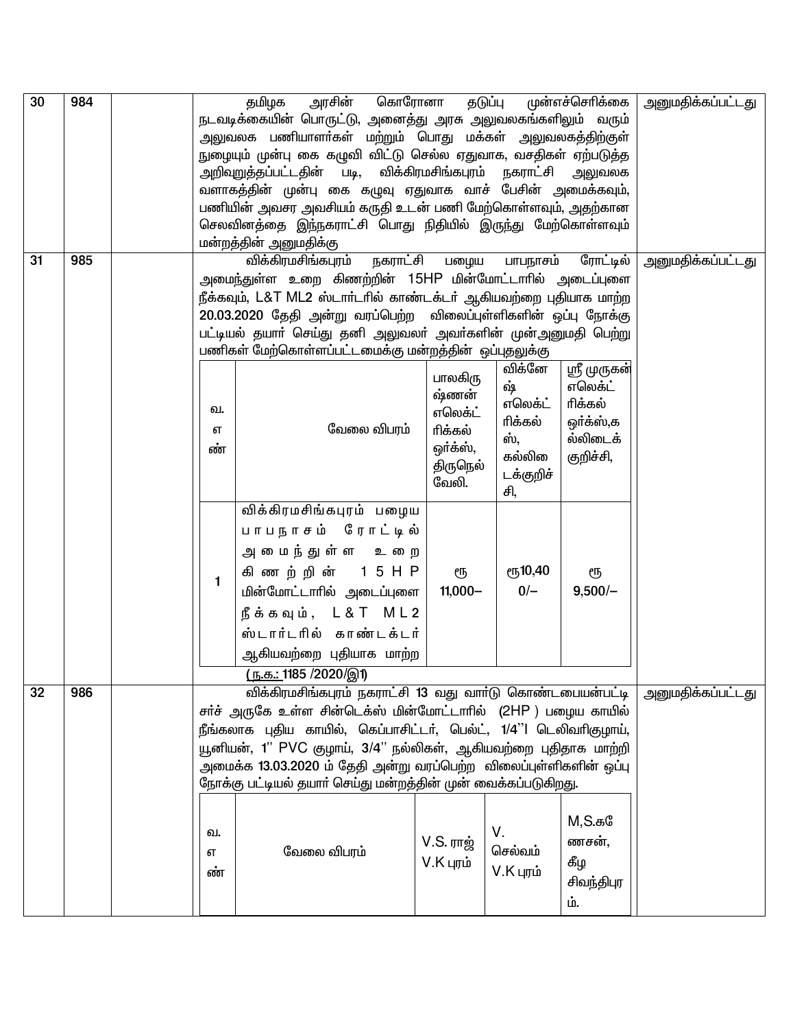| | | | | |
|---|---|---|---|---|
| 30 | 984 | | தமிழக அரசின் கொரோனா தடுப்பு முன்எச்செரிக்கை நடவடிக்கையின் பொருட்டு, அனைத்து அரசு அலுவலகங்களிலும் வரும் அலுவலக பணியாளர்கள் மற்றும் பொது மக்கள் அலுவலகத்திற்குள் நுழையும் முன்பு கை கழுவி விட்டு செல்ல ஏதுவாக, வசதிகள் ஏற்படுத்த அறிவுறுத்தப்பட்டதின் படி, விக்கிரமசிங்கபுரம் நகராட்சி அலுவலக வளாகத்தின் முன்பு கை கழுவு ஏதுவாக வாச் பேசின் அமைக்கவும், பணியின் அவசர அவசியம் கருதி உடன் பணி மேற்கொள்ளவும், அதற்கான செலவினத்தை இந்நகராட்சி பொது நிதியில் இருந்து மேற்கொள்ளவும் மன்றத்தின் அனுமதிக்கு | அனுமதிக்கப்பட்டது |
| 31 | 985 | | விக்கிரமசிங்கபுரம் நகராட்சி பழைய பாபநாசம் ரோட்டில் அமைந்துள்ள உறை கிணற்றின் 15HP மின்மோட்டாரில் அடைப்புளை நீக்கவும், L&T ML2 ஸ்டார்டரில் காண்டக்டர் ஆகியவற்றை புதியாக மாற்ற **20.03.2020** தேதி அன்று வரப்பெற்ற விலைப்புள்ளிகளின் ஒப்பு நோக்கு பட்டியல் தயார் செய்து தனி அலுவலர் அவர்களின் முன்அனுமதி பெற்று பணிகள் மேற்கொள்ளப்பட்டமைக்கு மன்றத்தின் ஒப்புதலுக்கு | அனுமதிக்கப்பட்டது |

| வ. எண் | வேலை விபரம் | பாலகிருஷ்ணன் எலெக்ட்ரிக்கல் ஒர்க்ஸ், திருநெல்வேலி. | விக்னேஷ் எலெக்ட்ரிக்கல்ஸ், கல்லிடைக்குறிச்சி, | ஸ்ரீ முருகன் எலெக்ட்ரிக்கல் ஒர்க்ஸ்,கல்லிடைக் குறிச்சி, |
|---|---|---|---|---|
| 1 | விக்கிரமசிங்கபுரம் பழைய பாபநாசம் ரோட்டில் அமைந்துள்ள உறை கிணற்றின் 15HP மின்மோட்டாரில் அடைப்புளை நீக்கவும், L&T ML2 ஸ்டார்டரில் காண்டக்டர் ஆகியவற்றை புதியாக மாற்ற | ரூ 11,000– | ரூ10,400/– | ரூ 9,500/– |

(ந.க.: 1185 /2020/இ1)

| | | | | |
|---|---|---|---|---|
| 32 | 986 | | விக்கிரமசிங்கபுரம் நகராட்சி 13 வது வார்டு கொண்டையன்பட்டி சர்ச் அருகே உள்ள சின்டெக்ஸ் மின்மோட்டாரில் (2HP ) பழைய காயில் நீங்கலாக புதிய காயில், கெப்பாசிட்டர், பெல்ட், 1/4"I டெலிவரிகுழாய், யூனியன், 1" PVC குழாய், 3/4" நல்லிகள், ஆகியவற்றை புதிதாக மாற்றி அமைக்க **13.03.2020** ம் தேதி அன்று வரப்பெற்ற விலைப்புள்ளிகளின் ஒப்பு நோக்கு பட்டியல் தயார் செய்து மன்றத்தின் முன் வைக்கப்படுகிறது. | அனுமதிக்கப்பட்டது |

| வ. எண் | வேலை விபரம் | V.S. ராஜ் V.K புரம் | V. செல்வம் V.K புரம் | M,S.கணேசன், கீழ சிவந்திபுரம். |
|---|---|---|---|---|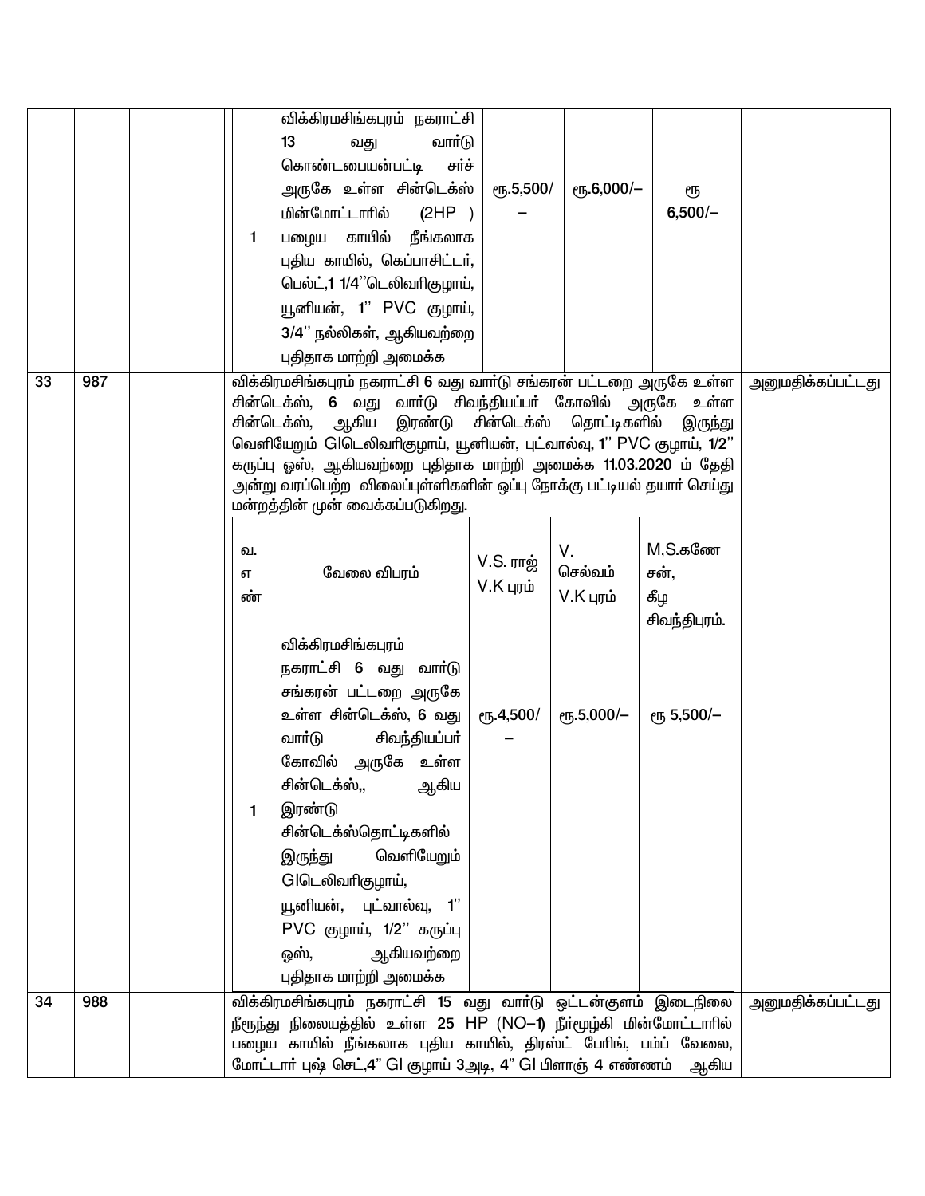| | | | | | | | |
|---|---|---|---|---|---|---|---|
| | | | 1 | விக்கிரமசிங்கபுரம் நகராட்சி 13 வது வார்டு கொண்டபையன்பட்டி சர்ச் அருகே உள்ள சின்டெக்ஸ் மின்மோட்டாரில் (2HP ) பழைய காயில் நீங்கலாக புதிய காயில், கெப்பாசிட்டர், பெல்ட்,1 1/4''டெலிவரிகுழாய், யூனியன், 1'' PVC குழாய், 3/4'' நல்லிகள், ஆகியவற்றை புதிதாக மாற்றி அமைக்க | ரூ.5,500/– | ரூ.6,000/– | ரூ 6,500/– |
| 33 | 987 | | | | | | அனுமதிக்கப்பட்டது |
| 34 | 988 | | | | | | அனுமதிக்கப்பட்டது |

**33 / 987:** விக்கிரமசிங்கபுரம் நகராட்சி 6 வது வார்டு சங்கரன் பட்டறை அருகே உள்ள சின்டெக்ஸ், 6 வது வார்டு சிவந்தியப்பர் கோவில் அருகே உள்ள சின்டெக்ஸ், ஆகிய இரண்டு சின்டெக்ஸ் தொட்டிகளில் இருந்து வெளியேறும் GIடெலிவரிகுழாய், யூனியன், புட்வால்வு, 1'' PVC குழாய், 1/2'' கருப்பு ஒஸ், ஆகியவற்றை புதிதாக மாற்றி அமைக்க 11.03.2020 ம் தேதி அன்று வரப்பெற்ற விலைப்புள்ளிகளின் ஒப்பு நோக்கு பட்டியல் தயார் செய்து மன்றத்தின் முன் வைக்கப்படுகிறது. — அனுமதிக்கப்பட்டது

| வ. எண் | வேலை விவரம் | V.S. ராஜ் V.K புரம் | V. செல்வம் V.K புரம் | M,S.கணேசன், கீழ சிவந்திபுரம். |
|---|---|---|---|---|
| 1 | விக்கிரமசிங்கபுரம் நகராட்சி 6 வது வார்டு சங்கரன் பட்டறை அருகே உள்ள சின்டெக்ஸ், 6 வது வார்டு சிவந்தியப்பர் கோவில் அருகே உள்ள சின்டெக்ஸ்,, ஆகிய இரண்டு சின்டெக்ஸ்தொட்டிகளில் இருந்து வெளியேறும் GIடெலிவரிகுழாய், யூனியன், புட்வால்வு, 1'' PVC குழாய், 1/2'' கருப்பு ஒஸ், ஆகியவற்றை புதிதாக மாற்றி அமைக்க | ரூ.4,500/– | ரூ.5,000/– | ரூ 5,500/– |

**34 / 988:** விக்கிரமசிங்கபுரம் நகராட்சி 15 வது வார்டு ஒட்டன்குளம் இடைநிலை நீரூந்து நிலையத்தில் உள்ள 25 HP (NO–1) நீர்மூழ்கி மின்மோட்டாரில் பழைய காயில் நீங்கலாக புதிய காயில், திரஸ்ட் பேரிங், பம்ப் வேலை, மோட்டார் புஷ் செட்,4" GI குழாய் 3அடி, 4" GI பிளாஞ் 4 எண்ணம் ஆகிய — அனுமதிக்கப்பட்டது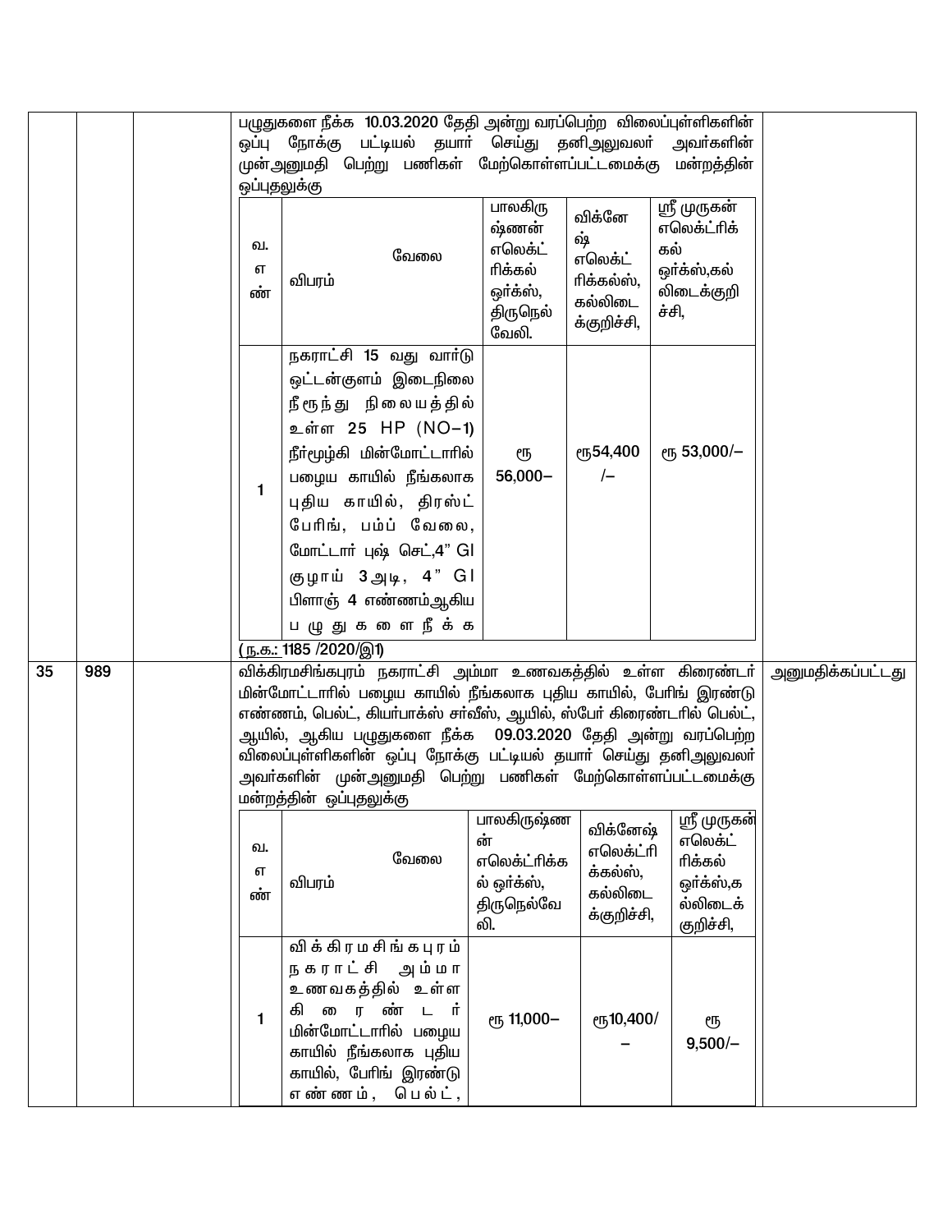| | | | | |
|---|---|---|---|---|
| | | | பழுதுகளை நீக்க 10.03.2020 தேதி அன்று வரப்பெற்ற விலைப்புள்ளிகளின் ஒப்பு நோக்கு பட்டியல் தயார் செய்து தனிஅலுவலர் அவர்களின் முன்அனுமதி பெற்று பணிகள் மேற்கொள்ளப்பட்டமைக்கு மன்றத்தின் ஒப்புதலுக்கு | |

| வ. எண் | வேலை விபரம் | பாலகிருஷ்ணன் எலெக்ட்ரிக்கல் ஒர்க்ஸ், திருநெல்வேலி. | விக்னேஷ் எலெக்ட்ரிக்கல்ஸ், கல்லிடைக்குறிச்சி, | ஸ்ரீ முருகன் எலெக்ட்ரிக்கல் ஒர்க்ஸ்,கல்லிடைக்குறிச்சி, |
|---|---|---|---|---|
| 1 | நகராட்சி 15 வது வார்டு ஒட்டன்குளம் இடைநிலை நீரூந்து நிலையத்தில் உள்ள 25 HP (NO–1) நீர்மூழ்கி மின்மோட்டாரில் பழைய காயில் நீங்கலாக புதிய காயில், திரஸ்ட் பேரிங், பம்ப் வேலை, மோட்டார் புஷ் செட்,4" GI குழாய் 3அடி, 4" GI பிளாஞ் 4 எண்ணம்ஆகிய பழுதுகளை நீக்க | ரூ 56,000– | ரூ54,400 /– | ரூ 53,000/– |

(ந.க.: 1185 /2020/இ1)

| | | | | |
|---|---|---|---|---|
| 35 | 989 | | விக்கிரமசிங்கபுரம் நகராட்சி அம்மா உணவகத்தில் உள்ள கிரைண்டர் மின்மோட்டாரில் பழைய காயில் நீங்கலாக புதிய காயில், பேரிங் இரண்டு எண்ணம், பெல்ட், கியர்பாக்ஸ் சர்வீஸ், ஆயில், ஸ்பேர் கிரைண்டரில் பெல்ட், ஆயில், ஆகிய பழுதுகளை நீக்க 09.03.2020 தேதி அன்று வரப்பெற்ற விலைப்புள்ளிகளின் ஒப்பு நோக்கு பட்டியல் தயார் செய்து தனிஅலுவலர் அவர்களின் முன்அனுமதி பெற்று பணிகள் மேற்கொள்ளப்பட்டமைக்கு மன்றத்தின் ஒப்புதலுக்கு | அனுமதிக்கப்பட்டது |

| வ. எண் | வேலை விபரம் | பாலகிருஷ்ணன் எலெக்ட்ரிக்கல் ஒர்க்ஸ், திருநெல்வேலி. | விக்னேஷ் எலெக்ட்ரிக்கல்ஸ், கல்லிடைக்குறிச்சி, | ஸ்ரீ முருகன் எலெக்ட்ரிக்கல் ஒர்க்ஸ்,கல்லிடைக்குறிச்சி, |
|---|---|---|---|---|
| 1 | விக்கிரமசிங்கபுரம் நகராட்சி அம்மா உணவகத்தில் உள்ள கிரைண்டர் மின்மோட்டாரில் பழைய காயில் நீங்கலாக புதிய காயில், பேரிங் இரண்டு எண்ணம், பெல்ட், | ரூ 11,000– | ரூ10,400/ – | ரூ 9,500/– |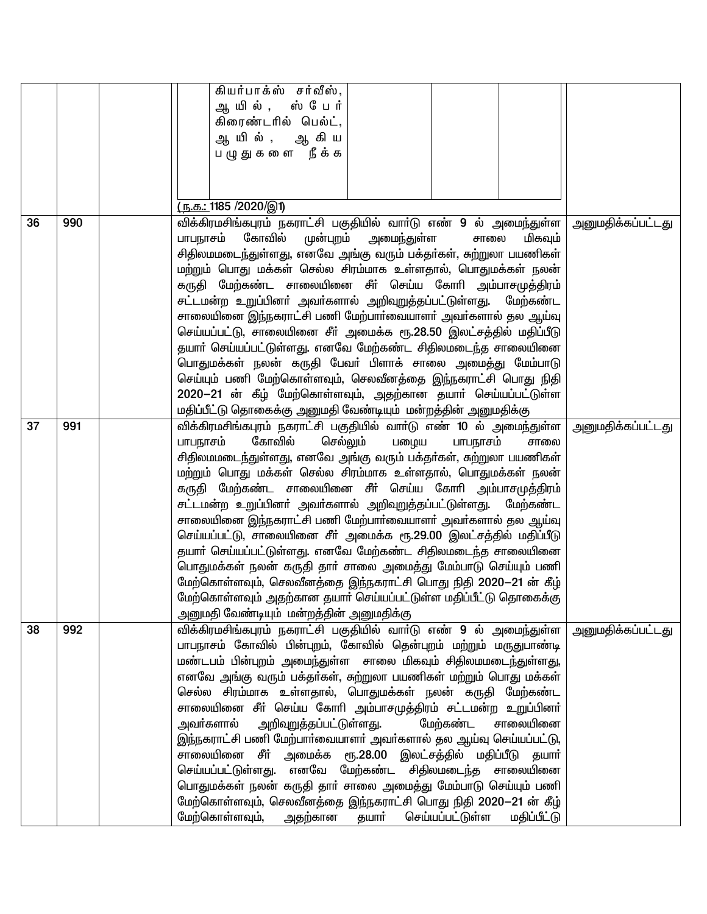| | | | | |
|---|---|---|---|---|
| | | | கியர்பாக்ஸ் சர்வீஸ், ஆயில், ஸ்பேர் கிரைண்டரில் பெல்ட், ஆயில், ஆகிய பழுதுகளை நீக்க<br><br>(ந.க.: 1185 /2020/இ1) | |
| 36 | 990 | | விக்கிரமசிங்கபுரம் நகராட்சி பகுதியில் வார்டு எண் 9 ல் அமைந்துள்ள பாபநாசம் கோவில் முன்புறம் அமைந்துள்ள சாலை மிகவும் சிதிலமமடைந்துள்ளது, எனவே அங்கு வரும் பக்தர்கள், சுற்றுலா பயணிகள் மற்றும் பொது மக்கள் செல்ல சிரம்மாக உள்ளதால், பொதுமக்கள் நலன் கருதி மேற்கண்ட சாலையினை சீர் செய்ய கோரி அம்பாசமுத்திரம் சட்டமன்ற உறுப்பினர் அவர்களால் அறிவுறுத்தப்பட்டுள்ளது. மேற்கண்ட சாலையினை இந்நகராட்சி பணி மேற்பார்வையாளர் அவர்களால் தல ஆய்வு செய்யப்பட்டு, சாலையினை சீர் அமைக்க ரூ.28.50 இலட்சத்தில் மதிப்பீடு தயார் செய்யப்பட்டுள்ளது. எனவே மேற்கண்ட சிதிலமடைந்த சாலையினை பொதுமக்கள் நலன் கருதி பேவர் பிளாக் சாலை அமைத்து மேம்பாடு செய்யும் பணி மேற்கொள்ளவும், செலவீனத்தை இந்நகராட்சி பொது நிதி 2020–21 ன் கீழ் மேற்கொள்ளவும், அதற்கான தயார் செய்யப்பட்டுள்ள மதிப்பீட்டு தொகைக்கு அனுமதி வேண்டியும் மன்றத்தின் அனுமதிக்கு | அனுமதிக்கப்பட்டது |
| 37 | 991 | | விக்கிரமசிங்கபுரம் நகராட்சி பகுதியில் வார்டு எண் 10 ல் அமைந்துள்ள பாபநாசம் கோவில் செல்லும் பழைய பாபநாசம் சாலை சிதிலமமடைந்துள்ளது, எனவே அங்கு வரும் பக்தர்கள், சுற்றுலா பயணிகள் மற்றும் பொது மக்கள் செல்ல சிரம்மாக உள்ளதால், பொதுமக்கள் நலன் கருதி மேற்கண்ட சாலையினை சீர் செய்ய கோரி அம்பாசமுத்திரம் சட்டமன்ற உறுப்பினர் அவர்களால் அறிவுறுத்தப்பட்டுள்ளது. மேற்கண்ட சாலையினை இந்நகராட்சி பணி மேற்பார்வையாளர் அவர்களால் தல ஆய்வு செய்யப்பட்டு, சாலையினை சீர் அமைக்க ரூ.29.00 இலட்சத்தில் மதிப்பீடு தயார் செய்யப்பட்டுள்ளது. எனவே மேற்கண்ட சிதிலமடைந்த சாலையினை பொதுமக்கள் நலன் கருதி தார் சாலை அமைத்து மேம்பாடு செய்யும் பணி மேற்கொள்ளவும், செலவீனத்தை இந்நகராட்சி பொது நிதி 2020–21 ன் கீழ் மேற்கொள்ளவும் அதற்கான தயார் செய்யப்பட்டுள்ள மதிப்பீட்டு தொகைக்கு அனுமதி வேண்டியும் மன்றத்தின் அனுமதிக்கு | அனுமதிக்கப்பட்டது |
| 38 | 992 | | விக்கிரமசிங்கபுரம் நகராட்சி பகுதியில் வார்டு எண் 9 ல் அமைந்துள்ள பாபநாசம் கோவில் பின்புறம், கோவில் தென்புறம் மற்றும் மருதுபாண்டி மண்டபம் பின்புறம் அமைந்துள்ள சாலை மிகவும் சிதிலமமடைந்துள்ளது, எனவே அங்கு வரும் பக்தர்கள், சுற்றுலா பயணிகள் மற்றும் பொது மக்கள் செல்ல சிரம்மாக உள்ளதால், பொதுமக்கள் நலன் கருதி மேற்கண்ட சாலையினை சீர் செய்ய கோரி அம்பாசமுத்திரம் சட்டமன்ற உறுப்பினர் அவர்களால் அறிவுறுத்தப்பட்டுள்ளது. மேற்கண்ட சாலையினை இந்நகராட்சி பணி மேற்பார்வையாளர் அவர்களால் தல ஆய்வு செய்யப்பட்டு, சாலையினை சீர் அமைக்க ரூ.28.00 இலட்சத்தில் மதிப்பீடு தயார் செய்யப்பட்டுள்ளது. எனவே மேற்கண்ட சிதிலமடைந்த சாலையினை பொதுமக்கள் நலன் கருதி தார் சாலை அமைத்து மேம்பாடு செய்யும் பணி மேற்கொள்ளவும், செலவீனத்தை இந்நகராட்சி பொது நிதி 2020–21 ன் கீழ் மேற்கொள்ளவும், அதற்கான தயார் செய்யப்பட்டுள்ள மதிப்பீட்டு | அனுமதிக்கப்பட்டது |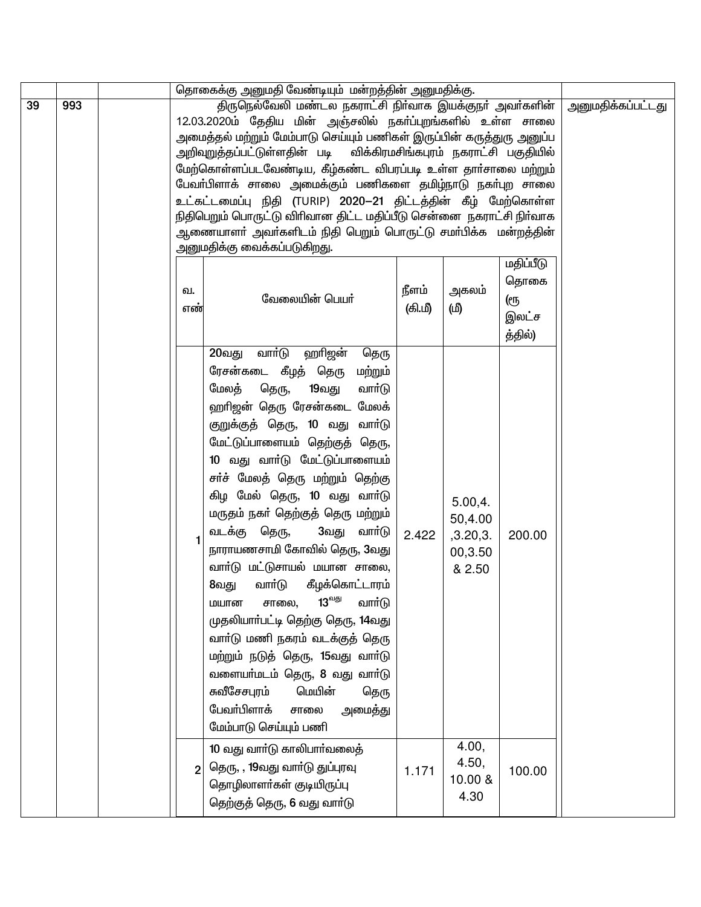| | | | | |
|---|---|---|---|---|
| | | | தொகைக்கு அனுமதி வேண்டியும் மன்றத்தின் அனுமதிக்கு. | |
| 39 | 993 | | திருநெல்வேலி மண்டல நகராட்சி நிர்வாக இயக்குநர் அவர்களின் 12.03.2020ம் தேதிய மின் அஞ்சலில் நகர்ப்புறங்களில் உள்ள சாலை அமைத்தல் மற்றும் மேம்பாடு செய்யும் பணிகள் இருப்பின் கருத்துரு அனுப்ப அறிவுறுத்தப்பட்டுள்ளதின் படி விக்கிரமசிங்கபுரம் நகராட்சி பகுதியில் மேற்கொள்ளப்படவேண்டிய, கீழ்கண்ட விபரப்படி உள்ள தார்சாலை மற்றும் பேவர்பிளாக் சாலை அமைக்கும் பணிகளை தமிழ்நாடு நகர்புற சாலை உட்கட்டமைப்பு நிதி (TURIP) 2020–21 திட்டத்தின் கீழ் மேற்கொள்ள நிதிபெறும் பொருட்டு விரிவான திட்ட மதிப்பீடு சென்னை நகராட்சி நிர்வாக ஆணையாளர் அவர்களிடம் நிதி பெறும் பொருட்டு சமர்பிக்க மன்றத்தின் அனுமதிக்கு வைக்கப்படுகிறது. | அனுமதிக்கப்பட்டது |

| வ. எண் | வேலையின் பெயர் | நீளம் (கி.மீ) | அகலம் (மீ) | மதிப்பீடு தொகை (ரூ இலட்சத்தில்) |
|---|---|---|---|---|
| 1 | 20வது வார்டு ஹரிஜன் தெரு ரேசன்கடை கீழத் தெரு மற்றும் மேலத் தெரு, 19வது வார்டு ஹரிஜன் தெரு ரேசன்கடை மேலக் குறுக்குத் தெரு, 10 வது வார்டு மேட்டுப்பாளையம் தெற்குத் தெரு, 10 வது வார்டு மேட்டுப்பாளையம் சர்ச் மேலத் தெரு மற்றும் தெற்கு கிழ மேல் தெரு, 10 வது வார்டு மருதம் நகர் தெற்குத் தெரு மற்றும் வடக்கு தெரு, 3வது வார்டு நாராயணசாமி கோவில் தெரு, 3வது வார்டு மட்டுசாயல் மயான சாலை, 8வது வார்டு கீழக்கொட்டாரம் மயான சாலை, 13வது வார்டு முதலியார்பட்டி தெற்கு தெரு, 14வது வார்டு மணி நகரம் வடக்குத் தெரு மற்றும் நடுத் தெரு, 15வது வார்டு வளையர்மடம் தெரு, 8 வது வார்டு சுவீசேசபுரம் மெயின் தெரு பேவர்பிளாக் சாலை அமைத்து மேம்பாடு செய்யும் பணி | 2.422 | 5.00,4.50,4.00,3.20,3.00,3.50 & 2.50 | 200.00 |
| 2 | 10 வது வார்டு காலிபார்வலைத் தெரு, , 19வது வார்டு துப்புரவு தொழிலாளர்கள் குடியிருப்பு தெற்குத் தெரு, 6 வது வார்டு | 1.171 | 4.00, 4.50, 10.00 & 4.30 | 100.00 |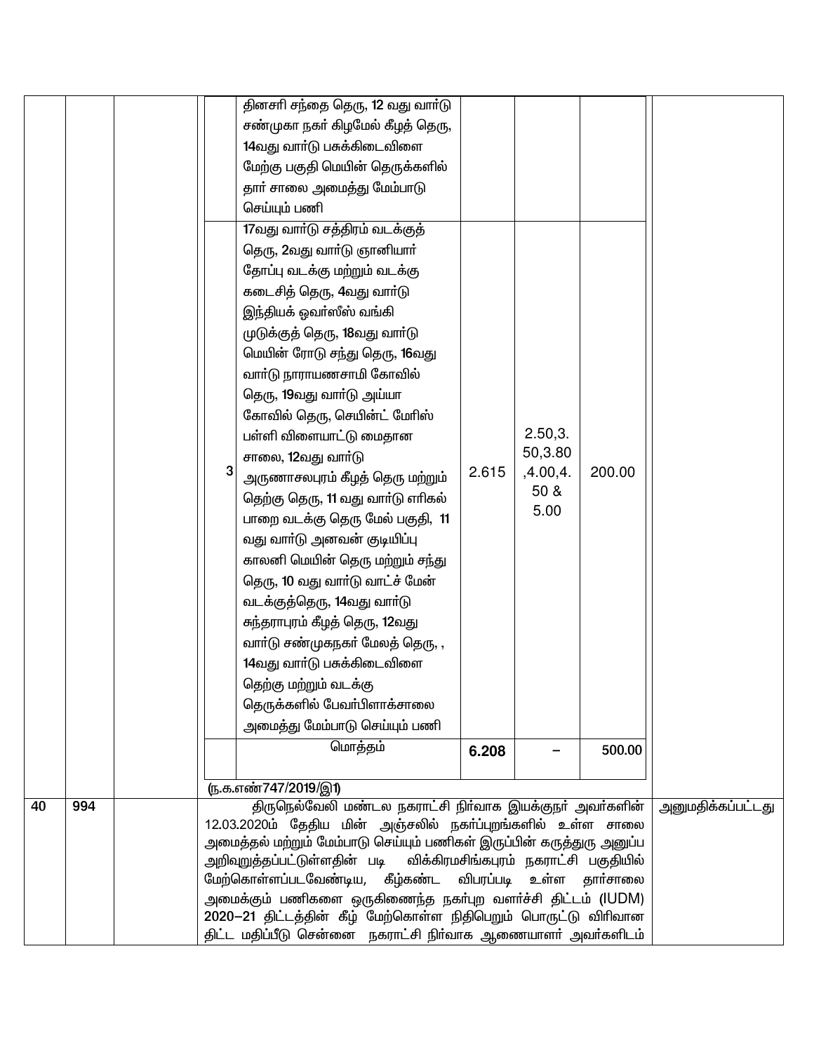| | | | | | | | | |
|---|---|---|---|---|---|---|---|---|
| | | | | தினசரி சந்தை தெரு, 12 வது வார்டு சண்முகா நகர் கிழமேல் கீழத் தெரு, 14வது வார்டு பசுக்கிடைவிளை மேற்கு பகுதி மெயின் தெருக்களில் தார் சாலை அமைத்து மேம்பாடு செய்யும் பணி | | | | |
| | | | 3 | 17வது வார்டு சத்திரம் வடக்குத் தெரு, 2வது வார்டு ஞானியார் தோப்பு வடக்கு மற்றும் வடக்கு கடைசித் தெரு, 4வது வார்டு இந்தியக் ஓவர்ஸீஸ் வங்கி முடுக்குத் தெரு, 18வது வார்டு மெயின் ரோடு சந்து தெரு, 16வது வார்டு நாராயணசாமி கோவில் தெரு, 19வது வார்டு அய்யா கோவில் தெரு, செயின்ட் மேரிஸ் பள்ளி விளையாட்டு மைதான சாலை, 12வது வார்டு அருணாசலபுரம் கீழத் தெரு மற்றும் தெற்கு தெரு, 11 வது வார்டு எரிகல் பாறை வடக்கு தெரு மேல் பகுதி, 11 வது வார்டு அனவன் குடியிப்பு காலனி மெயின் தெரு மற்றும் சந்து தெரு, 10 வது வார்டு வாட்ச் மேன் வடக்குத்தெரு, 14வது வார்டு சுந்தராபுரம் கீழத் தெரு, 12வது வார்டு சண்முகநகர் மேலத் தெரு, , 14வது வார்டு பசுக்கிடைவிளை தெற்கு மற்றும் வடக்கு தெருக்களில் பேவர்பிளாக்சாலை அமைத்து மேம்பாடு செய்யும் பணி | 2.615 | 2.50,3.50,3.80,4.00,4.50 & 5.00 | 200.00 | |
| | | | | மொத்தம் | **6.208** | – | 500.00 | |
| | | | (ந.க.எண்747/2019/இ1) | | | | | |
| 40 | 994 | | திருநெல்வேலி மண்டல நகராட்சி நிர்வாக இயக்குநர் அவர்களின் 12.03.2020ம் தேதிய மின் அஞ்சலில் நகர்ப்புறங்களில் உள்ள சாலை அமைத்தல் மற்றும் மேம்பாடு செய்யும் பணிகள் இருப்பின் கருத்துரு அனுப்ப அறிவுறுத்தப்பட்டுள்ளதின் படி விக்கிரமசிங்கபுரம் நகராட்சி பகுதியில் மேற்கொள்ளப்படவேண்டிய, கீழ்கண்ட விபரப்படி உள்ள தார்சாலை அமைக்கும் பணிகளை ஒருகிணைந்த நகர்புற வளர்ச்சி திட்டம் (IUDM) 2020-21 திட்டத்தின் கீழ் மேற்கொள்ள நிதிபெறும் பொருட்டு விரிவான திட்ட மதிப்பீடு சென்னை நகராட்சி நிர்வாக ஆணையாளர் அவர்களிடம் | | | | | அனுமதிக்கப்பட்டது |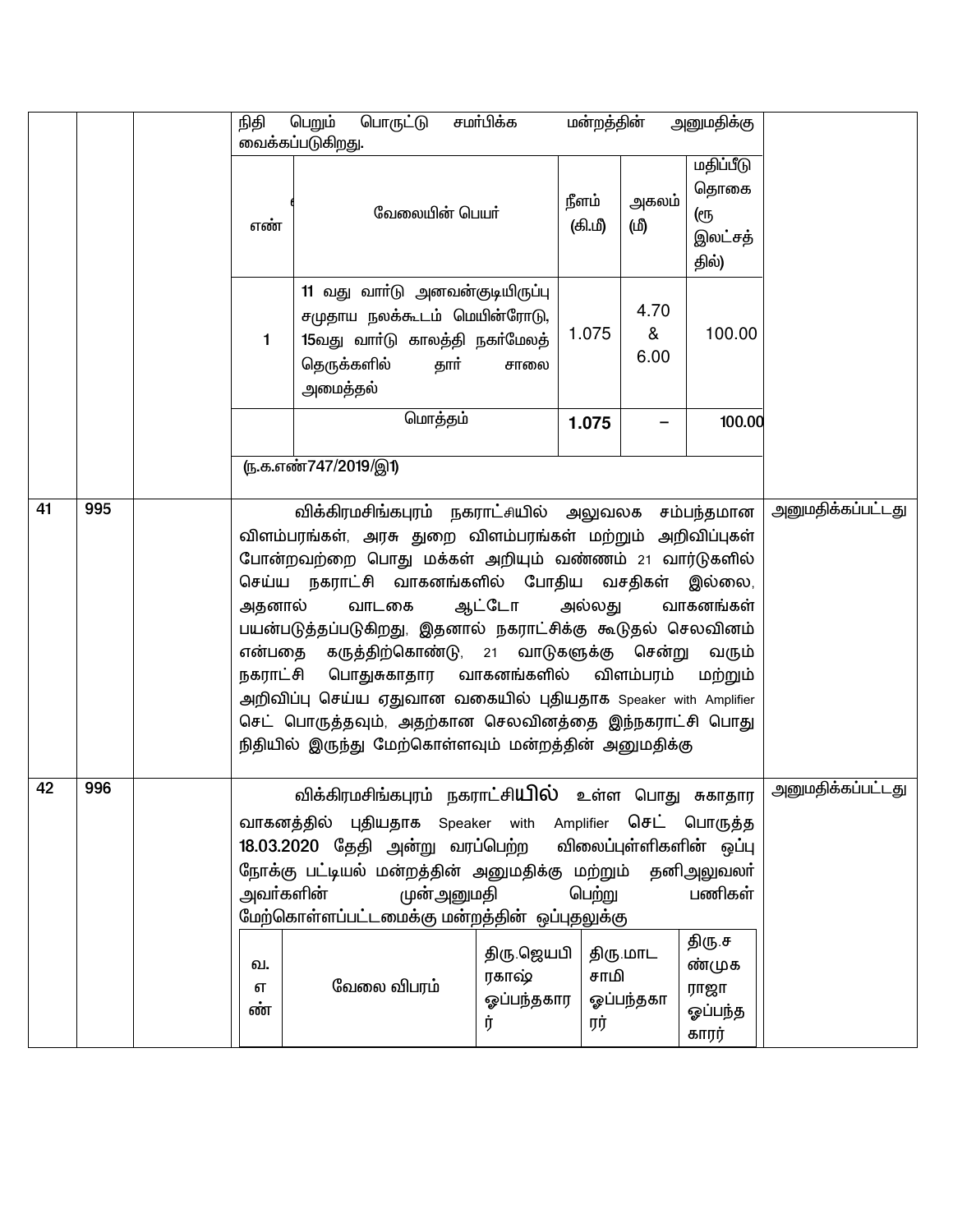| | | | | |
|---|---|---|---|---|
| | | | நிதி பெறும் பொருட்டு சமர்பிக்க மன்றத்தின் அனுமதிக்கு வைக்கப்படுகிறது. | |

| எண் | வேலையின் பெயர் | நீளம் (கி.மீ) | அகலம் (மீ) | மதிப்பீடு தொகை (ரூ இலட்சத்தில்) |
|---|---|---|---|---|
| 1 | 11 வது வார்டு அனவன்குடியிருப்பு சமுதாய நலக்கூடம் மெயின்ரோடு, 15வது வார்டு காலத்தி நகர்மேலத் தெருக்களில் தார் சாலை அமைத்தல் | 1.075 | 4.70 & 6.00 | 100.00 |
| | மொத்தம் | **1.075** | – | 100.00 |

(ந.க.எண்747/2019/இ1)

| | | | | |
|---|---|---|---|---|
| 41 | 995 | | விக்கிரமசிங்கபுரம் நகராட்சியில் அலுவலக சம்பந்தமான விளம்பரங்கள், அரசு துறை விளம்பரங்கள் மற்றும் அறிவிப்புகள் போன்றவற்றை பொது மக்கள் அறியும் வண்ணம் 21 வார்டுகளில் செய்ய நகராட்சி வாகனங்களில் போதிய வசதிகள் இல்லை, அதனால் வாடகை ஆட்டோ அல்லது வாகனங்கள் பயன்படுத்தப்படுகிறது, இதனால் நகராட்சிக்கு கூடுதல் செலவினம் என்பதை கருத்திற்கொண்டு, 21 வாடுகளுக்கு சென்று வரும் நகராட்சி பொதுசுகாதார வாகனங்களில் விளம்பரம் மற்றும் அறிவிப்பு செய்ய ஏதுவான வகையில் புதியதாக Speaker with Amplifier செட் பொருத்தவும், அதற்கான செலவினத்தை இந்நகராட்சி பொது நிதியில் இருந்து மேற்கொள்ளவும் மன்றத்தின் அனுமதிக்கு | அனுமதிக்கப்பட்டது |
| 42 | 996 | | விக்கிரமசிங்கபுரம் நகராட்சியில் உள்ள பொது சுகாதார வாகனத்தில் புதியதாக Speaker with Amplifier செட் பொருத்த 18.03.2020 தேதி அன்று வரப்பெற்ற விலைப்புள்ளிகளின் ஒப்பு நோக்கு பட்டியல் மன்றத்தின் அனுமதிக்கு மற்றும் தனிஅலுவலர் அவர்களின் முன்அனுமதி பெற்று பணிகள் மேற்கொள்ளப்பட்டமைக்கு மன்றத்தின் ஒப்புதலுக்கு | அனுமதிக்கப்பட்டது |

| வ. எண் | வேலை விபரம் | திரு.ஜெயபிரகாஷ் ஓப்பந்தகாரர் | திரு.மாடசாமி ஓப்பந்தகாரர் | திரு.சண்முகராஜா ஓப்பந்தகாரர் |
|---|---|---|---|---|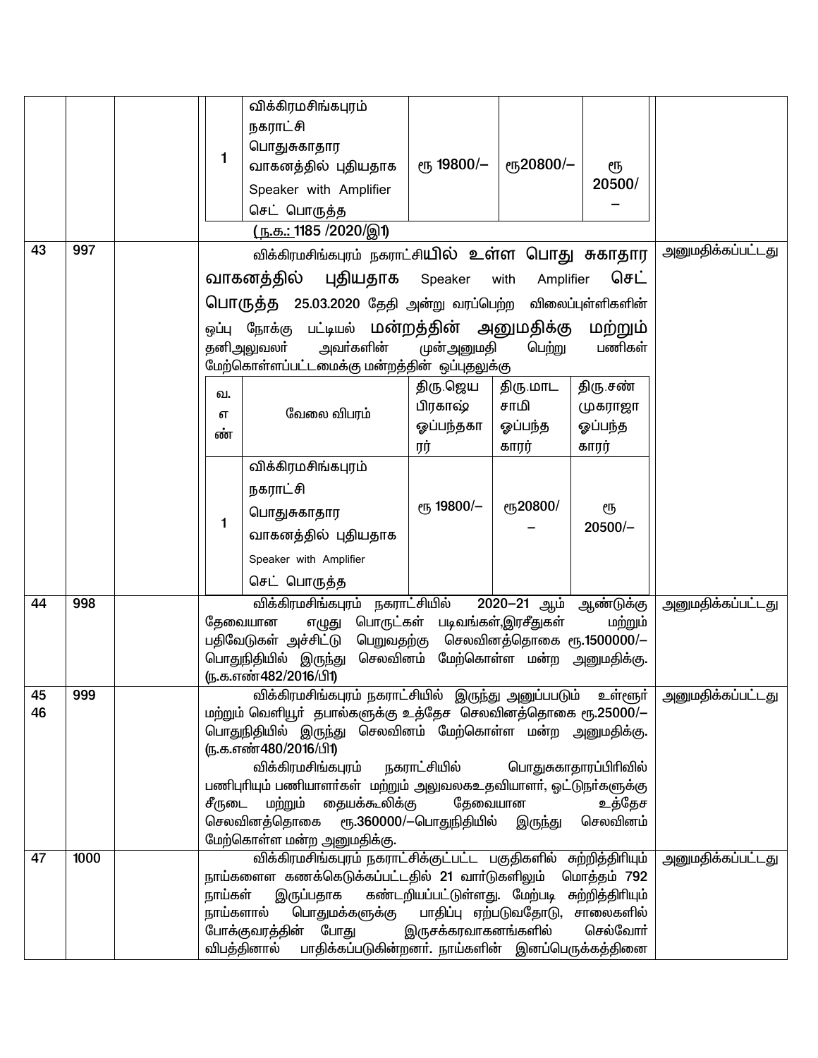| | | | | |
|---|---|---|---|---|
| | | | <table><tr><td>1</td><td>விக்கிரமசிங்கபுரம் நகராட்சி பொதுசுகாதார வாகனத்தில் புதியதாக Speaker with Amplifier செட் பொருத்த</td><td>ரூ 19800/–</td><td>ரூ20800/–</td><td>ரூ 20500/–</td></tr></table> (ந.க.: 1185 /2020/இ1) | |
| 43 | 997 | | விக்கிரமசிங்கபுரம் நகராட்சியில் உள்ள பொது சுகாதார வாகனத்தில் புதியதாக Speaker with Amplifier செட் பொருத்த 25.03.2020 தேதி அன்று வரப்பெற்ற விலைப்புள்ளிகளின் ஒப்பு நோக்கு பட்டியல் மன்றத்தின் அனுமதிக்கு மற்றும் தனிஅலுவலர் அவர்களின் முன்அனுமதி பெற்று பணிகள் மேற்கொள்ளப்பட்டமைக்கு மன்றத்தின் ஒப்புதலுக்கு <table><tr><td>வ. எ ண்</td><td>வேலை விபரம்</td><td>திரு.ஜெய பிரகாஷ் ஓப்பந்தகா ரர்</td><td>திரு.மாட சாமி ஓப்பந்த காரர்</td><td>திரு.சண் முகராஜா ஓப்பந்த காரர்</td></tr><tr><td>1</td><td>விக்கிரமசிங்கபுரம் நகராட்சி பொதுசுகாதார வாகனத்தில் புதியதாக Speaker with Amplifier செட் பொருத்த</td><td>ரூ 19800/–</td><td>ரூ20800/–</td><td>ரூ 20500/–</td></tr></table> | அனுமதிக்கப்பட்டது |
| 44 | 998 | | விக்கிரமசிங்கபுரம் நகராட்சியில் 2020–21 ஆம் ஆண்டுக்கு தேவையான எழுது பொருட்கள் படிவங்கள்,இரசீதுகள் மற்றும் பதிவேடுகள் அச்சிட்டு பெறுவதற்கு செலவினத்தொகை ரூ.1500000/– பொதுநிதியில் இருந்து செலவினம் மேற்கொள்ள மன்ற அனுமதிக்கு. (ந.க.எண்482/2016/பி1) | அனுமதிக்கப்பட்டது |
| 45<br>46 | 999 | | விக்கிரமசிங்கபுரம் நகராட்சியில் இருந்து அனுப்படும் உள்ளூர் மற்றும் வெளியூர் தபால்களுக்கு உத்தேச செலவினத்தொகை ரூ.25000/– பொதுநிதியில் இருந்து செலவினம் மேற்கொள்ள மன்ற அனுமதிக்கு. (ந.க.எண்480/2016/பி1)<br>விக்கிரமசிங்கபுரம் நகராட்சியில் பொதுசுகாதாரப்பிரிவில் பணிபுரியும் பணியாளர்கள் மற்றும் அலுவலகஉதவியாளர், ஓட்டுநர்களுக்கு சீருடை மற்றும் தையக்கூலிக்கு தேவையான உத்தேச செலவினத்தொகை ரூ.360000/–பொதுநிதியில் இருந்து செலவினம் மேற்கொள்ள மன்ற அனுமதிக்கு. | அனுமதிக்கப்பட்டது |
| 47 | 1000 | | விக்கிரமசிங்கபுரம் நகராட்சிக்குட்பட்ட பகுதிகளில் சுற்றித்திரியும் நாய்களை கணக்கெடுக்கப்பட்டதில் 21 வார்டுகளிலும் மொத்தம் 792 நாய்கள் இருப்பதாக கண்டறியப்பட்டுள்ளது. மேற்படி சுற்றித்திரியும் நாய்களால் பொதுமக்களுக்கு பாதிப்பு ஏற்படுவதோடு, சாலைகளில் போக்குவரத்தின் போது இருசக்கரவாகனங்களில் செல்வோர் விபத்தினால் பாதிக்கப்படுகின்றனர். நாய்களின் இனப்பெருக்கத்தினை | அனுமதிக்கப்பட்டது |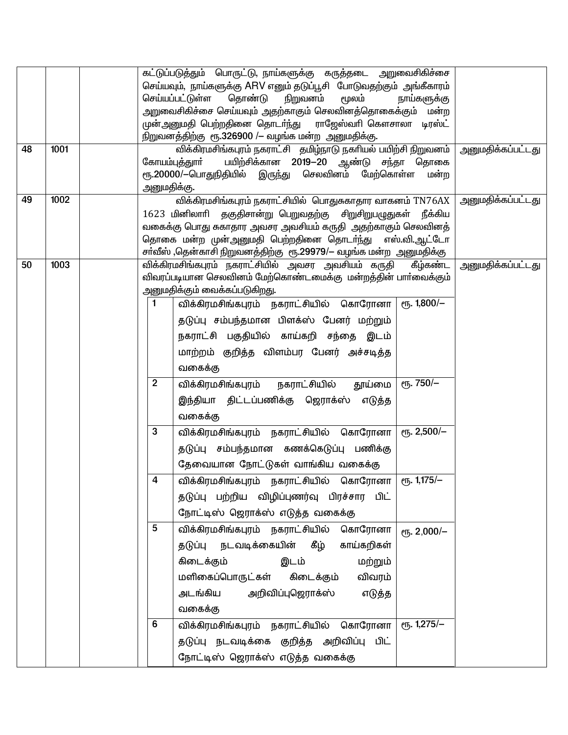| | | | | |
|---|---|---|---|---|
| | | | கட்டுப்படுத்தும் பொருட்டு, நாய்களுக்கு கருத்தடை அறுவைசிகிச்சை செய்யவும், நாய்களுக்கு ARV எனும் தடுப்பூசி போடுவதற்கும் அங்கீகாரம் செய்யப்பட்டுள்ள தொண்டு நிறுவனம் மூலம் நாய்களுக்கு அறுவைசிகிச்சை செய்யவும் அதற்காகும் செலவினத்தொகைக்கும் மன்ற முன்அனுமதி பெற்றதினை தொடர்ந்து ராஜேஸ்வரி கௌசாலா டிரஸ்ட் நிறுவனத்திற்கு ரூ.326900 /– வழங்க மன்ற அனுமதிக்கு. | |
| 48 | 1001 | | விக்கிரமசிங்கபுரம் நகராட்சி தமிழ்நாடு நகரியல் பயிற்சி நிறுவனம் கோயம்புத்தூர் பயிற்சிக்கான 2019–20 ஆண்டு சந்தா தொகை ரூ.20000/–பொதுநிதியில் இருந்து செலவினம் மேற்கொள்ள மன்ற அனுமதிக்கு. | அனுமதிக்கப்பட்டது |
| 49 | 1002 | | விக்கிரமசிங்கபுரம் நகராட்சியில் பொதுசுகாதார வாகனம் TN76AX 1623 மினிலாரி தகுதிசான்று பெறுவதற்கு சிறுசிறுபழுதுகள் நீக்கிய வகைக்கு பொது சுகாதார அவசர அவசியம் கருதி அதற்காகும் செலவினத் தொகை மன்ற முன்அனுமதி பெற்றதினை தொடர்ந்து எஸ்.வி.ஆட்டோ சர்வீஸ் ,தென்காசி நிறுவனத்திற்கு ரூ.29979/– வழங்க மன்ற அனுமதிக்கு | அனுமதிக்கப்பட்டது |
| 50 | 1003 | | விக்கிரமசிங்கபுரம் நகராட்சியில் அவசர அவசியம் கருதி கீழ்கண்ட விவரப்படியான செலவினம் மேற்கொண்டமைக்கு மன்றத்தின் பார்வைக்கும் அனுமதிக்கும் வைக்கப்படுகிறது. | அனுமதிக்கப்பட்டது |

| | | |
|---|---|---|
| 1 | விக்கிரமசிங்கபுரம் நகராட்சியில் கொரோனா தடுப்பு சம்பந்தமான பிளக்ஸ் பேனர் மற்றும் நகராட்சி பகுதியில் காய்கறி சந்தை இடம் மாற்றம் குறித்த விளம்பர பேனர் அச்சடித்த வகைக்கு | ரூ. 1,800/– |
| 2 | விக்கிரமசிங்கபுரம் நகராட்சியில் தூய்மை இந்தியா திட்டப்பணிக்கு ஜெராக்ஸ் எடுத்த வகைக்கு | ரூ. 750/– |
| 3 | விக்கிரமசிங்கபுரம் நகராட்சியில் கொரோனா தடுப்பு சம்பந்தமான கணக்கெடுப்பு பணிக்கு தேவையான நோட்டுகள் வாங்கிய வகைக்கு | ரூ. 2,500/– |
| 4 | விக்கிரமசிங்கபுரம் நகராட்சியில் கொரோனா தடுப்பு பற்றிய விழிப்புணர்வு பிரச்சார பிட் நோட்டீஸ் ஜெராக்ஸ் எடுத்த வகைக்கு | ரூ. 1,175/– |
| 5 | விக்கிரமசிங்கபுரம் நகராட்சியில் கொரோனா தடுப்பு நடவடிக்கையின் கீழ் காய்கறிகள் கிடைக்கும் இடம் மற்றும் மளிகைப்பொருட்கள் கிடைக்கும் விவரம் அடங்கிய அறிவிப்புஜெராக்ஸ் எடுத்த வகைக்கு | ரூ. 2,000/– |
| 6 | விக்கிரமசிங்கபுரம் நகராட்சியில் கொரோனா தடுப்பு நடவடிக்கை குறித்த அறிவிப்பு பிட் நோட்டீஸ் ஜெராக்ஸ் எடுத்த வகைக்கு | ரூ. 1,275/– |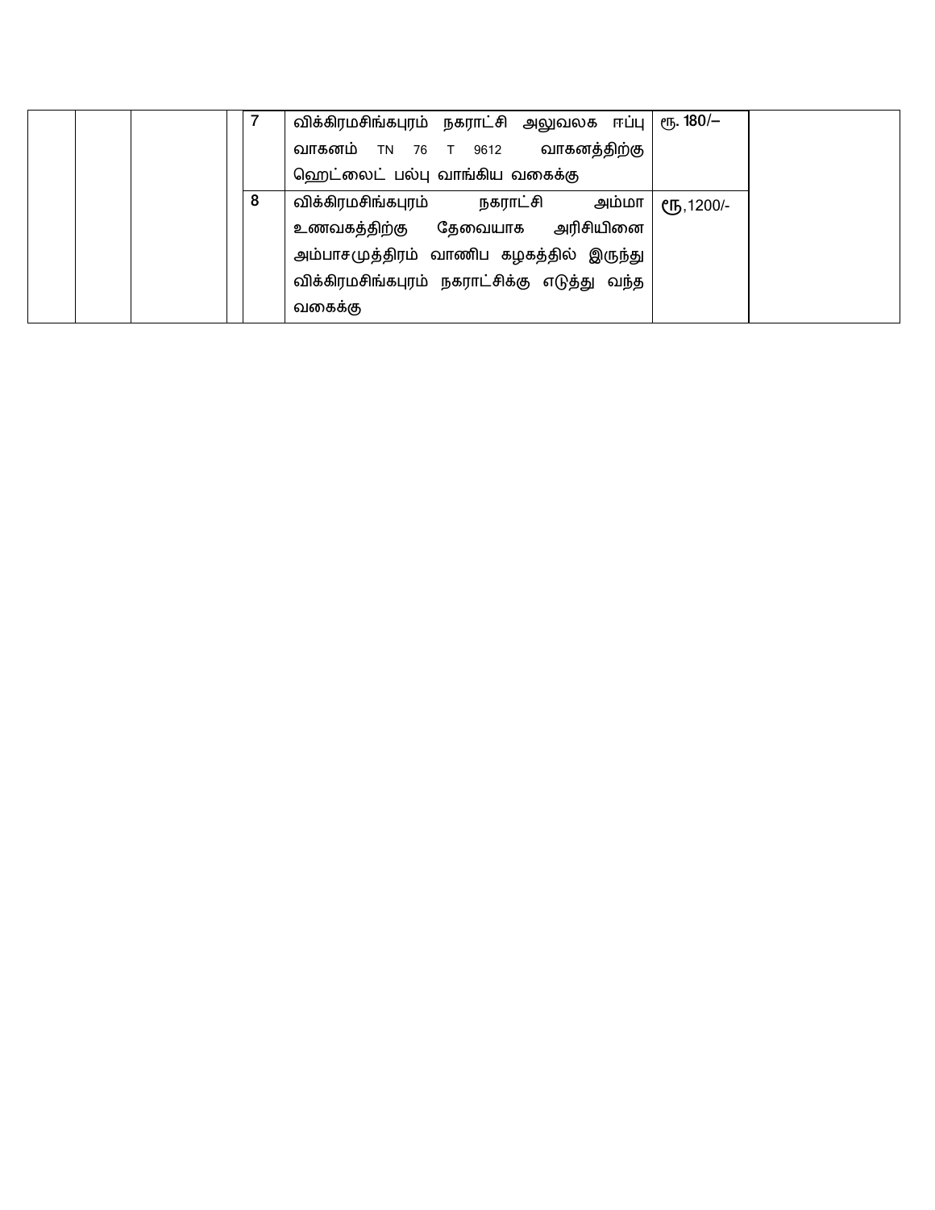| | | | | | | | |
|---|---|---|---|---|---|---|---|
| | | | | 7 | விக்கிரமசிங்கபுரம் நகராட்சி அலுவலக ஈப்பு வாகனம் TN 76 T 9612 வாகனத்திற்கு ஹெட்லைட் பல்பு வாங்கிய வகைக்கு | ரூ. 180/– | |
| | | | | 8 | விக்கிரமசிங்கபுரம் நகராட்சி அம்மா உணவகத்திற்கு தேவையாக அரிசியினை அம்பாசமுத்திரம் வாணிப கழகத்தில் இருந்து விக்கிரமசிங்கபுரம் நகராட்சிக்கு எடுத்து வந்த வகைக்கு | ரூ,1200/- | |